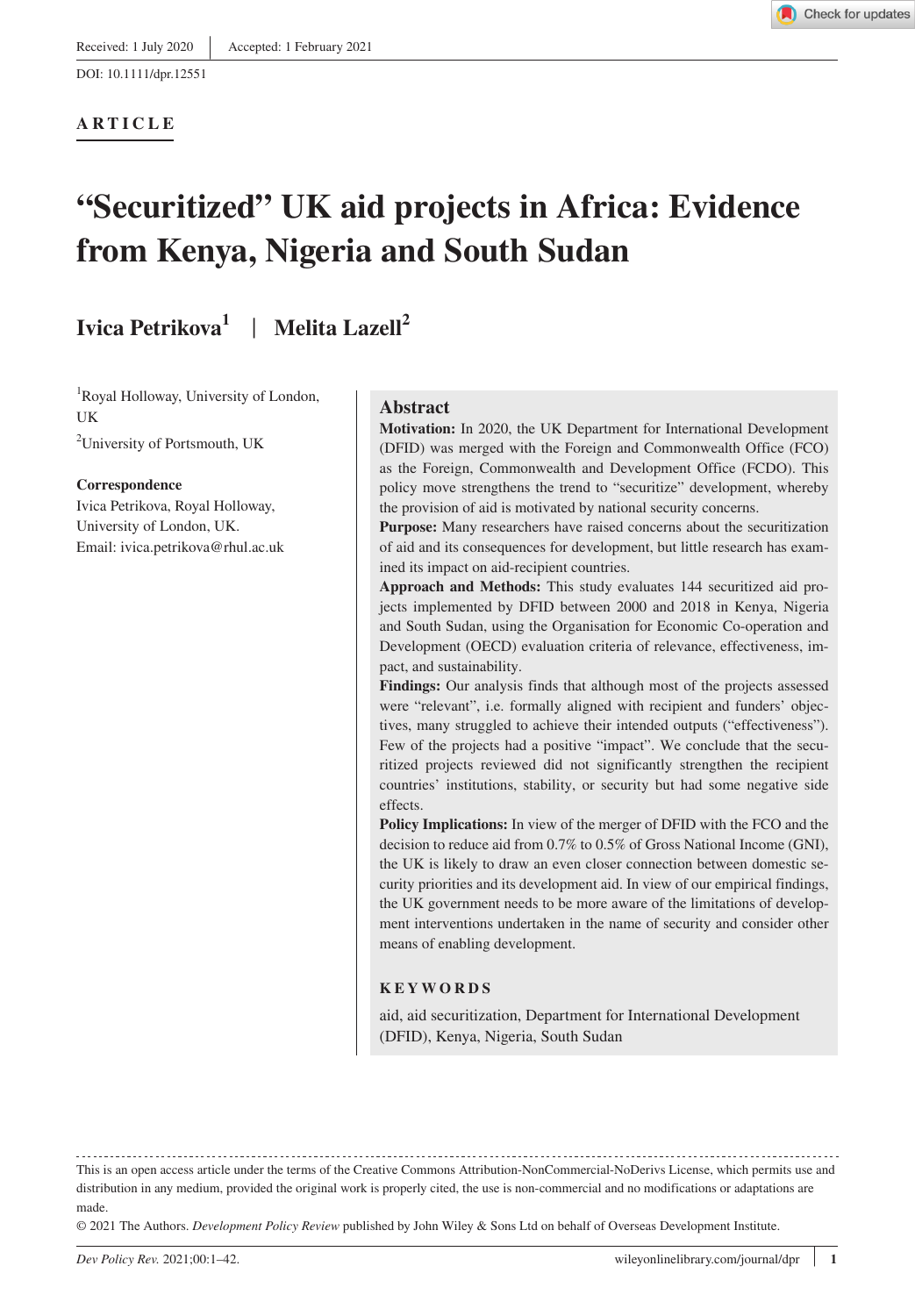Received: 1 July 2020 | Accepted: 1 February 2021

DOI: 10.1111/dpr.12551

**ARTICLE**

# "Securitized" UK aid projects in Africa: Evidence from Kenya, Nigeria and South Sudan

**Ivica Petrikova**[1] | **Melita Lazell**[2]

[1]Royal Holloway, University of London, UK

[2]University of Portsmouth, UK

**Correspondence**
Ivica Petrikova, Royal Holloway, University of London, UK.
Email: ivica.petrikova@rhul.ac.uk

## Abstract

**Motivation:** In 2020, the UK Department for International Development (DFID) was merged with the Foreign and Commonwealth Office (FCO) as the Foreign, Commonwealth and Development Office (FCDO). This policy move strengthens the trend to "securitize" development, whereby the provision of aid is motivated by national security concerns.

**Purpose:** Many researchers have raised concerns about the securitization of aid and its consequences for development, but little research has examined its impact on aid-recipient countries.

**Approach and Methods:** This study evaluates 144 securitized aid projects implemented by DFID between 2000 and 2018 in Kenya, Nigeria and South Sudan, using the Organisation for Economic Co-operation and Development (OECD) evaluation criteria of relevance, effectiveness, impact, and sustainability.

**Findings:** Our analysis finds that although most of the projects assessed were "relevant", i.e. formally aligned with recipient and funders' objectives, many struggled to achieve their intended outputs ("effectiveness"). Few of the projects had a positive "impact". We conclude that the securitized projects reviewed did not significantly strengthen the recipient countries' institutions, stability, or security but had some negative side effects.

**Policy Implications:** In view of the merger of DFID with the FCO and the decision to reduce aid from 0.7% to 0.5% of Gross National Income (GNI), the UK is likely to draw an even closer connection between domestic security priorities and its development aid. In view of our empirical findings, the UK government needs to be more aware of the limitations of development interventions undertaken in the name of security and consider other means of enabling development.

**KEYWORDS**

aid, aid securitization, Department for International Development (DFID), Kenya, Nigeria, South Sudan

---

This is an open access article under the terms of the Creative Commons Attribution-NonCommercial-NoDerivs License, which permits use and distribution in any medium, provided the original work is properly cited, the use is non-commercial and no modifications or adaptations are made.

© 2021 The Authors. *Development Policy Review* published by John Wiley & Sons Ltd on behalf of Overseas Development Institute.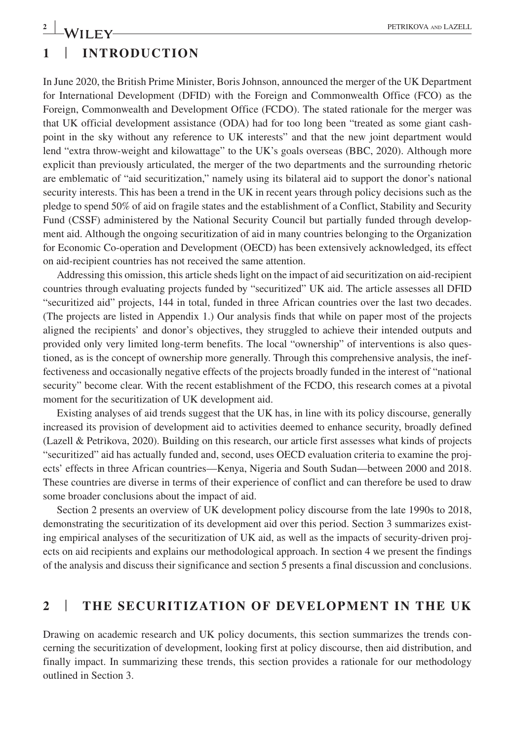## 1 | INTRODUCTION

In June 2020, the British Prime Minister, Boris Johnson, announced the merger of the UK Department for International Development (DFID) with the Foreign and Commonwealth Office (FCO) as the Foreign, Commonwealth and Development Office (FCDO). The stated rationale for the merger was that UK official development assistance (ODA) had for too long been "treated as some giant cash-point in the sky without any reference to UK interests" and that the new joint department would lend "extra throw-weight and kilowattage" to the UK's goals overseas (BBC, 2020). Although more explicit than previously articulated, the merger of the two departments and the surrounding rhetoric are emblematic of "aid securitization," namely using its bilateral aid to support the donor's national security interests. This has been a trend in the UK in recent years through policy decisions such as the pledge to spend 50% of aid on fragile states and the establishment of a Conflict, Stability and Security Fund (CSSF) administered by the National Security Council but partially funded through development aid. Although the ongoing securitization of aid in many countries belonging to the Organization for Economic Co-operation and Development (OECD) has been extensively acknowledged, its effect on aid-recipient countries has not received the same attention.

Addressing this omission, this article sheds light on the impact of aid securitization on aid-recipient countries through evaluating projects funded by "securitized" UK aid. The article assesses all DFID "securitized aid" projects, 144 in total, funded in three African countries over the last two decades. (The projects are listed in Appendix 1.) Our analysis finds that while on paper most of the projects aligned the recipients' and donor's objectives, they struggled to achieve their intended outputs and provided only very limited long-term benefits. The local "ownership" of interventions is also questioned, as is the concept of ownership more generally. Through this comprehensive analysis, the ineffectiveness and occasionally negative effects of the projects broadly funded in the interest of "national security" become clear. With the recent establishment of the FCDO, this research comes at a pivotal moment for the securitization of UK development aid.

Existing analyses of aid trends suggest that the UK has, in line with its policy discourse, generally increased its provision of development aid to activities deemed to enhance security, broadly defined (Lazell & Petrikova, 2020). Building on this research, our article first assesses what kinds of projects "securitized" aid has actually funded and, second, uses OECD evaluation criteria to examine the projects' effects in three African countries—Kenya, Nigeria and South Sudan—between 2000 and 2018. These countries are diverse in terms of their experience of conflict and can therefore be used to draw some broader conclusions about the impact of aid.

Section 2 presents an overview of UK development policy discourse from the late 1990s to 2018, demonstrating the securitization of its development aid over this period. Section 3 summarizes existing empirical analyses of the securitization of UK aid, as well as the impacts of security-driven projects on aid recipients and explains our methodological approach. In section 4 we present the findings of the analysis and discuss their significance and section 5 presents a final discussion and conclusions.

## 2 | THE SECURITIZATION OF DEVELOPMENT IN THE UK

Drawing on academic research and UK policy documents, this section summarizes the trends concerning the securitization of development, looking first at policy discourse, then aid distribution, and finally impact. In summarizing these trends, this section provides a rationale for our methodology outlined in Section 3.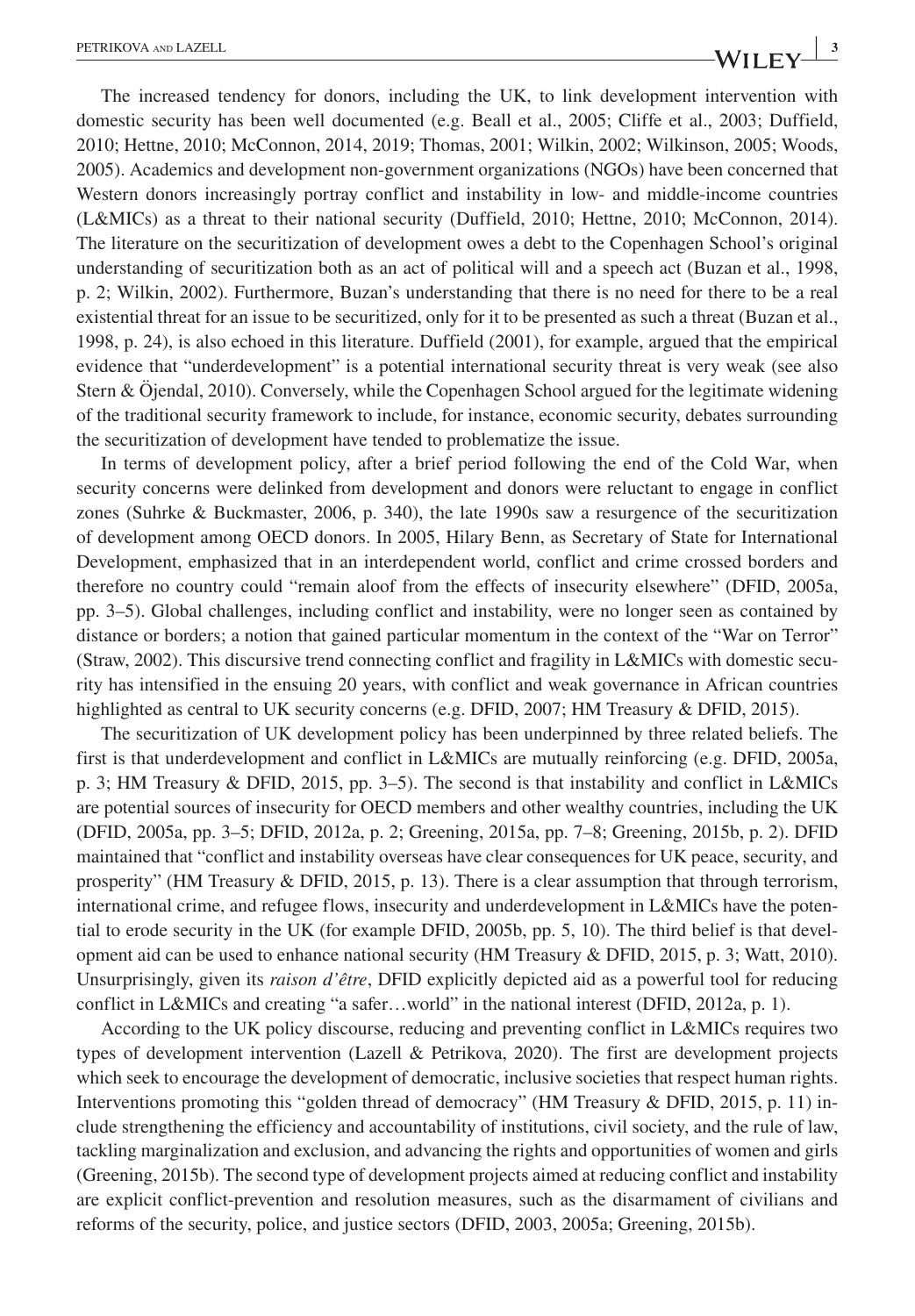The increased tendency for donors, including the UK, to link development intervention with domestic security has been well documented (e.g. Beall et al., 2005; Cliffe et al., 2003; Duffield, 2010; Hettne, 2010; McConnon, 2014, 2019; Thomas, 2001; Wilkin, 2002; Wilkinson, 2005; Woods, 2005). Academics and development non-government organizations (NGOs) have been concerned that Western donors increasingly portray conflict and instability in low- and middle-income countries (L&MICs) as a threat to their national security (Duffield, 2010; Hettne, 2010; McConnon, 2014). The literature on the securitization of development owes a debt to the Copenhagen School's original understanding of securitization both as an act of political will and a speech act (Buzan et al., 1998, p. 2; Wilkin, 2002). Furthermore, Buzan's understanding that there is no need for there to be a real existential threat for an issue to be securitized, only for it to be presented as such a threat (Buzan et al., 1998, p. 24), is also echoed in this literature. Duffield (2001), for example, argued that the empirical evidence that "underdevelopment" is a potential international security threat is very weak (see also Stern & Öjendal, 2010). Conversely, while the Copenhagen School argued for the legitimate widening of the traditional security framework to include, for instance, economic security, debates surrounding the securitization of development have tended to problematize the issue.

In terms of development policy, after a brief period following the end of the Cold War, when security concerns were delinked from development and donors were reluctant to engage in conflict zones (Suhrke & Buckmaster, 2006, p. 340), the late 1990s saw a resurgence of the securitization of development among OECD donors. In 2005, Hilary Benn, as Secretary of State for International Development, emphasized that in an interdependent world, conflict and crime crossed borders and therefore no country could "remain aloof from the effects of insecurity elsewhere" (DFID, 2005a, pp. 3–5). Global challenges, including conflict and instability, were no longer seen as contained by distance or borders; a notion that gained particular momentum in the context of the "War on Terror" (Straw, 2002). This discursive trend connecting conflict and fragility in L&MICs with domestic security has intensified in the ensuing 20 years, with conflict and weak governance in African countries highlighted as central to UK security concerns (e.g. DFID, 2007; HM Treasury & DFID, 2015).

The securitization of UK development policy has been underpinned by three related beliefs. The first is that underdevelopment and conflict in L&MICs are mutually reinforcing (e.g. DFID, 2005a, p. 3; HM Treasury & DFID, 2015, pp. 3–5). The second is that instability and conflict in L&MICs are potential sources of insecurity for OECD members and other wealthy countries, including the UK (DFID, 2005a, pp. 3–5; DFID, 2012a, p. 2; Greening, 2015a, pp. 7–8; Greening, 2015b, p. 2). DFID maintained that "conflict and instability overseas have clear consequences for UK peace, security, and prosperity" (HM Treasury & DFID, 2015, p. 13). There is a clear assumption that through terrorism, international crime, and refugee flows, insecurity and underdevelopment in L&MICs have the potential to erode security in the UK (for example DFID, 2005b, pp. 5, 10). The third belief is that development aid can be used to enhance national security (HM Treasury & DFID, 2015, p. 3; Watt, 2010). Unsurprisingly, given its *raison d'être*, DFID explicitly depicted aid as a powerful tool for reducing conflict in L&MICs and creating "a safer…world" in the national interest (DFID, 2012a, p. 1).

According to the UK policy discourse, reducing and preventing conflict in L&MICs requires two types of development intervention (Lazell & Petrikova, 2020). The first are development projects which seek to encourage the development of democratic, inclusive societies that respect human rights. Interventions promoting this "golden thread of democracy" (HM Treasury & DFID, 2015, p. 11) include strengthening the efficiency and accountability of institutions, civil society, and the rule of law, tackling marginalization and exclusion, and advancing the rights and opportunities of women and girls (Greening, 2015b). The second type of development projects aimed at reducing conflict and instability are explicit conflict-prevention and resolution measures, such as the disarmament of civilians and reforms of the security, police, and justice sectors (DFID, 2003, 2005a; Greening, 2015b).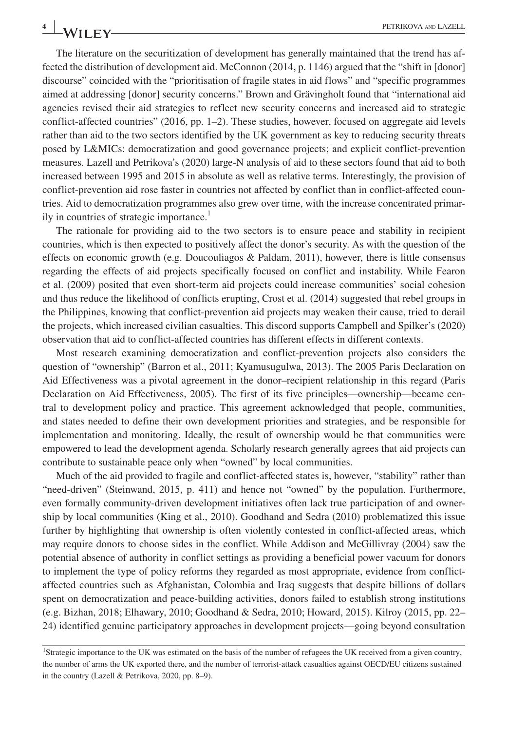The literature on the securitization of development has generally maintained that the trend has affected the distribution of development aid. McConnon (2014, p. 1146) argued that the "shift in [donor] discourse" coincided with the "prioritisation of fragile states in aid flows" and "specific programmes aimed at addressing [donor] security concerns." Brown and Grävingholt found that "international aid agencies revised their aid strategies to reflect new security concerns and increased aid to strategic conflict-affected countries" (2016, pp. 1–2). These studies, however, focused on aggregate aid levels rather than aid to the two sectors identified by the UK government as key to reducing security threats posed by L&MICs: democratization and good governance projects; and explicit conflict-prevention measures. Lazell and Petrikova's (2020) large-N analysis of aid to these sectors found that aid to both increased between 1995 and 2015 in absolute as well as relative terms. Interestingly, the provision of conflict-prevention aid rose faster in countries not affected by conflict than in conflict-affected countries. Aid to democratization programmes also grew over time, with the increase concentrated primarily in countries of strategic importance.[1]

The rationale for providing aid to the two sectors is to ensure peace and stability in recipient countries, which is then expected to positively affect the donor's security. As with the question of the effects on economic growth (e.g. Doucouliagos & Paldam, 2011), however, there is little consensus regarding the effects of aid projects specifically focused on conflict and instability. While Fearon et al. (2009) posited that even short-term aid projects could increase communities' social cohesion and thus reduce the likelihood of conflicts erupting, Crost et al. (2014) suggested that rebel groups in the Philippines, knowing that conflict-prevention aid projects may weaken their cause, tried to derail the projects, which increased civilian casualties. This discord supports Campbell and Spilker's (2020) observation that aid to conflict-affected countries has different effects in different contexts.

Most research examining democratization and conflict-prevention projects also considers the question of "ownership" (Barron et al., 2011; Kyamusugulwa, 2013). The 2005 Paris Declaration on Aid Effectiveness was a pivotal agreement in the donor–recipient relationship in this regard (Paris Declaration on Aid Effectiveness, 2005). The first of its five principles—ownership—became central to development policy and practice. This agreement acknowledged that people, communities, and states needed to define their own development priorities and strategies, and be responsible for implementation and monitoring. Ideally, the result of ownership would be that communities were empowered to lead the development agenda. Scholarly research generally agrees that aid projects can contribute to sustainable peace only when "owned" by local communities.

Much of the aid provided to fragile and conflict-affected states is, however, "stability" rather than "need-driven" (Steinwand, 2015, p. 411) and hence not "owned" by the population. Furthermore, even formally community-driven development initiatives often lack true participation of and ownership by local communities (King et al., 2010). Goodhand and Sedra (2010) problematized this issue further by highlighting that ownership is often violently contested in conflict-affected areas, which may require donors to choose sides in the conflict. While Addison and McGillivray (2004) saw the potential absence of authority in conflict settings as providing a beneficial power vacuum for donors to implement the type of policy reforms they regarded as most appropriate, evidence from conflict-affected countries such as Afghanistan, Colombia and Iraq suggests that despite billions of dollars spent on democratization and peace-building activities, donors failed to establish strong institutions (e.g. Bizhan, 2018; Elhawary, 2010; Goodhand & Sedra, 2010; Howard, 2015). Kilroy (2015, pp. 22–24) identified genuine participatory approaches in development projects—going beyond consultation

[1]Strategic importance to the UK was estimated on the basis of the number of refugees the UK received from a given country, the number of arms the UK exported there, and the number of terrorist-attack casualties against OECD/EU citizens sustained in the country (Lazell & Petrikova, 2020, pp. 8–9).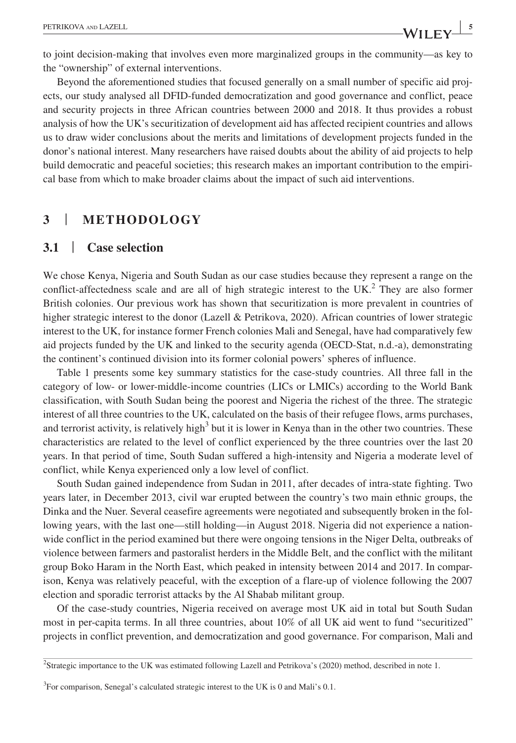to joint decision-making that involves even more marginalized groups in the community—as key to the "ownership" of external interventions.

Beyond the aforementioned studies that focused generally on a small number of specific aid projects, our study analysed all DFID-funded democratization and good governance and conflict, peace and security projects in three African countries between 2000 and 2018. It thus provides a robust analysis of how the UK's securitization of development aid has affected recipient countries and allows us to draw wider conclusions about the merits and limitations of development projects funded in the donor's national interest. Many researchers have raised doubts about the ability of aid projects to help build democratic and peaceful societies; this research makes an important contribution to the empirical base from which to make broader claims about the impact of such aid interventions.

# 3 | METHODOLOGY

## 3.1 | Case selection

We chose Kenya, Nigeria and South Sudan as our case studies because they represent a range on the conflict-affectedness scale and are all of high strategic interest to the UK.[2] They are also former British colonies. Our previous work has shown that securitization is more prevalent in countries of higher strategic interest to the donor (Lazell & Petrikova, 2020). African countries of lower strategic interest to the UK, for instance former French colonies Mali and Senegal, have had comparatively few aid projects funded by the UK and linked to the security agenda (OECD-Stat, n.d.-a), demonstrating the continent's continued division into its former colonial powers' spheres of influence.

Table 1 presents some key summary statistics for the case-study countries. All three fall in the category of low- or lower-middle-income countries (LICs or LMICs) according to the World Bank classification, with South Sudan being the poorest and Nigeria the richest of the three. The strategic interest of all three countries to the UK, calculated on the basis of their refugee flows, arms purchases, and terrorist activity, is relatively high[3] but it is lower in Kenya than in the other two countries. These characteristics are related to the level of conflict experienced by the three countries over the last 20 years. In that period of time, South Sudan suffered a high-intensity and Nigeria a moderate level of conflict, while Kenya experienced only a low level of conflict.

South Sudan gained independence from Sudan in 2011, after decades of intra-state fighting. Two years later, in December 2013, civil war erupted between the country's two main ethnic groups, the Dinka and the Nuer. Several ceasefire agreements were negotiated and subsequently broken in the following years, with the last one—still holding—in August 2018. Nigeria did not experience a nationwide conflict in the period examined but there were ongoing tensions in the Niger Delta, outbreaks of violence between farmers and pastoralist herders in the Middle Belt, and the conflict with the militant group Boko Haram in the North East, which peaked in intensity between 2014 and 2017. In comparison, Kenya was relatively peaceful, with the exception of a flare-up of violence following the 2007 election and sporadic terrorist attacks by the Al Shabab militant group.

Of the case-study countries, Nigeria received on average most UK aid in total but South Sudan most in per-capita terms. In all three countries, about 10% of all UK aid went to fund "securitized" projects in conflict prevention, and democratization and good governance. For comparison, Mali and

[2]Strategic importance to the UK was estimated following Lazell and Petrikova's (2020) method, described in note 1.

[3]For comparison, Senegal's calculated strategic interest to the UK is 0 and Mali's 0.1.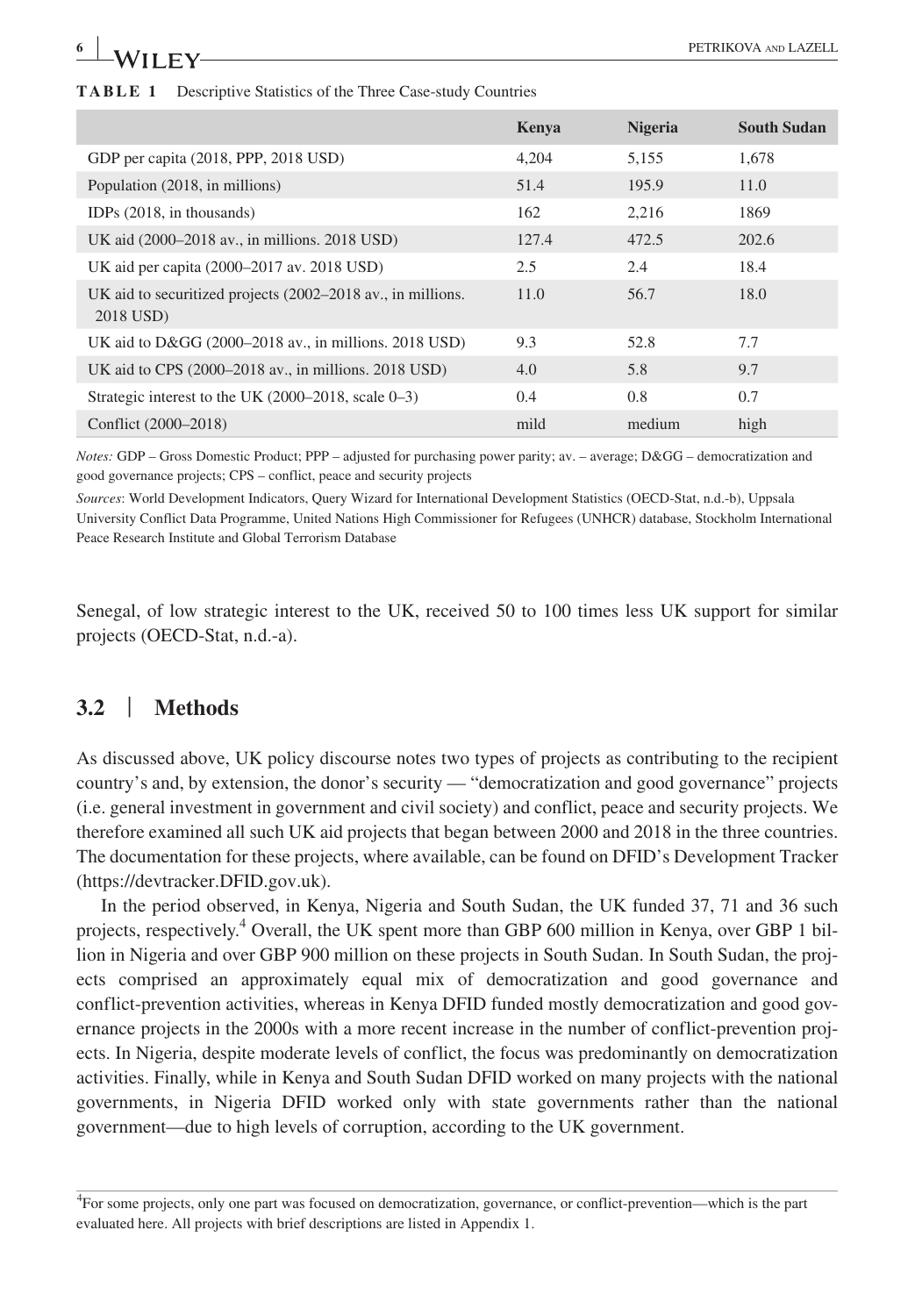**TABLE 1** Descriptive Statistics of the Three Case-study Countries

| | Kenya | Nigeria | South Sudan |
|---|---|---|---|
| GDP per capita (2018, PPP, 2018 USD) | 4,204 | 5,155 | 1,678 |
| Population (2018, in millions) | 51.4 | 195.9 | 11.0 |
| IDPs (2018, in thousands) | 162 | 2,216 | 1869 |
| UK aid (2000–2018 av., in millions. 2018 USD) | 127.4 | 472.5 | 202.6 |
| UK aid per capita (2000–2017 av. 2018 USD) | 2.5 | 2.4 | 18.4 |
| UK aid to securitized projects (2002–2018 av., in millions. 2018 USD) | 11.0 | 56.7 | 18.0 |
| UK aid to D&GG (2000–2018 av., in millions. 2018 USD) | 9.3 | 52.8 | 7.7 |
| UK aid to CPS (2000–2018 av., in millions. 2018 USD) | 4.0 | 5.8 | 9.7 |
| Strategic interest to the UK (2000–2018, scale 0–3) | 0.4 | 0.8 | 0.7 |
| Conflict (2000–2018) | mild | medium | high |

*Notes:* GDP – Gross Domestic Product; PPP – adjusted for purchasing power parity; av. – average; D&GG – democratization and good governance projects; CPS – conflict, peace and security projects

*Sources*: World Development Indicators, Query Wizard for International Development Statistics (OECD-Stat, n.d.-b), Uppsala University Conflict Data Programme, United Nations High Commissioner for Refugees (UNHCR) database, Stockholm International Peace Research Institute and Global Terrorism Database

Senegal, of low strategic interest to the UK, received 50 to 100 times less UK support for similar projects (OECD-Stat, n.d.-a).

## 3.2 | Methods

As discussed above, UK policy discourse notes two types of projects as contributing to the recipient country's and, by extension, the donor's security — "democratization and good governance" projects (i.e. general investment in government and civil society) and conflict, peace and security projects. We therefore examined all such UK aid projects that began between 2000 and 2018 in the three countries. The documentation for these projects, where available, can be found on DFID's Development Tracker (https://devtracker.DFID.gov.uk).

In the period observed, in Kenya, Nigeria and South Sudan, the UK funded 37, 71 and 36 such projects, respectively.[4] Overall, the UK spent more than GBP 600 million in Kenya, over GBP 1 billion in Nigeria and over GBP 900 million on these projects in South Sudan. In South Sudan, the projects comprised an approximately equal mix of democratization and good governance and conflict-prevention activities, whereas in Kenya DFID funded mostly democratization and good governance projects in the 2000s with a more recent increase in the number of conflict-prevention projects. In Nigeria, despite moderate levels of conflict, the focus was predominantly on democratization activities. Finally, while in Kenya and South Sudan DFID worked on many projects with the national governments, in Nigeria DFID worked only with state governments rather than the national government—due to high levels of corruption, according to the UK government.

[4]For some projects, only one part was focused on democratization, governance, or conflict-prevention—which is the part evaluated here. All projects with brief descriptions are listed in Appendix 1.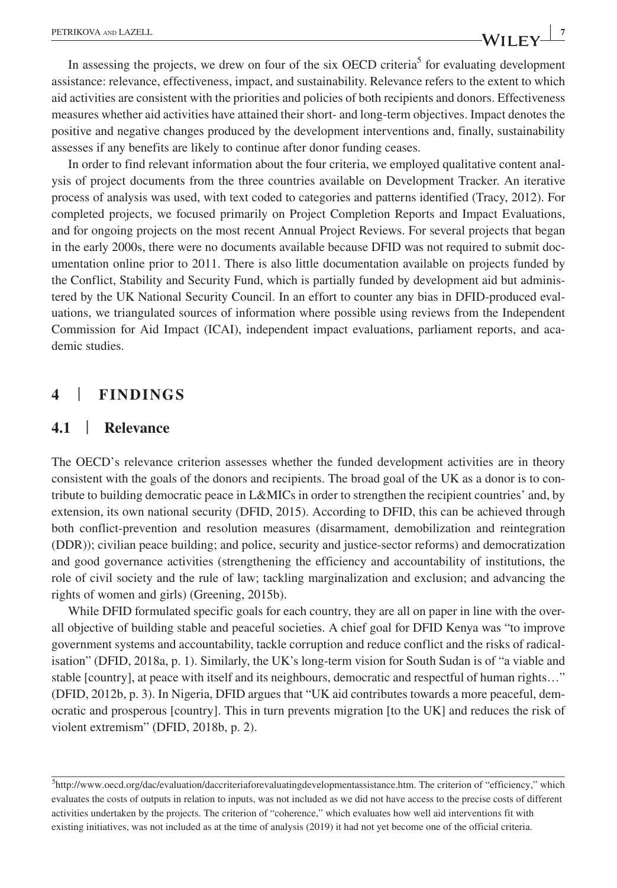In assessing the projects, we drew on four of the six OECD criteria[5] for evaluating development assistance: relevance, effectiveness, impact, and sustainability. Relevance refers to the extent to which aid activities are consistent with the priorities and policies of both recipients and donors. Effectiveness measures whether aid activities have attained their short- and long-term objectives. Impact denotes the positive and negative changes produced by the development interventions and, finally, sustainability assesses if any benefits are likely to continue after donor funding ceases.

In order to find relevant information about the four criteria, we employed qualitative content analysis of project documents from the three countries available on Development Tracker. An iterative process of analysis was used, with text coded to categories and patterns identified (Tracy, 2012). For completed projects, we focused primarily on Project Completion Reports and Impact Evaluations, and for ongoing projects on the most recent Annual Project Reviews. For several projects that began in the early 2000s, there were no documents available because DFID was not required to submit documentation online prior to 2011. There is also little documentation available on projects funded by the Conflict, Stability and Security Fund, which is partially funded by development aid but administered by the UK National Security Council. In an effort to counter any bias in DFID-produced evaluations, we triangulated sources of information where possible using reviews from the Independent Commission for Aid Impact (ICAI), independent impact evaluations, parliament reports, and academic studies.

## 4 | FINDINGS

### 4.1 | Relevance

The OECD's relevance criterion assesses whether the funded development activities are in theory consistent with the goals of the donors and recipients. The broad goal of the UK as a donor is to contribute to building democratic peace in L&MICs in order to strengthen the recipient countries' and, by extension, its own national security (DFID, 2015). According to DFID, this can be achieved through both conflict-prevention and resolution measures (disarmament, demobilization and reintegration (DDR)); civilian peace building; and police, security and justice-sector reforms) and democratization and good governance activities (strengthening the efficiency and accountability of institutions, the role of civil society and the rule of law; tackling marginalization and exclusion; and advancing the rights of women and girls) (Greening, 2015b).

While DFID formulated specific goals for each country, they are all on paper in line with the overall objective of building stable and peaceful societies. A chief goal for DFID Kenya was "to improve government systems and accountability, tackle corruption and reduce conflict and the risks of radicalisation" (DFID, 2018a, p. 1). Similarly, the UK's long-term vision for South Sudan is of "a viable and stable [country], at peace with itself and its neighbours, democratic and respectful of human rights…" (DFID, 2012b, p. 3). In Nigeria, DFID argues that "UK aid contributes towards a more peaceful, democratic and prosperous [country]. This in turn prevents migration [to the UK] and reduces the risk of violent extremism" (DFID, 2018b, p. 2).

---

[5]http://www.oecd.org/dac/evaluation/daccriteriaforevaluatingdevelopmentassistance.htm. The criterion of "efficiency," which evaluates the costs of outputs in relation to inputs, was not included as we did not have access to the precise costs of different activities undertaken by the projects. The criterion of "coherence," which evaluates how well aid interventions fit with existing initiatives, was not included as at the time of analysis (2019) it had not yet become one of the official criteria.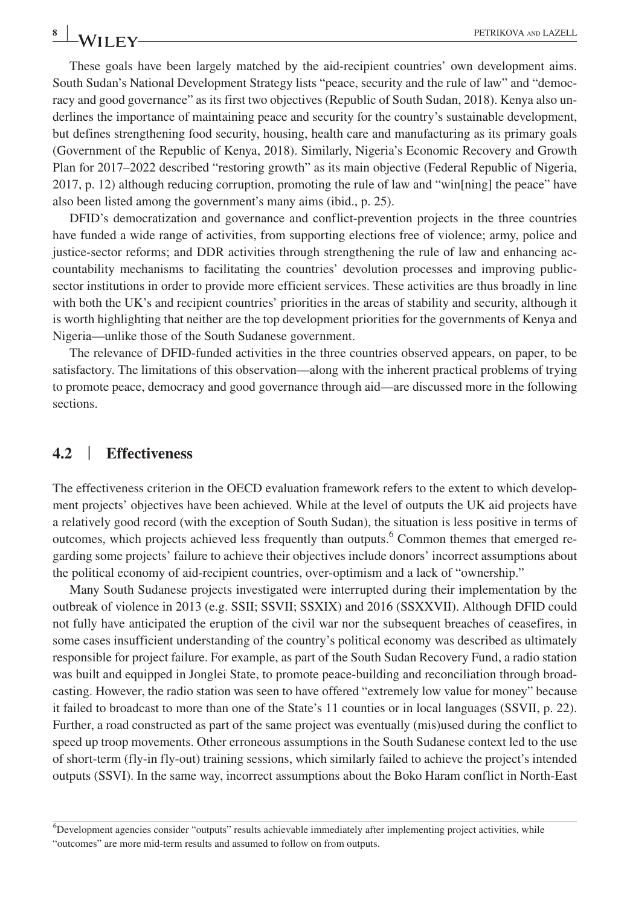These goals have been largely matched by the aid-recipient countries' own development aims. South Sudan's National Development Strategy lists "peace, security and the rule of law" and "democracy and good governance" as its first two objectives (Republic of South Sudan, 2018). Kenya also underlines the importance of maintaining peace and security for the country's sustainable development, but defines strengthening food security, housing, health care and manufacturing as its primary goals (Government of the Republic of Kenya, 2018). Similarly, Nigeria's Economic Recovery and Growth Plan for 2017–2022 described "restoring growth" as its main objective (Federal Republic of Nigeria, 2017, p. 12) although reducing corruption, promoting the rule of law and "win[ning] the peace" have also been listed among the government's many aims (ibid., p. 25).

DFID's democratization and governance and conflict-prevention projects in the three countries have funded a wide range of activities, from supporting elections free of violence; army, police and justice-sector reforms; and DDR activities through strengthening the rule of law and enhancing accountability mechanisms to facilitating the countries' devolution processes and improving public-sector institutions in order to provide more efficient services. These activities are thus broadly in line with both the UK's and recipient countries' priorities in the areas of stability and security, although it is worth highlighting that neither are the top development priorities for the governments of Kenya and Nigeria—unlike those of the South Sudanese government.

The relevance of DFID-funded activities in the three countries observed appears, on paper, to be satisfactory. The limitations of this observation—along with the inherent practical problems of trying to promote peace, democracy and good governance through aid—are discussed more in the following sections.

## 4.2 | Effectiveness

The effectiveness criterion in the OECD evaluation framework refers to the extent to which development projects' objectives have been achieved. While at the level of outputs the UK aid projects have a relatively good record (with the exception of South Sudan), the situation is less positive in terms of outcomes, which projects achieved less frequently than outputs.[6] Common themes that emerged regarding some projects' failure to achieve their objectives include donors' incorrect assumptions about the political economy of aid-recipient countries, over-optimism and a lack of "ownership."

Many South Sudanese projects investigated were interrupted during their implementation by the outbreak of violence in 2013 (e.g. SSII; SSVII; SSXIX) and 2016 (SSXXVII). Although DFID could not fully have anticipated the eruption of the civil war nor the subsequent breaches of ceasefires, in some cases insufficient understanding of the country's political economy was described as ultimately responsible for project failure. For example, as part of the South Sudan Recovery Fund, a radio station was built and equipped in Jonglei State, to promote peace-building and reconciliation through broadcasting. However, the radio station was seen to have offered "extremely low value for money" because it failed to broadcast to more than one of the State's 11 counties or in local languages (SSVII, p. 22). Further, a road constructed as part of the same project was eventually (mis)used during the conflict to speed up troop movements. Other erroneous assumptions in the South Sudanese context led to the use of short-term (fly-in fly-out) training sessions, which similarly failed to achieve the project's intended outputs (SSVI). In the same way, incorrect assumptions about the Boko Haram conflict in North-East

[6]Development agencies consider "outputs" results achievable immediately after implementing project activities, while "outcomes" are more mid-term results and assumed to follow on from outputs.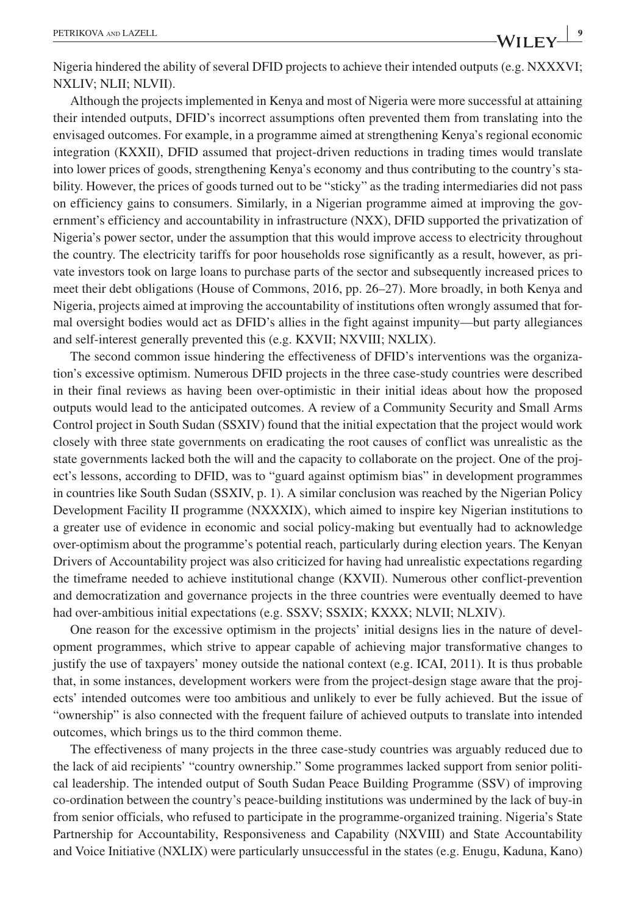Nigeria hindered the ability of several DFID projects to achieve their intended outputs (e.g. NXXXVI; NXLIV; NLII; NLVII).

Although the projects implemented in Kenya and most of Nigeria were more successful at attaining their intended outputs, DFID's incorrect assumptions often prevented them from translating into the envisaged outcomes. For example, in a programme aimed at strengthening Kenya's regional economic integration (KXXII), DFID assumed that project-driven reductions in trading times would translate into lower prices of goods, strengthening Kenya's economy and thus contributing to the country's stability. However, the prices of goods turned out to be "sticky" as the trading intermediaries did not pass on efficiency gains to consumers. Similarly, in a Nigerian programme aimed at improving the government's efficiency and accountability in infrastructure (NXX), DFID supported the privatization of Nigeria's power sector, under the assumption that this would improve access to electricity throughout the country. The electricity tariffs for poor households rose significantly as a result, however, as private investors took on large loans to purchase parts of the sector and subsequently increased prices to meet their debt obligations (House of Commons, 2016, pp. 26–27). More broadly, in both Kenya and Nigeria, projects aimed at improving the accountability of institutions often wrongly assumed that formal oversight bodies would act as DFID's allies in the fight against impunity—but party allegiances and self-interest generally prevented this (e.g. KXVII; NXVIII; NXLIX).

The second common issue hindering the effectiveness of DFID's interventions was the organization's excessive optimism. Numerous DFID projects in the three case-study countries were described in their final reviews as having been over-optimistic in their initial ideas about how the proposed outputs would lead to the anticipated outcomes. A review of a Community Security and Small Arms Control project in South Sudan (SSXIV) found that the initial expectation that the project would work closely with three state governments on eradicating the root causes of conflict was unrealistic as the state governments lacked both the will and the capacity to collaborate on the project. One of the project's lessons, according to DFID, was to "guard against optimism bias" in development programmes in countries like South Sudan (SSXIV, p. 1). A similar conclusion was reached by the Nigerian Policy Development Facility II programme (NXXXIX), which aimed to inspire key Nigerian institutions to a greater use of evidence in economic and social policy-making but eventually had to acknowledge over-optimism about the programme's potential reach, particularly during election years. The Kenyan Drivers of Accountability project was also criticized for having had unrealistic expectations regarding the timeframe needed to achieve institutional change (KXVII). Numerous other conflict-prevention and democratization and governance projects in the three countries were eventually deemed to have had over-ambitious initial expectations (e.g. SSXV; SSXIX; KXXX; NLVII; NLXIV).

One reason for the excessive optimism in the projects' initial designs lies in the nature of development programmes, which strive to appear capable of achieving major transformative changes to justify the use of taxpayers' money outside the national context (e.g. ICAI, 2011). It is thus probable that, in some instances, development workers were from the project-design stage aware that the projects' intended outcomes were too ambitious and unlikely to ever be fully achieved. But the issue of "ownership" is also connected with the frequent failure of achieved outputs to translate into intended outcomes, which brings us to the third common theme.

The effectiveness of many projects in the three case-study countries was arguably reduced due to the lack of aid recipients' "country ownership." Some programmes lacked support from senior political leadership. The intended output of South Sudan Peace Building Programme (SSV) of improving co-ordination between the country's peace-building institutions was undermined by the lack of buy-in from senior officials, who refused to participate in the programme-organized training. Nigeria's State Partnership for Accountability, Responsiveness and Capability (NXVIII) and State Accountability and Voice Initiative (NXLIX) were particularly unsuccessful in the states (e.g. Enugu, Kaduna, Kano)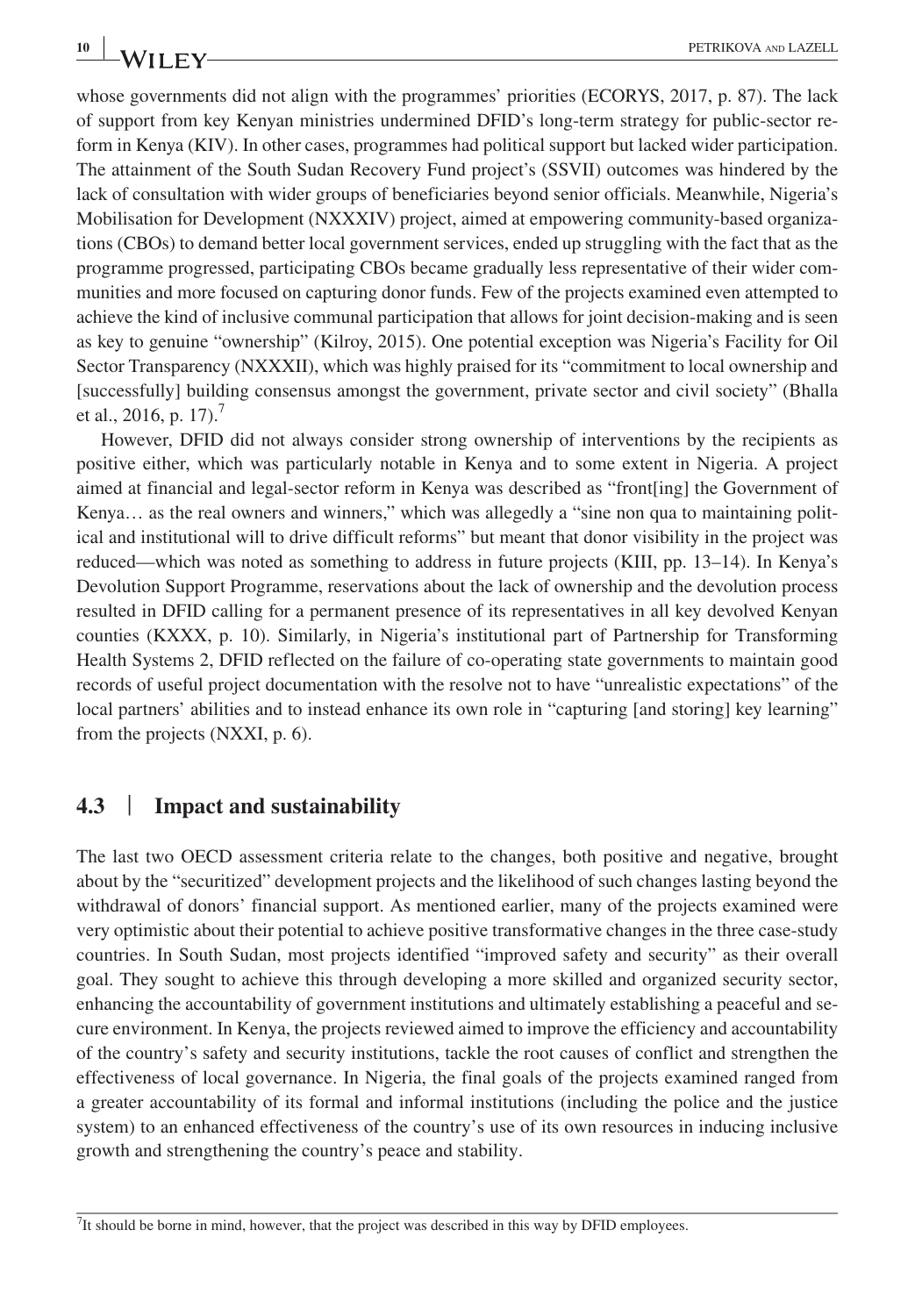whose governments did not align with the programmes' priorities (ECORYS, 2017, p. 87). The lack of support from key Kenyan ministries undermined DFID's long-term strategy for public-sector reform in Kenya (KIV). In other cases, programmes had political support but lacked wider participation. The attainment of the South Sudan Recovery Fund project's (SSVII) outcomes was hindered by the lack of consultation with wider groups of beneficiaries beyond senior officials. Meanwhile, Nigeria's Mobilisation for Development (NXXXIV) project, aimed at empowering community-based organizations (CBOs) to demand better local government services, ended up struggling with the fact that as the programme progressed, participating CBOs became gradually less representative of their wider communities and more focused on capturing donor funds. Few of the projects examined even attempted to achieve the kind of inclusive communal participation that allows for joint decision-making and is seen as key to genuine "ownership" (Kilroy, 2015). One potential exception was Nigeria's Facility for Oil Sector Transparency (NXXXII), which was highly praised for its "commitment to local ownership and [successfully] building consensus amongst the government, private sector and civil society" (Bhalla et al., 2016, p. 17).[7]

However, DFID did not always consider strong ownership of interventions by the recipients as positive either, which was particularly notable in Kenya and to some extent in Nigeria. A project aimed at financial and legal-sector reform in Kenya was described as "front[ing] the Government of Kenya… as the real owners and winners," which was allegedly a "sine non qua to maintaining political and institutional will to drive difficult reforms" but meant that donor visibility in the project was reduced—which was noted as something to address in future projects (KIII, pp. 13–14). In Kenya's Devolution Support Programme, reservations about the lack of ownership and the devolution process resulted in DFID calling for a permanent presence of its representatives in all key devolved Kenyan counties (KXXX, p. 10). Similarly, in Nigeria's institutional part of Partnership for Transforming Health Systems 2, DFID reflected on the failure of co-operating state governments to maintain good records of useful project documentation with the resolve not to have "unrealistic expectations" of the local partners' abilities and to instead enhance its own role in "capturing [and storing] key learning" from the projects (NXXI, p. 6).

### 4.3 | Impact and sustainability

The last two OECD assessment criteria relate to the changes, both positive and negative, brought about by the "securitized" development projects and the likelihood of such changes lasting beyond the withdrawal of donors' financial support. As mentioned earlier, many of the projects examined were very optimistic about their potential to achieve positive transformative changes in the three case-study countries. In South Sudan, most projects identified "improved safety and security" as their overall goal. They sought to achieve this through developing a more skilled and organized security sector, enhancing the accountability of government institutions and ultimately establishing a peaceful and secure environment. In Kenya, the projects reviewed aimed to improve the efficiency and accountability of the country's safety and security institutions, tackle the root causes of conflict and strengthen the effectiveness of local governance. In Nigeria, the final goals of the projects examined ranged from a greater accountability of its formal and informal institutions (including the police and the justice system) to an enhanced effectiveness of the country's use of its own resources in inducing inclusive growth and strengthening the country's peace and stability.

[7]It should be borne in mind, however, that the project was described in this way by DFID employees.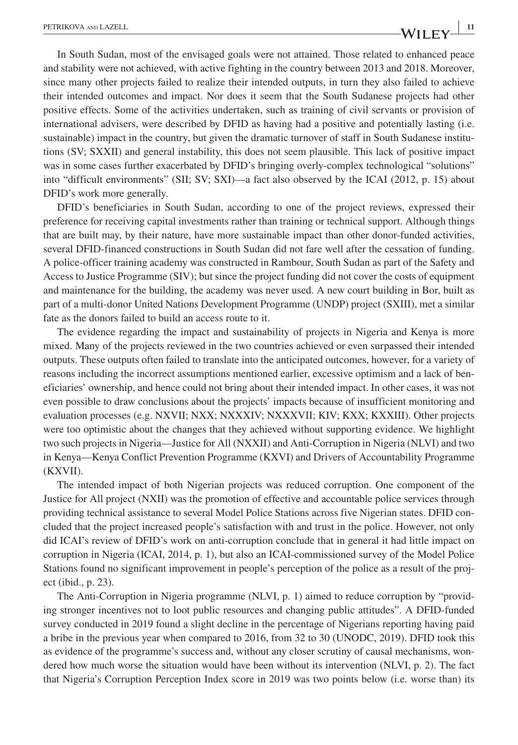In South Sudan, most of the envisaged goals were not attained. Those related to enhanced peace and stability were not achieved, with active fighting in the country between 2013 and 2018. Moreover, since many other projects failed to realize their intended outputs, in turn they also failed to achieve their intended outcomes and impact. Nor does it seem that the South Sudanese projects had other positive effects. Some of the activities undertaken, such as training of civil servants or provision of international advisers, were described by DFID as having had a positive and potentially lasting (i.e. sustainable) impact in the country, but given the dramatic turnover of staff in South Sudanese institutions (SV; SXXII) and general instability, this does not seem plausible. This lack of positive impact was in some cases further exacerbated by DFID's bringing overly-complex technological "solutions" into "difficult environments" (SII; SV; SXI)—a fact also observed by the ICAI (2012, p. 15) about DFID's work more generally.

DFID's beneficiaries in South Sudan, according to one of the project reviews, expressed their preference for receiving capital investments rather than training or technical support. Although things that are built may, by their nature, have more sustainable impact than other donor-funded activities, several DFID-financed constructions in South Sudan did not fare well after the cessation of funding. A police-officer training academy was constructed in Rambour, South Sudan as part of the Safety and Access to Justice Programme (SIV); but since the project funding did not cover the costs of equipment and maintenance for the building, the academy was never used. A new court building in Bor, built as part of a multi-donor United Nations Development Programme (UNDP) project (SXIII), met a similar fate as the donors failed to build an access route to it.

The evidence regarding the impact and sustainability of projects in Nigeria and Kenya is more mixed. Many of the projects reviewed in the two countries achieved or even surpassed their intended outputs. These outputs often failed to translate into the anticipated outcomes, however, for a variety of reasons including the incorrect assumptions mentioned earlier, excessive optimism and a lack of beneficiaries' ownership, and hence could not bring about their intended impact. In other cases, it was not even possible to draw conclusions about the projects' impacts because of insufficient monitoring and evaluation processes (e.g. NXVII; NXX; NXXXIV; NXXXVII; KIV; KXX; KXXIII). Other projects were too optimistic about the changes that they achieved without supporting evidence. We highlight two such projects in Nigeria—Justice for All (NXXII) and Anti-Corruption in Nigeria (NLVI) and two in Kenya—Kenya Conflict Prevention Programme (KXVI) and Drivers of Accountability Programme (KXVII).

The intended impact of both Nigerian projects was reduced corruption. One component of the Justice for All project (NXII) was the promotion of effective and accountable police services through providing technical assistance to several Model Police Stations across five Nigerian states. DFID concluded that the project increased people's satisfaction with and trust in the police. However, not only did ICAI's review of DFID's work on anti-corruption conclude that in general it had little impact on corruption in Nigeria (ICAI, 2014, p. 1), but also an ICAI-commissioned survey of the Model Police Stations found no significant improvement in people's perception of the police as a result of the project (ibid., p. 23).

The Anti-Corruption in Nigeria programme (NLVI, p. 1) aimed to reduce corruption by "providing stronger incentives not to loot public resources and changing public attitudes". A DFID-funded survey conducted in 2019 found a slight decline in the percentage of Nigerians reporting having paid a bribe in the previous year when compared to 2016, from 32 to 30 (UNODC, 2019). DFID took this as evidence of the programme's success and, without any closer scrutiny of causal mechanisms, wondered how much worse the situation would have been without its intervention (NLVI, p. 2). The fact that Nigeria's Corruption Perception Index score in 2019 was two points below (i.e. worse than) its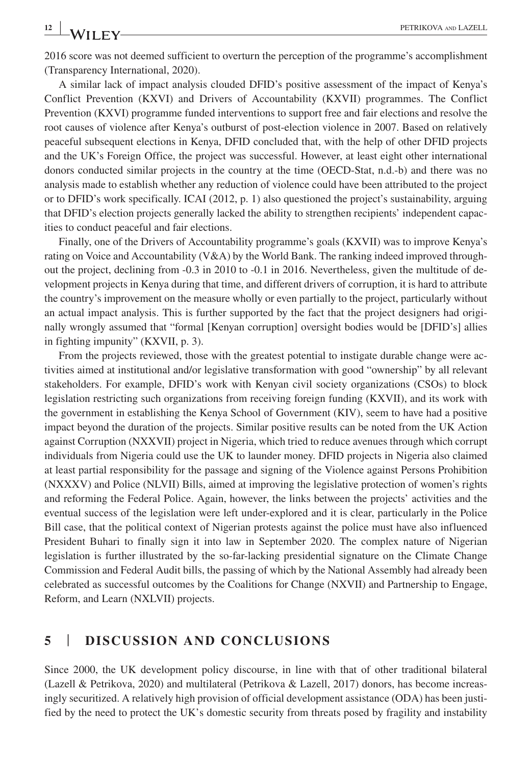2016 score was not deemed sufficient to overturn the perception of the programme's accomplishment (Transparency International, 2020).

A similar lack of impact analysis clouded DFID's positive assessment of the impact of Kenya's Conflict Prevention (KXVI) and Drivers of Accountability (KXVII) programmes. The Conflict Prevention (KXVI) programme funded interventions to support free and fair elections and resolve the root causes of violence after Kenya's outburst of post-election violence in 2007. Based on relatively peaceful subsequent elections in Kenya, DFID concluded that, with the help of other DFID projects and the UK's Foreign Office, the project was successful. However, at least eight other international donors conducted similar projects in the country at the time (OECD-Stat, n.d.-b) and there was no analysis made to establish whether any reduction of violence could have been attributed to the project or to DFID's work specifically. ICAI (2012, p. 1) also questioned the project's sustainability, arguing that DFID's election projects generally lacked the ability to strengthen recipients' independent capacities to conduct peaceful and fair elections.

Finally, one of the Drivers of Accountability programme's goals (KXVII) was to improve Kenya's rating on Voice and Accountability (V&A) by the World Bank. The ranking indeed improved throughout the project, declining from -0.3 in 2010 to -0.1 in 2016. Nevertheless, given the multitude of development projects in Kenya during that time, and different drivers of corruption, it is hard to attribute the country's improvement on the measure wholly or even partially to the project, particularly without an actual impact analysis. This is further supported by the fact that the project designers had originally wrongly assumed that "formal [Kenyan corruption] oversight bodies would be [DFID's] allies in fighting impunity" (KXVII, p. 3).

From the projects reviewed, those with the greatest potential to instigate durable change were activities aimed at institutional and/or legislative transformation with good "ownership" by all relevant stakeholders. For example, DFID's work with Kenyan civil society organizations (CSOs) to block legislation restricting such organizations from receiving foreign funding (KXVII), and its work with the government in establishing the Kenya School of Government (KIV), seem to have had a positive impact beyond the duration of the projects. Similar positive results can be noted from the UK Action against Corruption (NXXVII) project in Nigeria, which tried to reduce avenues through which corrupt individuals from Nigeria could use the UK to launder money. DFID projects in Nigeria also claimed at least partial responsibility for the passage and signing of the Violence against Persons Prohibition (NXXXV) and Police (NLVII) Bills, aimed at improving the legislative protection of women's rights and reforming the Federal Police. Again, however, the links between the projects' activities and the eventual success of the legislation were left under-explored and it is clear, particularly in the Police Bill case, that the political context of Nigerian protests against the police must have also influenced President Buhari to finally sign it into law in September 2020. The complex nature of Nigerian legislation is further illustrated by the so-far-lacking presidential signature on the Climate Change Commission and Federal Audit bills, the passing of which by the National Assembly had already been celebrated as successful outcomes by the Coalitions for Change (NXVII) and Partnership to Engage, Reform, and Learn (NXLVII) projects.

## 5 | DISCUSSION AND CONCLUSIONS

Since 2000, the UK development policy discourse, in line with that of other traditional bilateral (Lazell & Petrikova, 2020) and multilateral (Petrikova & Lazell, 2017) donors, has become increasingly securitized. A relatively high provision of official development assistance (ODA) has been justified by the need to protect the UK's domestic security from threats posed by fragility and instability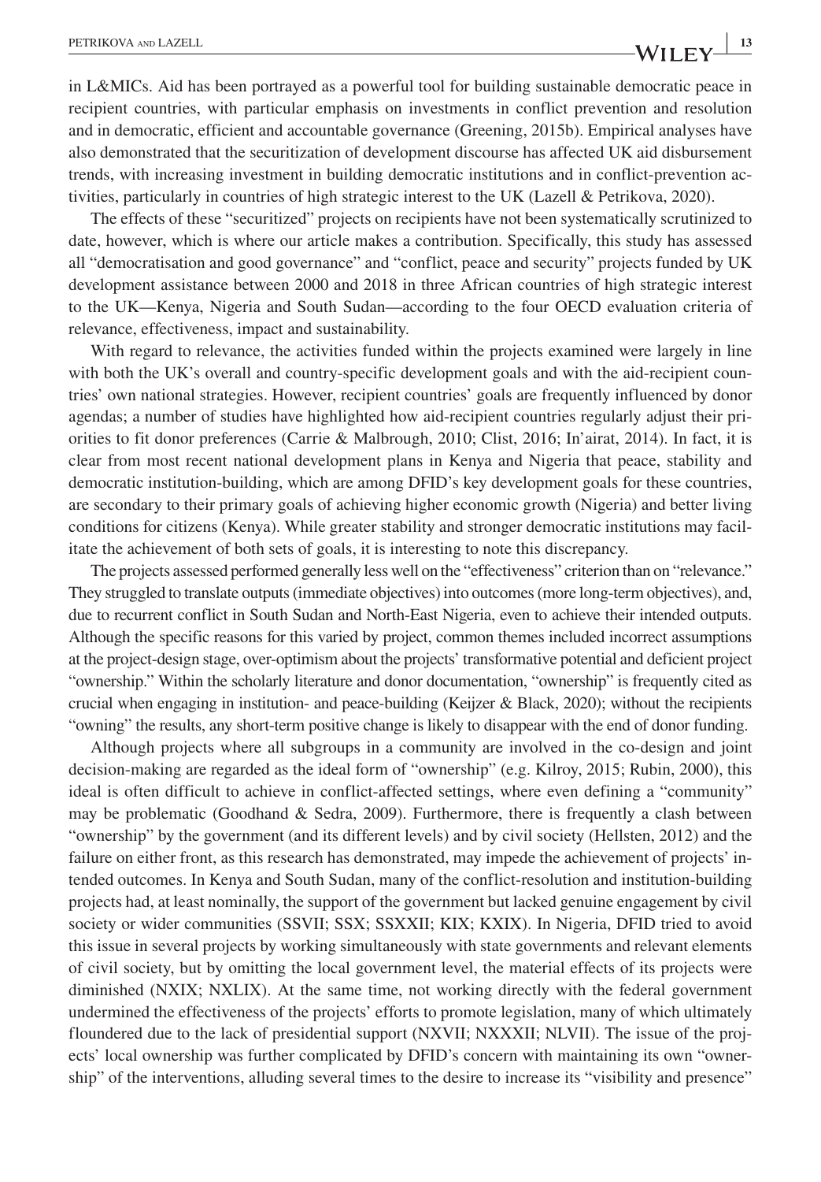in L&MICs. Aid has been portrayed as a powerful tool for building sustainable democratic peace in recipient countries, with particular emphasis on investments in conflict prevention and resolution and in democratic, efficient and accountable governance (Greening, 2015b). Empirical analyses have also demonstrated that the securitization of development discourse has affected UK aid disbursement trends, with increasing investment in building democratic institutions and in conflict-prevention activities, particularly in countries of high strategic interest to the UK (Lazell & Petrikova, 2020).

The effects of these "securitized" projects on recipients have not been systematically scrutinized to date, however, which is where our article makes a contribution. Specifically, this study has assessed all "democratisation and good governance" and "conflict, peace and security" projects funded by UK development assistance between 2000 and 2018 in three African countries of high strategic interest to the UK—Kenya, Nigeria and South Sudan—according to the four OECD evaluation criteria of relevance, effectiveness, impact and sustainability.

With regard to relevance, the activities funded within the projects examined were largely in line with both the UK's overall and country-specific development goals and with the aid-recipient countries' own national strategies. However, recipient countries' goals are frequently influenced by donor agendas; a number of studies have highlighted how aid-recipient countries regularly adjust their priorities to fit donor preferences (Carrie & Malbrough, 2010; Clist, 2016; In'airat, 2014). In fact, it is clear from most recent national development plans in Kenya and Nigeria that peace, stability and democratic institution-building, which are among DFID's key development goals for these countries, are secondary to their primary goals of achieving higher economic growth (Nigeria) and better living conditions for citizens (Kenya). While greater stability and stronger democratic institutions may facilitate the achievement of both sets of goals, it is interesting to note this discrepancy.

The projects assessed performed generally less well on the "effectiveness" criterion than on "relevance." They struggled to translate outputs (immediate objectives) into outcomes (more long-term objectives), and, due to recurrent conflict in South Sudan and North-East Nigeria, even to achieve their intended outputs. Although the specific reasons for this varied by project, common themes included incorrect assumptions at the project-design stage, over-optimism about the projects' transformative potential and deficient project "ownership." Within the scholarly literature and donor documentation, "ownership" is frequently cited as crucial when engaging in institution- and peace-building (Keijzer & Black, 2020); without the recipients "owning" the results, any short-term positive change is likely to disappear with the end of donor funding.

Although projects where all subgroups in a community are involved in the co-design and joint decision-making are regarded as the ideal form of "ownership" (e.g. Kilroy, 2015; Rubin, 2000), this ideal is often difficult to achieve in conflict-affected settings, where even defining a "community" may be problematic (Goodhand & Sedra, 2009). Furthermore, there is frequently a clash between "ownership" by the government (and its different levels) and by civil society (Hellsten, 2012) and the failure on either front, as this research has demonstrated, may impede the achievement of projects' intended outcomes. In Kenya and South Sudan, many of the conflict-resolution and institution-building projects had, at least nominally, the support of the government but lacked genuine engagement by civil society or wider communities (SSVII; SSX; SSXXII; KIX; KXIX). In Nigeria, DFID tried to avoid this issue in several projects by working simultaneously with state governments and relevant elements of civil society, but by omitting the local government level, the material effects of its projects were diminished (NXIX; NXLIX). At the same time, not working directly with the federal government undermined the effectiveness of the projects' efforts to promote legislation, many of which ultimately floundered due to the lack of presidential support (NXVII; NXXXII; NLVII). The issue of the projects' local ownership was further complicated by DFID's concern with maintaining its own "ownership" of the interventions, alluding several times to the desire to increase its "visibility and presence"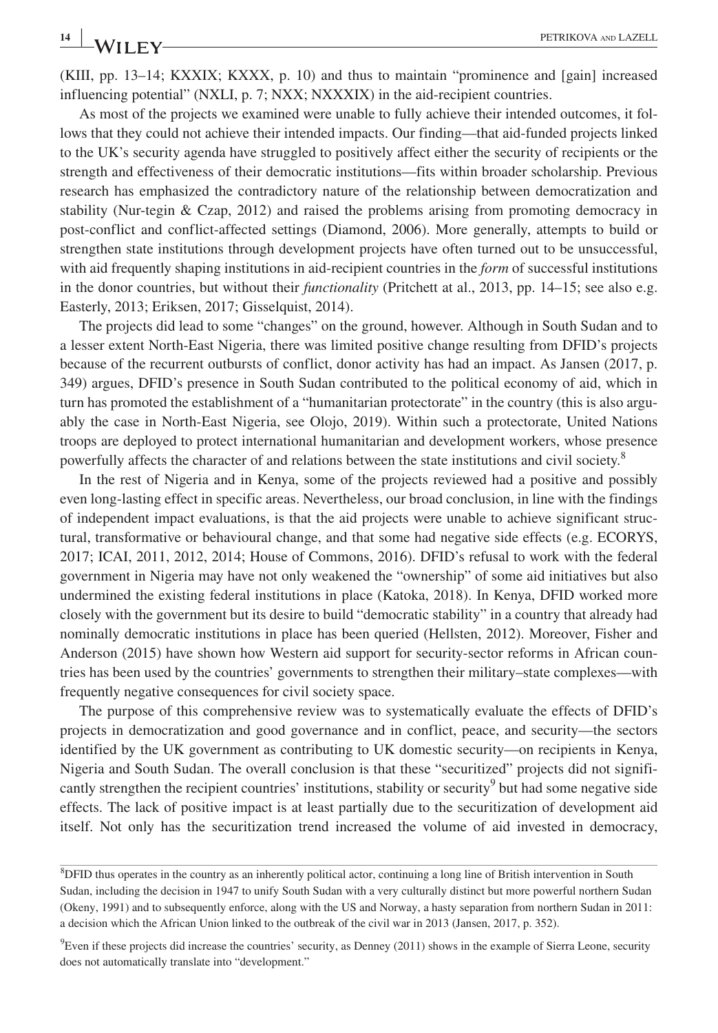(KIII, pp. 13–14; KXXIX; KXXX, p. 10) and thus to maintain "prominence and [gain] increased influencing potential" (NXLI, p. 7; NXX; NXXXIX) in the aid-recipient countries.

As most of the projects we examined were unable to fully achieve their intended outcomes, it follows that they could not achieve their intended impacts. Our finding—that aid-funded projects linked to the UK's security agenda have struggled to positively affect either the security of recipients or the strength and effectiveness of their democratic institutions—fits within broader scholarship. Previous research has emphasized the contradictory nature of the relationship between democratization and stability (Nur-tegin & Czap, 2012) and raised the problems arising from promoting democracy in post-conflict and conflict-affected settings (Diamond, 2006). More generally, attempts to build or strengthen state institutions through development projects have often turned out to be unsuccessful, with aid frequently shaping institutions in aid-recipient countries in the *form* of successful institutions in the donor countries, but without their *functionality* (Pritchett at al., 2013, pp. 14–15; see also e.g. Easterly, 2013; Eriksen, 2017; Gisselquist, 2014).

The projects did lead to some "changes" on the ground, however. Although in South Sudan and to a lesser extent North-East Nigeria, there was limited positive change resulting from DFID's projects because of the recurrent outbursts of conflict, donor activity has had an impact. As Jansen (2017, p. 349) argues, DFID's presence in South Sudan contributed to the political economy of aid, which in turn has promoted the establishment of a "humanitarian protectorate" in the country (this is also arguably the case in North-East Nigeria, see Olojo, 2019). Within such a protectorate, United Nations troops are deployed to protect international humanitarian and development workers, whose presence powerfully affects the character of and relations between the state institutions and civil society.[8]

In the rest of Nigeria and in Kenya, some of the projects reviewed had a positive and possibly even long-lasting effect in specific areas. Nevertheless, our broad conclusion, in line with the findings of independent impact evaluations, is that the aid projects were unable to achieve significant structural, transformative or behavioural change, and that some had negative side effects (e.g. ECORYS, 2017; ICAI, 2011, 2012, 2014; House of Commons, 2016). DFID's refusal to work with the federal government in Nigeria may have not only weakened the "ownership" of some aid initiatives but also undermined the existing federal institutions in place (Katoka, 2018). In Kenya, DFID worked more closely with the government but its desire to build "democratic stability" in a country that already had nominally democratic institutions in place has been queried (Hellsten, 2012). Moreover, Fisher and Anderson (2015) have shown how Western aid support for security-sector reforms in African countries has been used by the countries' governments to strengthen their military–state complexes—with frequently negative consequences for civil society space.

The purpose of this comprehensive review was to systematically evaluate the effects of DFID's projects in democratization and good governance and in conflict, peace, and security—the sectors identified by the UK government as contributing to UK domestic security—on recipients in Kenya, Nigeria and South Sudan. The overall conclusion is that these "securitized" projects did not significantly strengthen the recipient countries' institutions, stability or security[9] but had some negative side effects. The lack of positive impact is at least partially due to the securitization of development aid itself. Not only has the securitization trend increased the volume of aid invested in democracy,

---

[8]DFID thus operates in the country as an inherently political actor, continuing a long line of British intervention in South Sudan, including the decision in 1947 to unify South Sudan with a very culturally distinct but more powerful northern Sudan (Okeny, 1991) and to subsequently enforce, along with the US and Norway, a hasty separation from northern Sudan in 2011: a decision which the African Union linked to the outbreak of the civil war in 2013 (Jansen, 2017, p. 352).

[9]Even if these projects did increase the countries' security, as Denney (2011) shows in the example of Sierra Leone, security does not automatically translate into "development."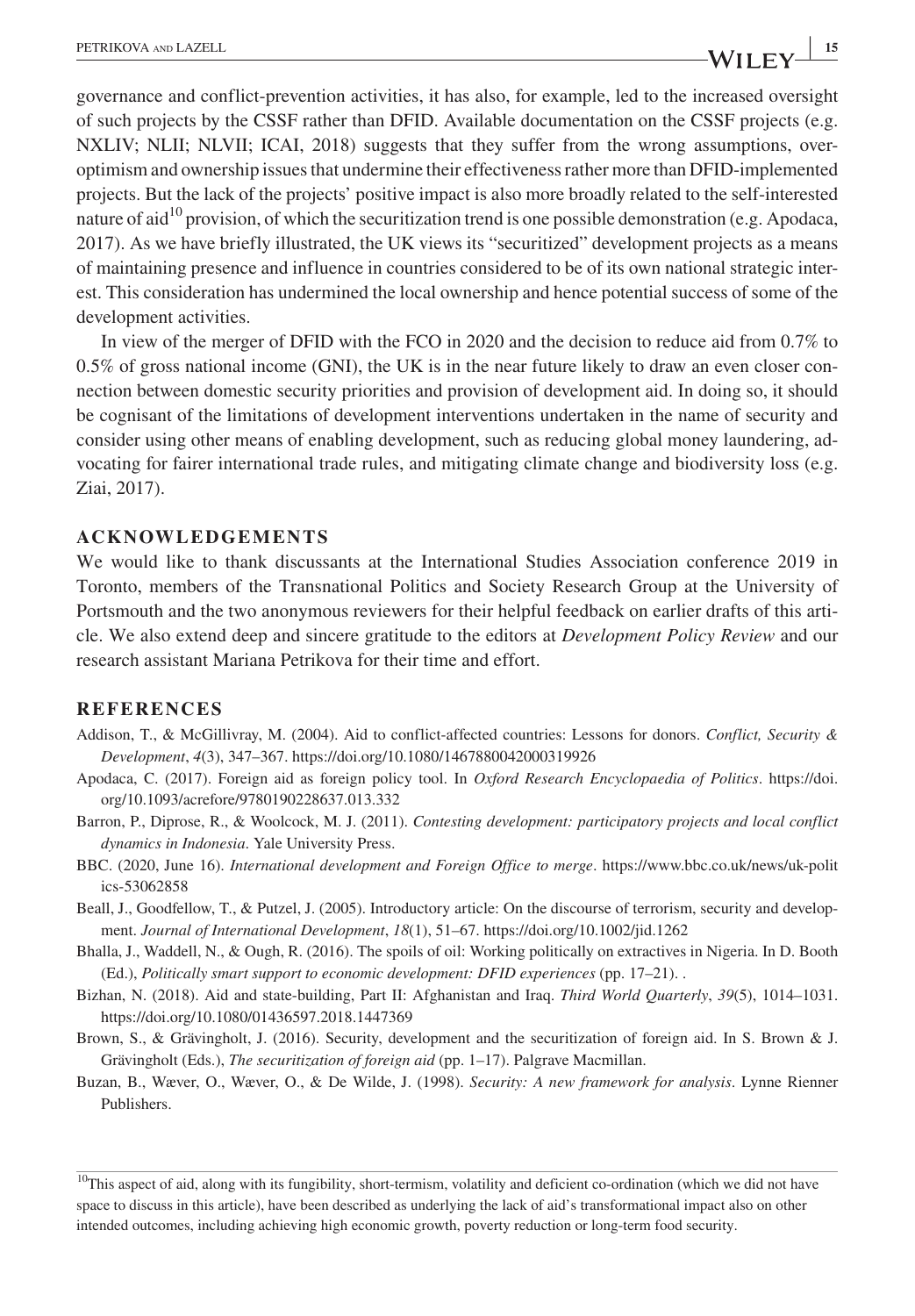governance and conflict-prevention activities, it has also, for example, led to the increased oversight of such projects by the CSSF rather than DFID. Available documentation on the CSSF projects (e.g. NXLIV; NLII; NLVII; ICAI, 2018) suggests that they suffer from the wrong assumptions, over-optimism and ownership issues that undermine their effectiveness rather more than DFID-implemented projects. But the lack of the projects' positive impact is also more broadly related to the self-interested nature of aid[10] provision, of which the securitization trend is one possible demonstration (e.g. Apodaca, 2017). As we have briefly illustrated, the UK views its "securitized" development projects as a means of maintaining presence and influence in countries considered to be of its own national strategic interest. This consideration has undermined the local ownership and hence potential success of some of the development activities.

In view of the merger of DFID with the FCO in 2020 and the decision to reduce aid from 0.7% to 0.5% of gross national income (GNI), the UK is in the near future likely to draw an even closer connection between domestic security priorities and provision of development aid. In doing so, it should be cognisant of the limitations of development interventions undertaken in the name of security and consider using other means of enabling development, such as reducing global money laundering, advocating for fairer international trade rules, and mitigating climate change and biodiversity loss (e.g. Ziai, 2017).

## ACKNOWLEDGEMENTS

We would like to thank discussants at the International Studies Association conference 2019 in Toronto, members of the Transnational Politics and Society Research Group at the University of Portsmouth and the two anonymous reviewers for their helpful feedback on earlier drafts of this article. We also extend deep and sincere gratitude to the editors at *Development Policy Review* and our research assistant Mariana Petrikova for their time and effort.

## REFERENCES

Addison, T., & McGillivray, M. (2004). Aid to conflict-affected countries: Lessons for donors. *Conflict, Security & Development*, *4*(3), 347–367. https://doi.org/10.1080/1467880042000319926

Apodaca, C. (2017). Foreign aid as foreign policy tool. In *Oxford Research Encyclopaedia of Politics*. https://doi.org/10.1093/acrefore/9780190228637.013.332

Barron, P., Diprose, R., & Woolcock, M. J. (2011). *Contesting development: participatory projects and local conflict dynamics in Indonesia*. Yale University Press.

BBC. (2020, June 16). *International development and Foreign Office to merge*. https://www.bbc.co.uk/news/uk-politics-53062858

Beall, J., Goodfellow, T., & Putzel, J. (2005). Introductory article: On the discourse of terrorism, security and development. *Journal of International Development*, *18*(1), 51–67. https://doi.org/10.1002/jid.1262

Bhalla, J., Waddell, N., & Ough, R. (2016). The spoils of oil: Working politically on extractives in Nigeria. In D. Booth (Ed.), *Politically smart support to economic development: DFID experiences* (pp. 17–21). .

Bizhan, N. (2018). Aid and state-building, Part II: Afghanistan and Iraq. *Third World Quarterly*, *39*(5), 1014–1031. https://doi.org/10.1080/01436597.2018.1447369

Brown, S., & Grävingholt, J. (2016). Security, development and the securitization of foreign aid. In S. Brown & J. Grävingholt (Eds.), *The securitization of foreign aid* (pp. 1–17). Palgrave Macmillan.

Buzan, B., Wæver, O., Wæver, O., & De Wilde, J. (1998). *Security: A new framework for analysis*. Lynne Rienner Publishers.

[10]This aspect of aid, along with its fungibility, short-termism, volatility and deficient co-ordination (which we did not have space to discuss in this article), have been described as underlying the lack of aid's transformational impact also on other intended outcomes, including achieving high economic growth, poverty reduction or long-term food security.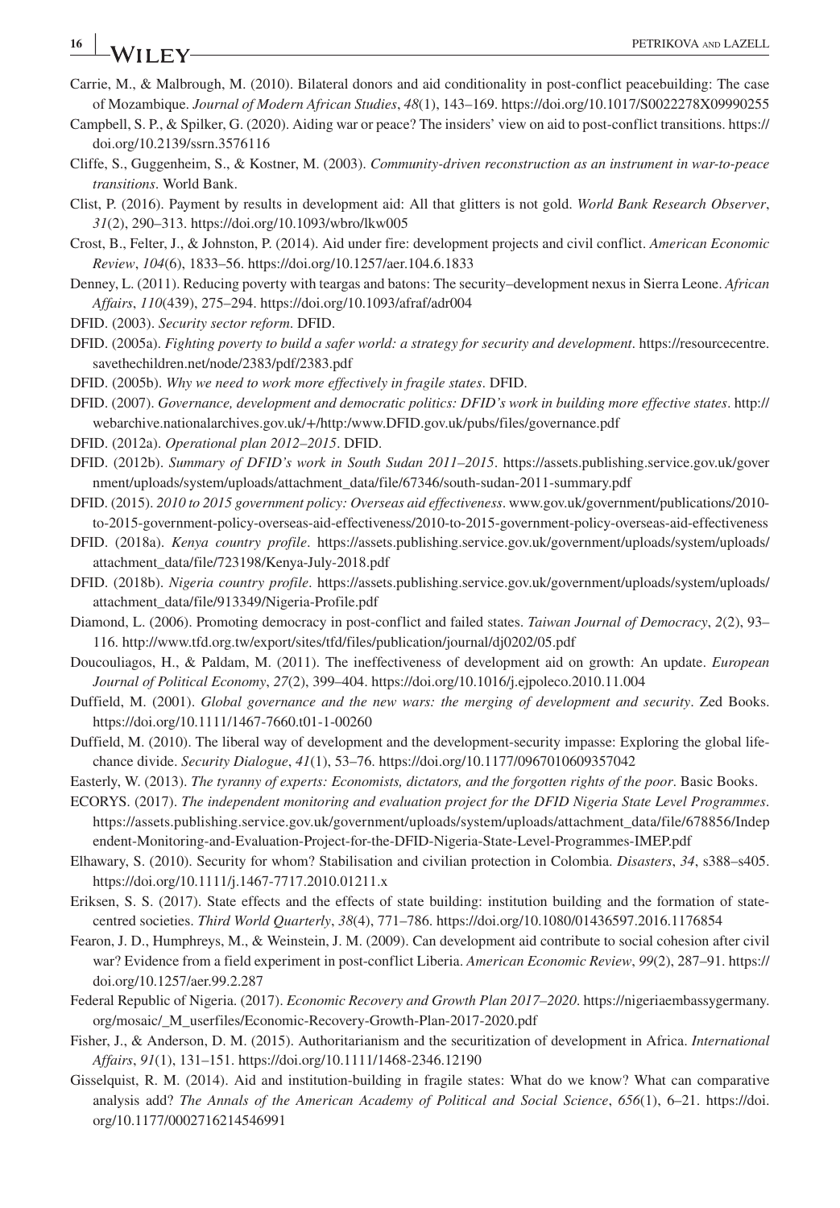Carrie, M., & Malbrough, M. (2010). Bilateral donors and aid conditionality in post-conflict peacebuilding: The case of Mozambique. *Journal of Modern African Studies*, *48*(1), 143–169. https://doi.org/10.1017/S0022278X09990255

Campbell, S. P., & Spilker, G. (2020). Aiding war or peace? The insiders' view on aid to post-conflict transitions. https://doi.org/10.2139/ssrn.3576116

Cliffe, S., Guggenheim, S., & Kostner, M. (2003). *Community-driven reconstruction as an instrument in war-to-peace transitions*. World Bank.

Clist, P. (2016). Payment by results in development aid: All that glitters is not gold. *World Bank Research Observer*, *31*(2), 290–313. https://doi.org/10.1093/wbro/lkw005

Crost, B., Felter, J., & Johnston, P. (2014). Aid under fire: development projects and civil conflict. *American Economic Review*, *104*(6), 1833–56. https://doi.org/10.1257/aer.104.6.1833

Denney, L. (2011). Reducing poverty with teargas and batons: The security–development nexus in Sierra Leone. *African Affairs*, *110*(439), 275–294. https://doi.org/10.1093/afraf/adr004

DFID. (2003). *Security sector reform*. DFID.

DFID. (2005a). *Fighting poverty to build a safer world: a strategy for security and development*. https://resourcecentre.savethechildren.net/node/2383/pdf/2383.pdf

DFID. (2005b). *Why we need to work more effectively in fragile states*. DFID.

DFID. (2007). *Governance, development and democratic politics: DFID's work in building more effective states*. http://webarchive.nationalarchives.gov.uk/+/http:/www.DFID.gov.uk/pubs/files/governance.pdf

DFID. (2012a). *Operational plan 2012–2015*. DFID.

DFID. (2012b). *Summary of DFID's work in South Sudan 2011–2015*. https://assets.publishing.service.gov.uk/government/uploads/system/uploads/attachment_data/file/67346/south-sudan-2011-summary.pdf

DFID. (2015). *2010 to 2015 government policy: Overseas aid effectiveness*. www.gov.uk/government/publications/2010-to-2015-government-policy-overseas-aid-effectiveness/2010-to-2015-government-policy-overseas-aid-effectiveness

DFID. (2018a). *Kenya country profile*. https://assets.publishing.service.gov.uk/government/uploads/system/uploads/attachment_data/file/723198/Kenya-July-2018.pdf

DFID. (2018b). *Nigeria country profile*. https://assets.publishing.service.gov.uk/government/uploads/system/uploads/attachment_data/file/913349/Nigeria-Profile.pdf

Diamond, L. (2006). Promoting democracy in post-conflict and failed states. *Taiwan Journal of Democracy*, *2*(2), 93–116. http://www.tfd.org.tw/export/sites/tfd/files/publication/journal/dj0202/05.pdf

Doucouliagos, H., & Paldam, M. (2011). The ineffectiveness of development aid on growth: An update. *European Journal of Political Economy*, *27*(2), 399–404. https://doi.org/10.1016/j.ejpoleco.2010.11.004

Duffield, M. (2001). *Global governance and the new wars: the merging of development and security*. Zed Books. https://doi.org/10.1111/1467-7660.t01-1-00260

Duffield, M. (2010). The liberal way of development and the development-security impasse: Exploring the global life-chance divide. *Security Dialogue*, *41*(1), 53–76. https://doi.org/10.1177/0967010609357042

Easterly, W. (2013). *The tyranny of experts: Economists, dictators, and the forgotten rights of the poor*. Basic Books.

ECORYS. (2017). *The independent monitoring and evaluation project for the DFID Nigeria State Level Programmes*. https://assets.publishing.service.gov.uk/government/uploads/system/uploads/attachment_data/file/678856/Independent-Monitoring-and-Evaluation-Project-for-the-DFID-Nigeria-State-Level-Programmes-IMEP.pdf

Elhawary, S. (2010). Security for whom? Stabilisation and civilian protection in Colombia. *Disasters*, *34*, s388–s405. https://doi.org/10.1111/j.1467-7717.2010.01211.x

Eriksen, S. S. (2017). State effects and the effects of state building: institution building and the formation of state-centred societies. *Third World Quarterly*, *38*(4), 771–786. https://doi.org/10.1080/01436597.2016.1176854

Fearon, J. D., Humphreys, M., & Weinstein, J. M. (2009). Can development aid contribute to social cohesion after civil war? Evidence from a field experiment in post-conflict Liberia. *American Economic Review*, *99*(2), 287–91. https://doi.org/10.1257/aer.99.2.287

Federal Republic of Nigeria. (2017). *Economic Recovery and Growth Plan 2017–2020*. https://nigeriaembassygermany.org/mosaic/_M_userfiles/Economic-Recovery-Growth-Plan-2017-2020.pdf

Fisher, J., & Anderson, D. M. (2015). Authoritarianism and the securitization of development in Africa. *International Affairs*, *91*(1), 131–151. https://doi.org/10.1111/1468-2346.12190

Gisselquist, R. M. (2014). Aid and institution-building in fragile states: What do we know? What can comparative analysis add? *The Annals of the American Academy of Political and Social Science*, *656*(1), 6–21. https://doi.org/10.1177/0002716214546991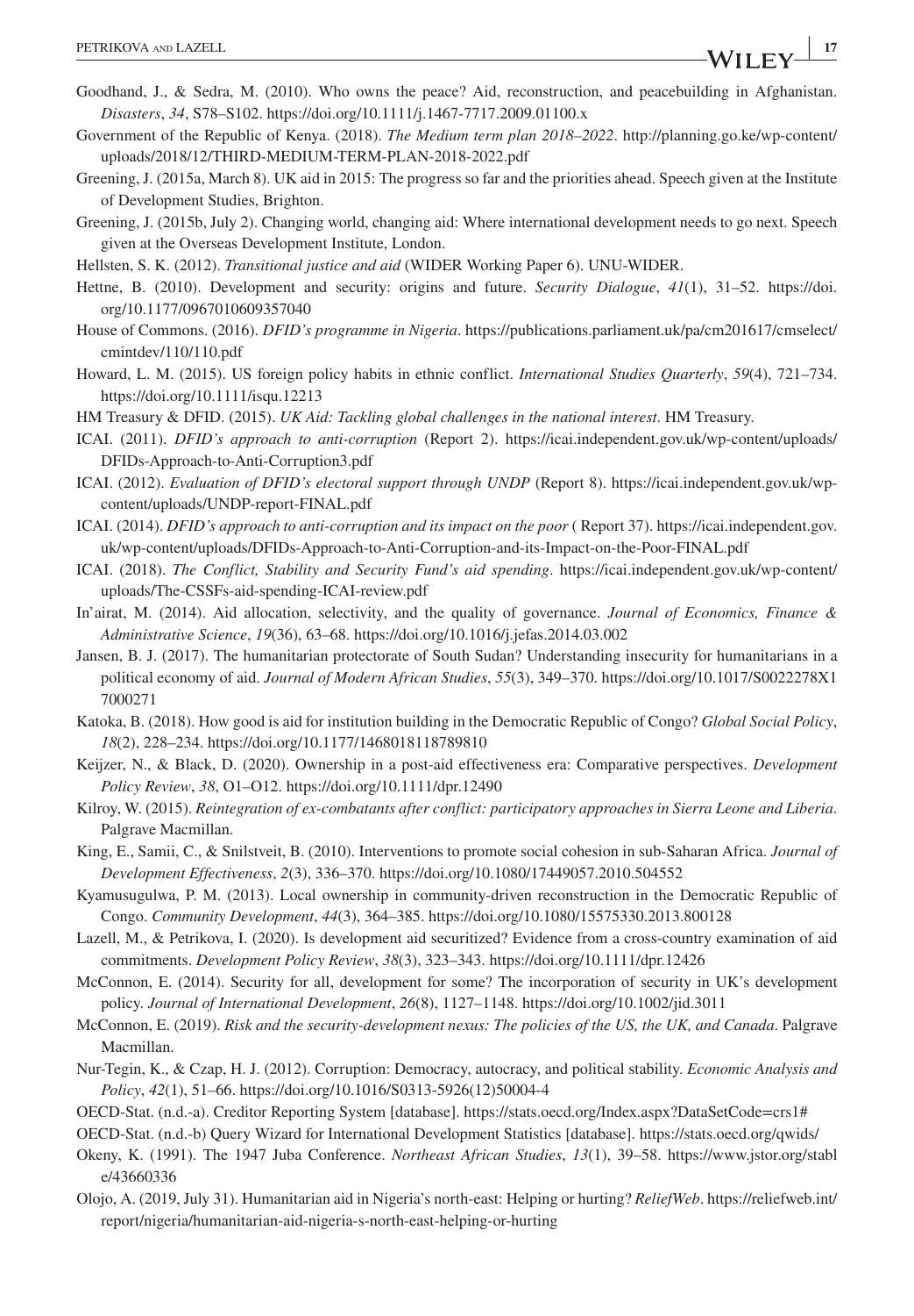Goodhand, J., & Sedra, M. (2010). Who owns the peace? Aid, reconstruction, and peacebuilding in Afghanistan. *Disasters*, *34*, S78–S102. https://doi.org/10.1111/j.1467-7717.2009.01100.x

Government of the Republic of Kenya. (2018). *The Medium term plan 2018–2022*. http://planning.go.ke/wp-content/uploads/2018/12/THIRD-MEDIUM-TERM-PLAN-2018-2022.pdf

Greening, J. (2015a, March 8). UK aid in 2015: The progress so far and the priorities ahead. Speech given at the Institute of Development Studies, Brighton.

Greening, J. (2015b, July 2). Changing world, changing aid: Where international development needs to go next. Speech given at the Overseas Development Institute, London.

Hellsten, S. K. (2012). *Transitional justice and aid* (WIDER Working Paper 6). UNU-WIDER.

Hettne, B. (2010). Development and security: origins and future. *Security Dialogue*, *41*(1), 31–52. https://doi.org/10.1177/0967010609357040

House of Commons. (2016). *DFID's programme in Nigeria*. https://publications.parliament.uk/pa/cm201617/cmselect/cmintdev/110/110.pdf

Howard, L. M. (2015). US foreign policy habits in ethnic conflict. *International Studies Quarterly*, *59*(4), 721–734. https://doi.org/10.1111/isqu.12213

HM Treasury & DFID. (2015). *UK Aid: Tackling global challenges in the national interest*. HM Treasury.

ICAI. (2011). *DFID's approach to anti-corruption* (Report 2). https://icai.independent.gov.uk/wp-content/uploads/DFIDs-Approach-to-Anti-Corruption3.pdf

ICAI. (2012). *Evaluation of DFID's electoral support through UNDP* (Report 8). https://icai.independent.gov.uk/wp-content/uploads/UNDP-report-FINAL.pdf

ICAI. (2014). *DFID's approach to anti-corruption and its impact on the poor* ( Report 37). https://icai.independent.gov.uk/wp-content/uploads/DFIDs-Approach-to-Anti-Corruption-and-its-Impact-on-the-Poor-FINAL.pdf

ICAI. (2018). *The Conflict, Stability and Security Fund's aid spending*. https://icai.independent.gov.uk/wp-content/uploads/The-CSSFs-aid-spending-ICAI-review.pdf

In'airat, M. (2014). Aid allocation, selectivity, and the quality of governance. *Journal of Economics, Finance & Administrative Science*, *19*(36), 63–68. https://doi.org/10.1016/j.jefas.2014.03.002

Jansen, B. J. (2017). The humanitarian protectorate of South Sudan? Understanding insecurity for humanitarians in a political economy of aid. *Journal of Modern African Studies*, *55*(3), 349–370. https://doi.org/10.1017/S0022278X17000271

Katoka, B. (2018). How good is aid for institution building in the Democratic Republic of Congo? *Global Social Policy*, *18*(2), 228–234. https://doi.org/10.1177/1468018118789810

Keijzer, N., & Black, D. (2020). Ownership in a post-aid effectiveness era: Comparative perspectives. *Development Policy Review*, *38*, O1–O12. https://doi.org/10.1111/dpr.12490

Kilroy, W. (2015). *Reintegration of ex-combatants after conflict: participatory approaches in Sierra Leone and Liberia*. Palgrave Macmillan.

King, E., Samii, C., & Snilstveit, B. (2010). Interventions to promote social cohesion in sub-Saharan Africa. *Journal of Development Effectiveness*, *2*(3), 336–370. https://doi.org/10.1080/17449057.2010.504552

Kyamusugulwa, P. M. (2013). Local ownership in community-driven reconstruction in the Democratic Republic of Congo. *Community Development*, *44*(3), 364–385. https://doi.org/10.1080/15575330.2013.800128

Lazell, M., & Petrikova, I. (2020). Is development aid securitized? Evidence from a cross-country examination of aid commitments. *Development Policy Review*, *38*(3), 323–343. https://doi.org/10.1111/dpr.12426

McConnon, E. (2014). Security for all, development for some? The incorporation of security in UK's development policy. *Journal of International Development*, *26*(8), 1127–1148. https://doi.org/10.1002/jid.3011

McConnon, E. (2019). *Risk and the security-development nexus: The policies of the US, the UK, and Canada*. Palgrave Macmillan.

Nur-Tegin, K., & Czap, H. J. (2012). Corruption: Democracy, autocracy, and political stability. *Economic Analysis and Policy*, *42*(1), 51–66. https://doi.org/10.1016/S0313-5926(12)50004-4

OECD-Stat. (n.d.-a). Creditor Reporting System [database]. https://stats.oecd.org/Index.aspx?DataSetCode=crs1#

OECD-Stat. (n.d.-b) Query Wizard for International Development Statistics [database]. https://stats.oecd.org/qwids/

Okeny, K. (1991). The 1947 Juba Conference. *Northeast African Studies*, *13*(1), 39–58. https://www.jstor.org/stable/43660336

Olojo, A. (2019, July 31). Humanitarian aid in Nigeria's north-east: Helping or hurting? *ReliefWeb*. https://reliefweb.int/report/nigeria/humanitarian-aid-nigeria-s-north-east-helping-or-hurting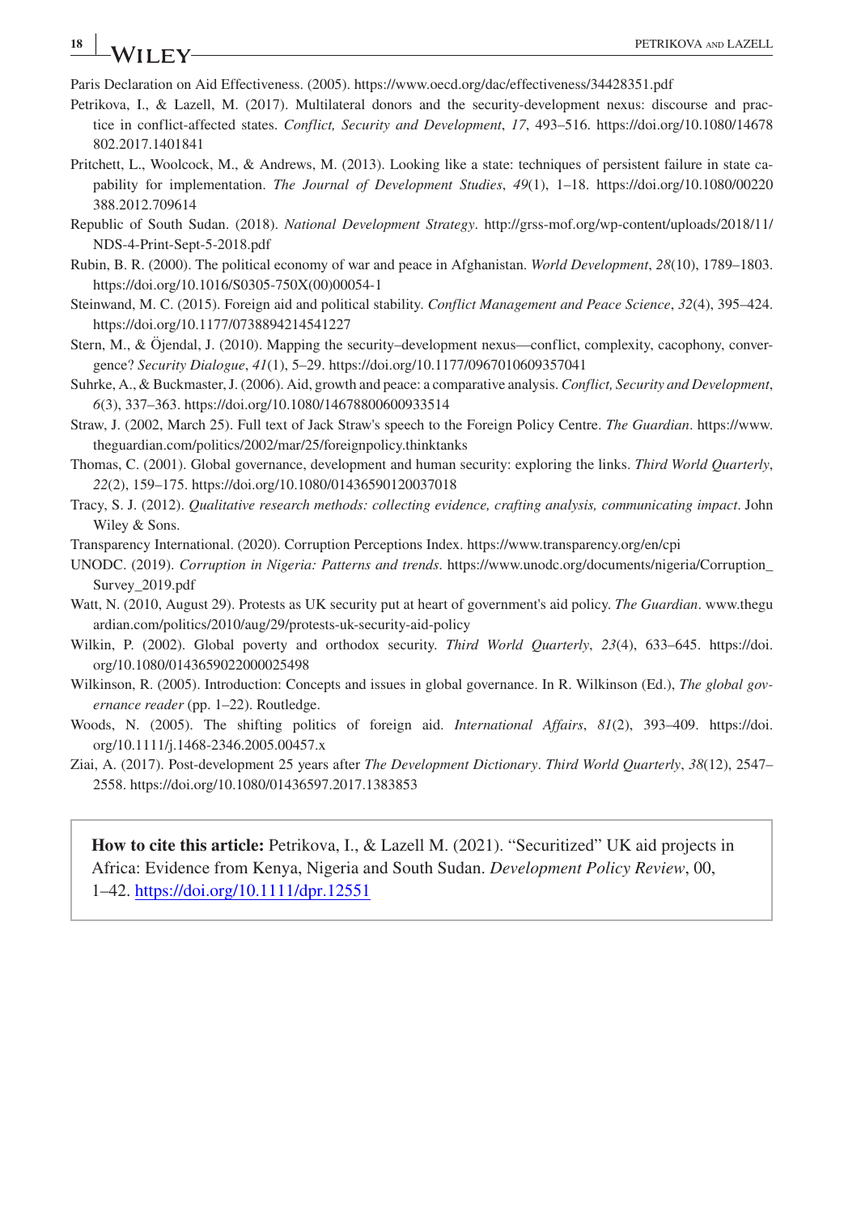Paris Declaration on Aid Effectiveness. (2005). https://www.oecd.org/dac/effectiveness/34428351.pdf

Petrikova, I., & Lazell, M. (2017). Multilateral donors and the security-development nexus: discourse and practice in conflict-affected states. *Conflict, Security and Development*, *17*, 493–516. https://doi.org/10.1080/14678802.2017.1401841

Pritchett, L., Woolcock, M., & Andrews, M. (2013). Looking like a state: techniques of persistent failure in state capability for implementation. *The Journal of Development Studies*, *49*(1), 1–18. https://doi.org/10.1080/00220388.2012.709614

Republic of South Sudan. (2018). *National Development Strategy*. http://grss-mof.org/wp-content/uploads/2018/11/NDS-4-Print-Sept-5-2018.pdf

Rubin, B. R. (2000). The political economy of war and peace in Afghanistan. *World Development*, *28*(10), 1789–1803. https://doi.org/10.1016/S0305-750X(00)00054-1

Steinwand, M. C. (2015). Foreign aid and political stability. *Conflict Management and Peace Science*, *32*(4), 395–424. https://doi.org/10.1177/0738894214541227

Stern, M., & Öjendal, J. (2010). Mapping the security–development nexus—conflict, complexity, cacophony, convergence? *Security Dialogue*, *41*(1), 5–29. https://doi.org/10.1177/0967010609357041

Suhrke, A., & Buckmaster, J. (2006). Aid, growth and peace: a comparative analysis. *Conflict, Security and Development*, *6*(3), 337–363. https://doi.org/10.1080/14678800600933514

Straw, J. (2002, March 25). Full text of Jack Straw's speech to the Foreign Policy Centre. *The Guardian*. https://www.theguardian.com/politics/2002/mar/25/foreignpolicy.thinktanks

Thomas, C. (2001). Global governance, development and human security: exploring the links. *Third World Quarterly*, *22*(2), 159–175. https://doi.org/10.1080/01436590120037018

Tracy, S. J. (2012). *Qualitative research methods: collecting evidence, crafting analysis, communicating impact*. John Wiley & Sons.

Transparency International. (2020). Corruption Perceptions Index. https://www.transparency.org/en/cpi

UNODC. (2019). *Corruption in Nigeria: Patterns and trends*. https://www.unodc.org/documents/nigeria/Corruption_Survey_2019.pdf

Watt, N. (2010, August 29). Protests as UK security put at heart of government's aid policy. *The Guardian*. www.theguardian.com/politics/2010/aug/29/protests-uk-security-aid-policy

Wilkin, P. (2002). Global poverty and orthodox security. *Third World Quarterly*, *23*(4), 633–645. https://doi.org/10.1080/0143659022000025498

Wilkinson, R. (2005). Introduction: Concepts and issues in global governance. In R. Wilkinson (Ed.), *The global governance reader* (pp. 1–22). Routledge.

Woods, N. (2005). The shifting politics of foreign aid. *International Affairs*, *81*(2), 393–409. https://doi.org/10.1111/j.1468-2346.2005.00457.x

Ziai, A. (2017). Post-development 25 years after *The Development Dictionary*. *Third World Quarterly*, *38*(12), 2547–2558. https://doi.org/10.1080/01436597.2017.1383853

**How to cite this article:** Petrikova, I., & Lazell M. (2021). "Securitized" UK aid projects in Africa: Evidence from Kenya, Nigeria and South Sudan. *Development Policy Review*, 00, 1–42. https://doi.org/10.1111/dpr.12551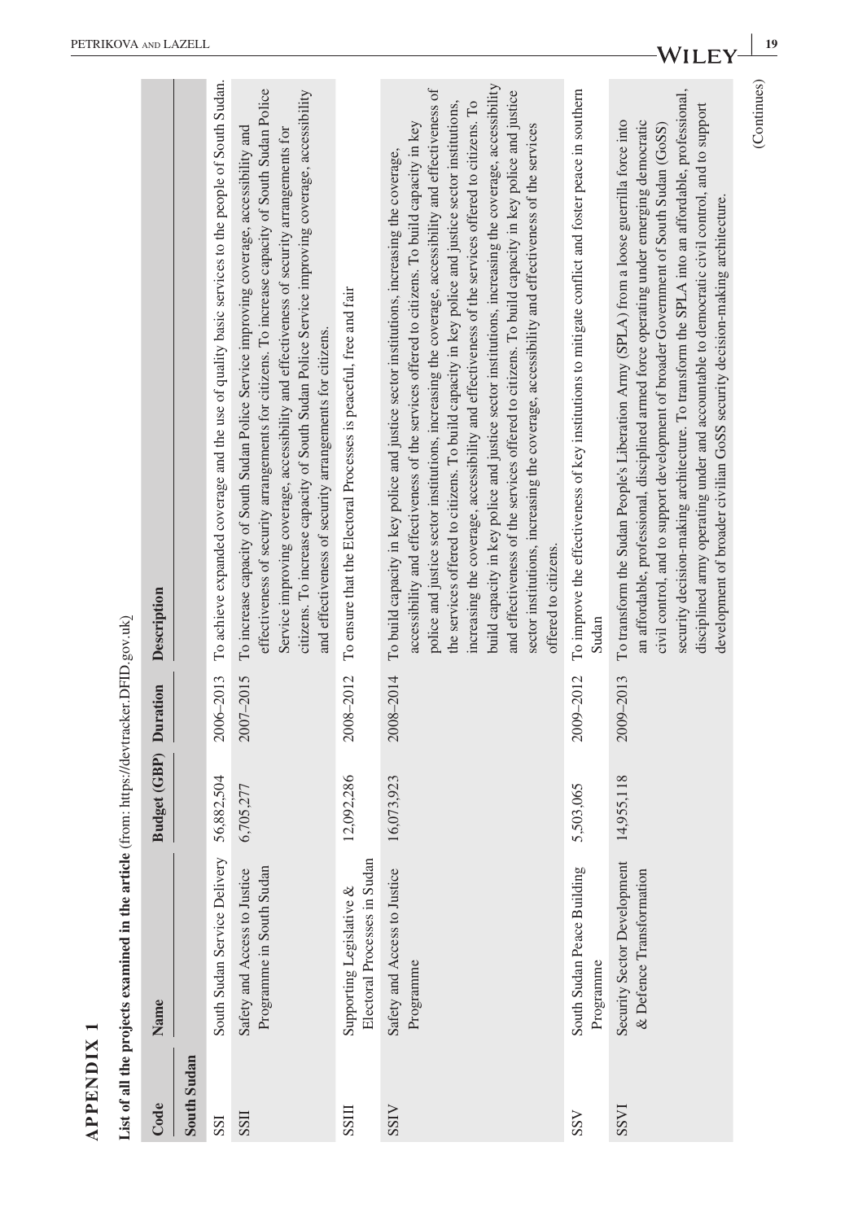# APPENDIX 1

**List of all the projects examined in the article** (from: https://devtracker.DFID.gov.uk)

| Code | Name | Budget (GBP) | Duration | Description |
|---|---|---|---|---|
| **South Sudan** | | | | |
| SSI | South Sudan Service Delivery | 56,882,504 | 2006–2013 | To achieve expanded coverage and the use of quality basic services to the people of South Sudan. |
| SSII | Safety and Access to Justice Programme in South Sudan | 6,705,277 | 2007–2015 | To increase capacity of South Sudan Police Service improving coverage, accessibility and effectiveness of security arrangements for citizens. To increase capacity of South Sudan Police Service improving coverage, accessibility and effectiveness of security arrangements for citizens. To increase capacity of South Sudan Police Service improving coverage, accessibility and effectiveness of security arrangements for citizens. |
| SSIII | Supporting Legislative & Electoral Processes in Sudan | 12,092,286 | 2008–2012 | To ensure that the Electoral Processes is peaceful, free and fair |
| SSIV | Safety and Access to Justice Programme | 16,073,923 | 2008–2014 | To build capacity in key police and justice sector institutions, increasing the coverage, accessibility and effectiveness of the services offered to citizens. To build capacity in key police and justice sector institutions, increasing the coverage, accessibility and effectiveness of the services offered to citizens. To build capacity in key police and justice sector institutions, increasing the coverage, accessibility and effectiveness of the services offered to citizens. To build capacity in key police and justice sector institutions, increasing the coverage, accessibility and effectiveness of the services offered to citizens. To build capacity in key police and justice sector institutions, increasing the coverage, accessibility and effectiveness of the services offered to citizens. |
| SSV | South Sudan Peace Building Programme | 5,503,065 | 2009–2012 | To improve the effectiveness of key institutions to mitigate conflict and foster peace in southern Sudan |
| SSVI | Security Sector Development & Defence Transformation | 14,955,118 | 2009–2013 | To transform the Sudan People's Liberation Army (SPLA) from a loose guerrilla force into an affordable, professional, disciplined armed force operating under emerging democratic civil control, and to support development of broader Government of South Sudan (GoSS) security decision-making architecture. To transform the SPLA into an affordable, professional, disciplined army operating under and accountable to democratic civil control, and to support development of broader civilian GoSS security decision-making architecture. |

(Continues)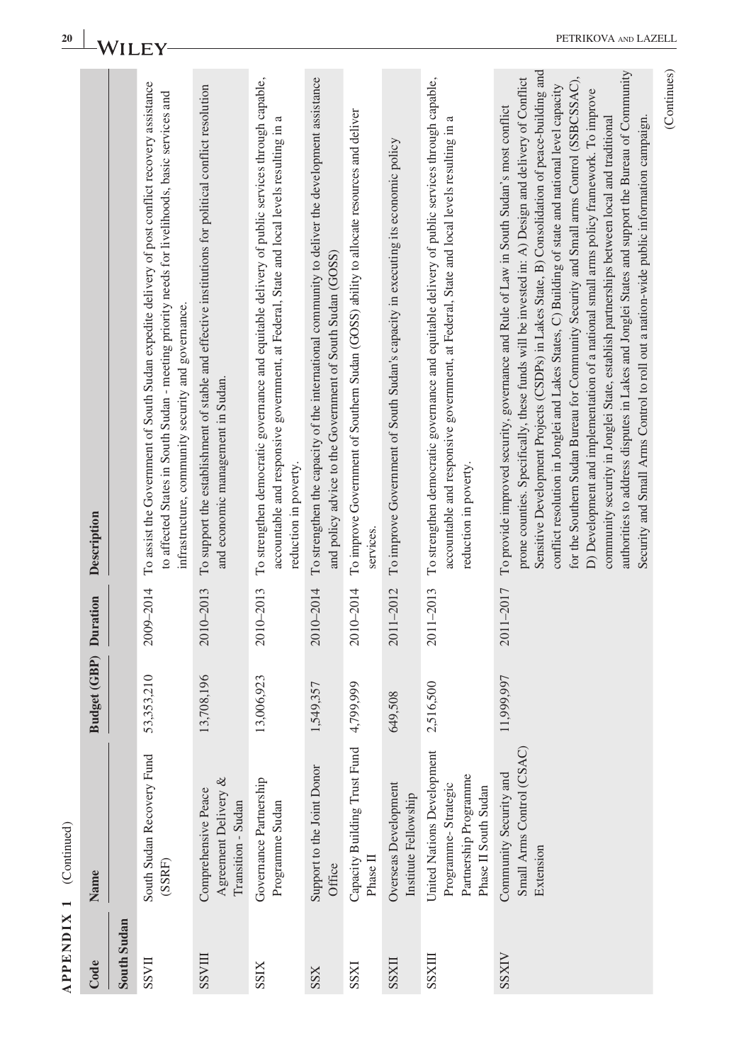**APPENDIX 1** (Continued)

| Code | Name | Budget (GBP) | Duration | Description |
|---|---|---|---|---|
| **South Sudan** | | | | |
| SSVII | South Sudan Recovery Fund (SSRF) | 53,353,210 | 2009–2014 | To assist the Government of South Sudan expedite delivery of post conflict recovery assistance to affected States in South Sudan - meeting priority needs for livelihoods, basic services and infrastructure, community security and governance. |
| SSVIII | Comprehensive Peace Agreement Delivery & Transition - Sudan | 13,708,196 | 2010–2013 | To support the establishment of stable and effective institutions for political conflict resolution and economic management in Sudan. |
| SSIX | Governance Partnership Programme Sudan | 13,006,923 | 2010–2013 | To strengthen democratic governance and equitable delivery of public services through capable, accountable and responsive government, at Federal, State and local levels resulting in a reduction in poverty. |
| SSX | Support to the Joint Donor Office | 1,549,357 | 2010–2014 | To strengthen the capacity of the international community to deliver the development assistance and policy advice to the Government of South Sudan (GOSS) |
| SSXI | Capacity Building Trust Fund Phase II | 4,799,999 | 2010–2014 | To improve Government of Southern Sudan (GOSS) ability to allocate resources and deliver services. |
| SSXII | Overseas Development Institute Fellowship | 649,508 | 2011–2012 | To improve Government of South Sudan's capacity in executing its economic policy |
| SSXIII | United Nations Development Programme- Strategic Partnership Programme Phase II South Sudan | 2,516,500 | 2011–2013 | To strengthen democratic governance and equitable delivery of public services through capable, accountable and responsive government, at Federal, State and local levels resulting in a reduction in poverty. |
| SSXIV | Community Security and Small Arms Control (CSAC) Extension | 11,999,997 | 2011–2017 | To provide improved security, governance and Rule of Law in South Sudan's most conflict prone counties. Specifically, these funds will be invested in: A) Design and delivery of Conflict Sensitive Development Projects (CSDPs) in Lakes State, B) Consolidation of peace-building and conflict resolution in Jonglei and Lakes States, C) Building of state and national level capacity for the Southern Sudan Bureau for Community Security and Small arms Control (SSBCSSAC), D) Development and implementation of a national small arms policy framework. To improve community security in Jonglei State, establish partnerships between local and traditional authorities to address disputes in Lakes and Jonglei States and support the Bureau of Community Security and Small Arms Control to roll out a nation-wide public information campaign. |

(Continues)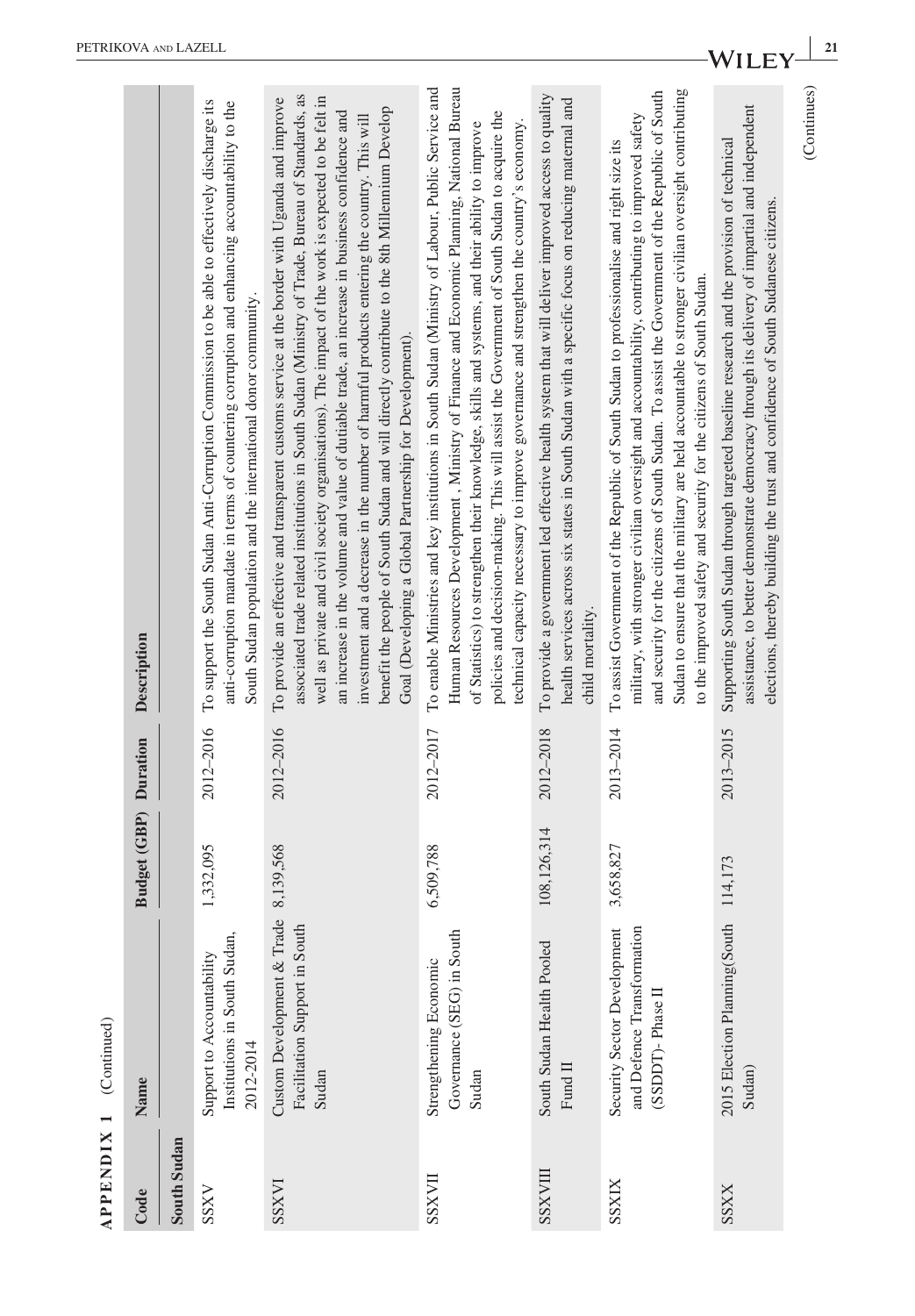**APPENDIX 1** (Continued)

| Code | Name | Budget (GBP) | Duration | Description |
|---|---|---|---|---|
| **South Sudan** | | | | |
| SSXV | Support to Accountability Institutions in South Sudan, 2012-2014 | 1,332,095 | 2012–2016 | To support the South Sudan Anti-Corruption Commission to be able to effectively discharge its anti-corruption mandate in terms of countering corruption and enhancing accountability to the South Sudan population and the international donor community. |
| SSXVI | Custom Development & Trade Facilitation Support in South Sudan | 8,139,568 | 2012–2016 | To provide an effective and transparent customs service at the border with Uganda and improve associated trade related institutions in South Sudan (Ministry of Trade, Bureau of Standards, as well as private and civil society organisations). The impact of the work is expected to be felt in an increase in the volume and value of dutiable trade, an increase in business confidence and investment and a decrease in the number of harmful products entering the country. This will benefit the people of South Sudan and will directly contribute to the 8th Millennium Develop Goal (Developing a Global Partnership for Development). |
| SSXVII | Strengthening Economic Governance (SEG) in South Sudan | 6,509,788 | 2012–2017 | To enable Ministries and key institutions in South Sudan (Ministry of Labour, Public Service and Human Resources Development , Ministry of Finance and Economic Planning, National Bureau of Statistics) to strengthen their knowledge, skills and systems, and their ability to improve policies and decision-making. This will assist the Government of South Sudan to acquire the technical capacity necessary to improve governance and strengthen the country's economy. |
| SSXVIII | South Sudan Health Pooled Fund II | 108,126,314 | 2012–2018 | To provide a government led effective health system that will deliver improved access to quality health services across six states in South Sudan with a specific focus on reducing maternal and child mortality. |
| SSXIX | Security Sector Development and Defence Transformation (SSDDT)- Phase II | 3,658,827 | 2013–2014 | To assist Government of the Republic of South Sudan to professionalise and right size its military, with stronger civilian oversight and accountability, contributing to improved safety and security for the citizens of South Sudan. To assist the Government of the Republic of South Sudan to ensure that the military are held accountable to stronger civilian oversight contributing to the improved safety and security for the citizens of South Sudan. |
| SSXX | 2015 Election Planning(South Sudan) | 114,173 | 2013–2015 | Supporting South Sudan through targeted baseline research and the provision of technical assistance, to better demonstrate democracy through its delivery of impartial and independent elections, thereby building the trust and confidence of South Sudanese citizens. |

(Continues)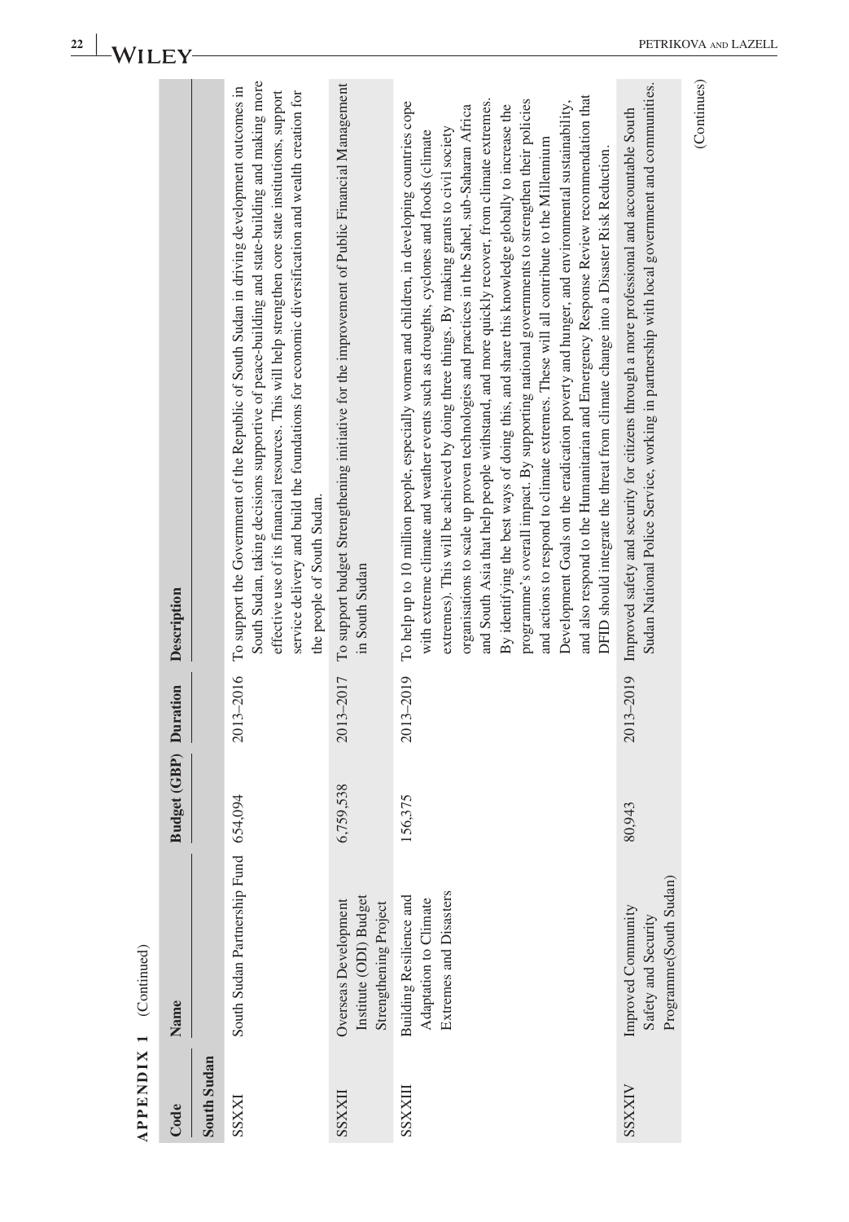**APPENDIX 1** (Continued)

| Code | Name | Budget (GBP) | Duration | Description |
|---|---|---|---|---|
| **South Sudan** | | | | |
| SSXXI | South Sudan Partnership Fund | 654,094 | 2013–2016 | To support the Government of the Republic of South Sudan in driving development outcomes in South Sudan, taking decisions supportive of peace-building and state-building and making more effective use of its financial resources. This will help strengthen core state institutions, support service delivery and build the foundations for economic diversification and wealth creation for the people of South Sudan. |
| SSXXII | Overseas Development Institute (ODI) Budget Strengthening Project | 6,759,538 | 2013–2017 | To support budget Strengthening initiative for the improvement of Public Financial Management in South Sudan |
| SSXXIII | Building Resilience and Adaptation to Climate Extremes and Disasters | 156,375 | 2013–2019 | To help up to 10 million people, especially women and children, in developing countries cope with extreme climate and weather events such as droughts, cyclones and floods (climate extremes). This will be achieved by doing three things. By making grants to civil society organisations to scale up proven technologies and practices in the Sahel, sub-Saharan Africa and South Asia that help people withstand, and more quickly recover, from climate extremes. By identifying the best ways of doing this, and share this knowledge globally to increase the programme's overall impact. By supporting national governments to strengthen their policies and actions to respond to climate extremes. These will all contribute to the Millennium Development Goals on the eradication poverty and hunger, and environmental sustainability, and also respond to the Humanitarian and Emergency Response Review recommendation that DFID should integrate the threat from climate change into a Disaster Risk Reduction. |
| SSXXIV | Improved Community Safety and Security Programme(South Sudan) | 80,943 | 2013–2019 | Improved safety and security for citizens through a more professional and accountable South Sudan National Police Service, working in partnership with local government and communities. |

(Continues)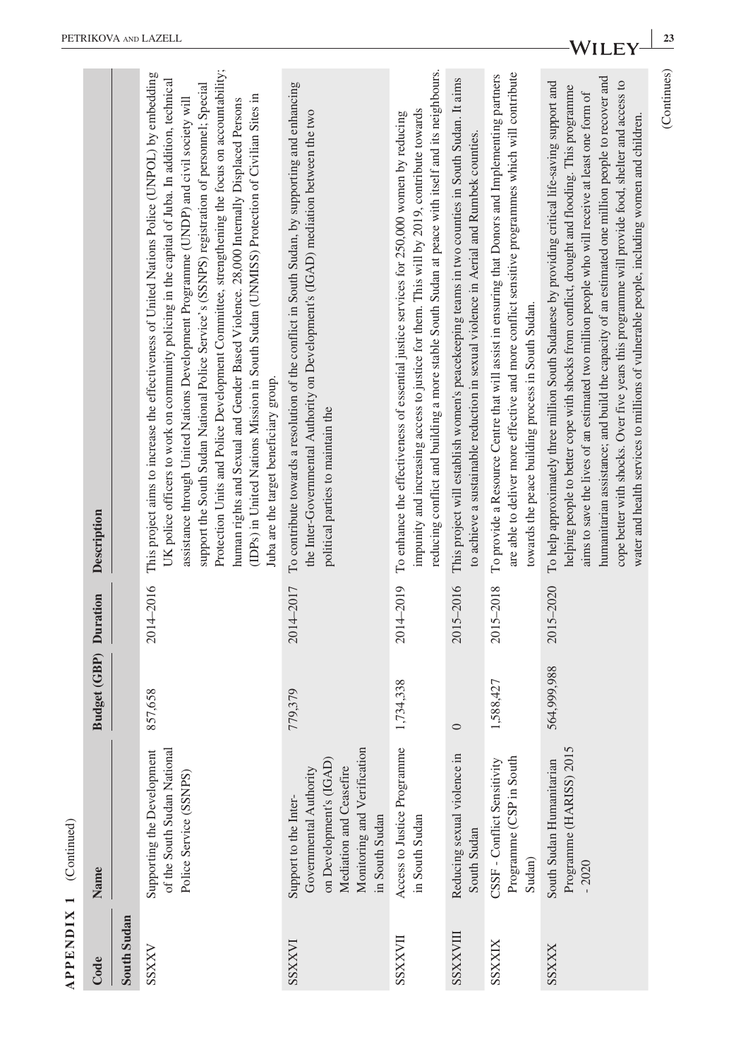**APPENDIX 1** (Continued)

| Code | Name | Budget (GBP) | Duration | Description |
|---|---|---|---|---|
| **South Sudan** | | | | |
| SSXXV | Supporting the Development of the South Sudan National Police Service (SSNPS) | 857,658 | 2014–2016 | This project aims to increase the effectiveness of United Nations Police (UNPOL) by embedding UK police officers to work on community policing in the capital of Juba. In addition, technical assistance through United Nations Development Programme (UNDP) and civil society will support the South Sudan National Police Service's (SSNPS) registration of personnel; Special Protection Units and Police Development Committee, strengthening the focus on accountability; human rights and Sexual and Gender Based Violence. 28,000 Internally Displaced Persons (IDPs) in United Nations Mission in South Sudan (UNMISS) Protection of Civilian Sites in Juba are the target beneficiary group. |
| SSXXVI | Support to the Inter-Governmental Authority on Development's (IGAD) Mediation and Ceasefire Monitoring and Verification in South Sudan | 779,379 | 2014–2017 | To contribute towards a resolution of the conflict in South Sudan, by supporting and enhancing the Inter-Governmental Authority on Development's (IGAD) mediation between the two political parties to maintain the |
| SSXXVII | Access to Justice Programme in South Sudan | 1,734,338 | 2014–2019 | To enhance the effectiveness of essential justice services for 250,000 women by reducing impunity and increasing access to justice for them. This will by 2019, contribute towards reducing conflict and building a more stable South Sudan at peace with itself and its neighbours. |
| SSXXVIII | Reducing sexual violence in South Sudan | 0 | 2015–2016 | This project will establish women's peacekeeping teams in two counties in South Sudan. It aims to achieve a sustainable reduction in sexual violence in Aerial and Rumbek counties. |
| SSXXIX | CSSF - Conflict Sensitivity Programme (CSP in South Sudan) | 1,588,427 | 2015–2018 | To provide a Resource Centre that will assist in ensuring that Donors and Implementing partners are able to deliver more effective and more conflict sensitive programmes which will contribute towards the peace building process in South Sudan. |
| SSXXX | South Sudan Humanitarian Programme (HARISS) 2015 - 2020 | 564,999,988 | 2015–2020 | To help approximately three million South Sudanese by providing critical life-saving support and helping people to better cope with shocks from conflict, drought and flooding. This programme aims to save the lives of an estimated two million people who will receive at least one form of humanitarian assistance; and build the capacity of an estimated one million people to recover and cope better with shocks. Over five years this programme will provide food, shelter and access to water and health services to millions of vulnerable people, including women and children. |

(Continues)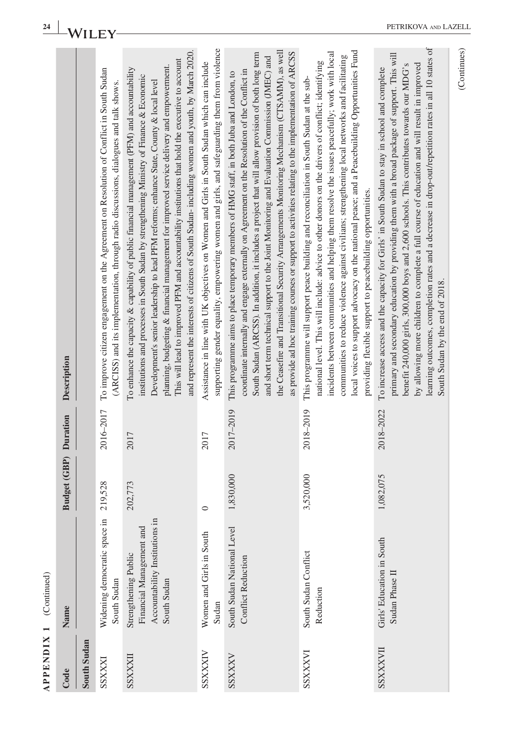**APPENDIX 1** (Continued)

| Code | Name | Budget (GBP) | Duration | Description |
|---|---|---|---|---|
| **South Sudan** | | | | |
| SSXXXI | Widening democratic space in South Sudan | 219,528 | 2016–2017 | To improve citizen engagement on the Agreement on Resolution of Conflict in South Sudan (ARCISS) and its implementation, through radio discussions, dialogues and talk shows. |
| SSXXXII | Strengthening Public Financial Management and Accountability Institutions in South Sudan | 202,773 | 2017 | To enhance the capacity & capability of public financial management (PFM) and accountability institutions and processes in South Sudan by strengthening Ministry of Finance & Economic Development's senior leadership to lead PFM reforms; enhance State, County & local level planning, budgeting & financial management for improved service delivery and empowerment. This will lead to improved PFM and accountability institutions that hold the executive to account and represent the interests of citizens of South Sudan- including women and youth, by March 2020. |
| SSXXXIV | Women and Girls in South Sudan | 0 | 2017 | Assistance in line with UK objectives on Women and Girls in South Sudan which can include supporting gender equality, empowering women and girls, and safeguarding them from violence |
| SSXXXV | South Sudan National Level Conflict Reduction | 1,830,000 | 2017–2019 | This programme aims to place temporary members of HMG staff, in both Juba and London, to coordinate internally and engage externally on Agreement on the Resolution of the Conflict in South Sudan (ARCSS). In addition, it includes a project that will allow provision of both long term and short term technical support to the Joint Monitoring and Evaluation Commission (JMEC) and the Ceasefire and Transitional Security Arrangements Monitoring Mechanism (CTSAMM), as well as provide ad hoc training courses or support to activities relating to the implementation of ARCSS |
| SSXXXVI | South Sudan Conflict Reduction | 3,520,000 | 2018–2019 | This programme will support peace building and reconciliation in South Sudan at the sub-national level. This will include: advice to other donors on the drivers of conflict; identifying incidents between communities and helping them resolve the issues peacefully; work with local communities to reduce violence against civilians; strengthening local networks and facilitating local voices to support advocacy on the national peace; and a Peacebuilding Opportunities Fund providing flexible support to peacebuilding opportunities. |
| SSXXXVII | Girls' Education in South Sudan Phase II | 1,082,075 | 2018–2022 | To increase access and the capacity for Girls' in South Sudan to stay in school and complete primary and secondary education by providing them with a broad package of support. This will benefit 240,000 girls, 300,000 boys and 2,600 schools. This contributes towards our MDG's by allowing more children to complete a full course of education and will result in improved learning outcomes, completion rates and a decrease in drop-out/repetition rates in all 10 states of South Sudan by the end of 2018. |

(Continues)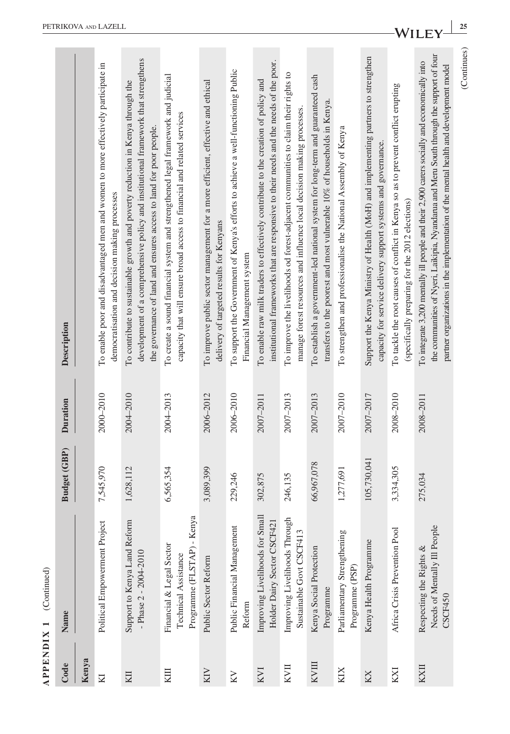**APPENDIX 1** (Continued)

| Code | Name | Budget (GBP) | Duration | Description |
|---|---|---|---|---|
| **Kenya** | | | | |
| KI | Political Empowerment Project | 7,545,970 | 2000–2010 | To enable poor and disadvantaged men and women to more effectively participate in democratisation and decision making processes |
| KII | Support to Kenya Land Reform - Phase 2 - 2004-2010 | 1,628,112 | 2004–2010 | To contribute to sustainable growth and poverty reduction in Kenya through the development of a comprehensive policy and institutional framework that strengthens the governance of land and ensures access to land for poor people. |
| KIII | Financial & Legal Sector Technical Assistance Programme (FLSTAP) - Kenya | 6,565,354 | 2004–2013 | To create a sound financial system and strengthened legal framework and judicial capacity that will ensure broad access to financial and related services |
| KIV | Public Sector Reform | 3,089,399 | 2006–2012 | To improve public sector management for a more efficient, effective and ethical delivery of targeted results for Kenyans |
| KV | Public Financial Management Reform | 229,246 | 2006–2010 | To support the Government of Kenya's efforts to achieve a well-functioning Public Financial Management system |
| KVI | Improving Livelihoods for Small Holder Dairy Sector CSCF421 | 302,875 | 2007–2011 | To enable raw milk traders to effectively contribute to the creation of policy and institutional frameworks that are responsive to their needs and the needs of the poor. |
| KVII | Improving Livelihoods Through Sustainable Govt CSCF413 | 246,135 | 2007–2013 | To improve the livelihoods od forest-adjacent communities to claim their rights to manage forest resources and influence local decision making processes. |
| KVIII | Kenya Social Protection Programme | 66,967,078 | 2007–2013 | To establish a government-led national system for long-term and guaranteed cash transfers to the poorest and most vulnerable 10% of households in Kenya. |
| KIX | Parliamentary Strengthening Programme (PSP) | 1,277,691 | 2007–2010 | To strengthen and professionalise the National Assembly of Kenya |
| KX | Kenya Health Programme | 105,730,041 | 2007–2017 | Support the Kenya Ministry of Health (MoH) and implementing partners to strengthen capacity for service delivery support systems and governance. |
| KXI | Africa Crisis Prevention Pool | 3,334,305 | 2008–2010 | To tackle the root causes of conflict in Kenya so as to prevent conflict erupting (specifically preparing for the 2012 elections) |
| KXII | Respecting the Rights & Needs of Mentally Ill People CSCF450 | 275,034 | 2008–2011 | To integrate 3,200 mentally ill people and their 2,900 carers socially and economically into the communities of Nyeri, Laikipia, Nyandarua and Meru South through the support of four partner organizations in the implementation of the mental health and development model |

(Continues)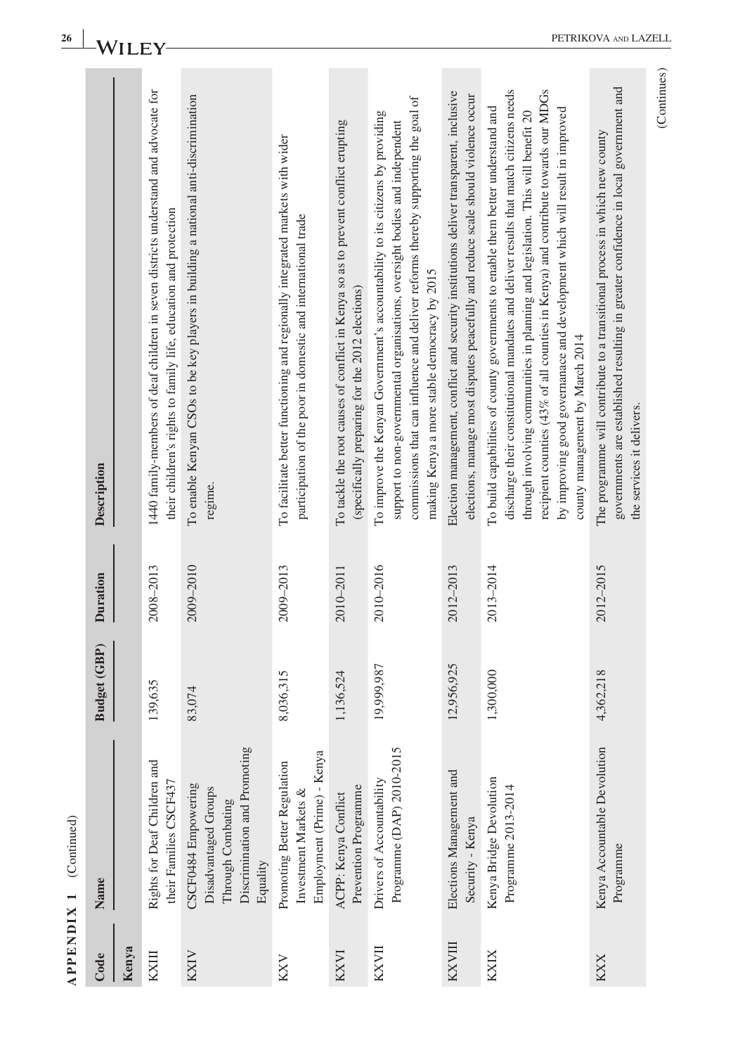**APPENDIX 1** (Continued)

| Code | Name | Budget (GBP) | Duration | Description |
|---|---|---|---|---|
| **Kenya** | | | | |
| KXIII | Rights for Deaf Children and their Families CSCF437 | 139,635 | 2008–2013 | 1440 family-members of deaf children in seven districts understand and advocate for their children's rights to family life, education and protection |
| KXIV | CSCF0484 Empowering Disadvantaged Groups Through Combating Discrimination and Promoting Equality | 83,074 | 2009–2010 | To enable Kenyan CSOs to be key players in building a national anti-discrimination regime. |
| KXV | Promoting Better Regulation Investment Markets & Employment (Prime) - Kenya | 8,036,315 | 2009–2013 | To facilitate better functioning and regionally integrated markets with wider participation of the poor in domestic and international trade |
| KXVI | ACPP: Kenya Conflict Prevention Programme | 1,136,524 | 2010–2011 | To tackle the root causes of conflict in Kenya so as to prevent conflict erupting (specifically preparing for the 2012 elections) |
| KXVII | Drivers of Accountability Programme (DAP) 2010-2015 | 19,999,987 | 2010–2016 | To improve the Kenyan Government's accountability to its citizens by providing support to non-governmental organisations, oversight bodies and independent commissions that can influence and deliver reforms thereby supporting the goal of making Kenya a more stable democracy by 2015 |
| KXVIII | Elections Management and Security - Kenya | 12,956,925 | 2012–2013 | Election management, conflict and security institutions deliver transparent, inclusive elections, manage most disputes peacefully and reduce scale should violence occur |
| KXIX | Kenya Bridge Devolution Programme 2013-2014 | 1,300,000 | 2013–2014 | To build capabilities of county governments to enable them better understand and discharge their constitutional mandates and deliver results that match citizens needs through involving communities in planning and legislation. This will benefit 20 recipient counties (43% of all counties in Kenya) and contribute towards our MDGs by improving good governanace and development which will result in improved county management by March 2014 |
| KXX | Kenya Accountable Devolution Programme | 4,362,218 | 2012–2015 | The programme will contribute to a transitional process in which new county governments are established resulting in greater confidence in local government and the services it delivers. |

(Continues)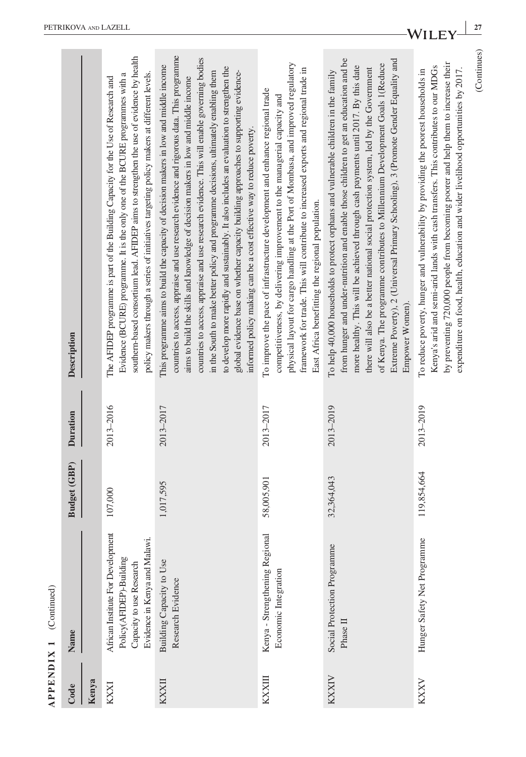**APPENDIX 1** (Continued)

| Code | Name | Budget (GBP) | Duration | Description |
|---|---|---|---|---|
| **Kenya** | | | | |
| KXXI | African Institute For Development Policy(AFIDEP)-Building Capacity to use Research Evidence in Kenya and Malawi. | 107,000 | 2013–2016 | The AFIDEP programme is part of the Building Capacity for the Use of Research and Evidence (BCURE) programme. It is the only one of the BCURE programmes with a southern-based consortium lead. AFIDEP aims to strengthen the use of evidence by health policy makers through a series of initiatives targeting policy makers at different levels. |
| KXXII | Building Capacity to Use Research Evidence | 1,017,595 | 2013–2017 | This programme aims to build the capacity of decision makers in low and middle income countries to access, appraise and use research evidence and rigorous data. This programme aims to build the skills and knowledge of decision makers in low and middle income countries to access, appraise and use research evidence. This will enable governing bodies in the South to make better policy and programme decisions, ultimately enabling them to develop more rapidly and sustainably. It also includes an evaluation to strengthen the global evidence base on whether capacity building approaches to supporting evidence-informed policy making can be a cost effective way to reduce poverty. |
| KXXIII | Kenya - Strengthening Regional Economic Integration | 58,005,901 | 2013–2017 | To improve the pace of infrastructure development and enhance regional trade competitiveness, by delivering improvement to the managerial capacity and physical layout for cargo handling at the Port of Mombasa, and improved regulatory framework for trade. This will contribute to increased exports and regional trade in East Africa benefitting the regional population. |
| KXXIV | Social Protection Programme Phase II | 32,364,043 | 2013–2019 | To help 40,000 households to protect orphans and vulnerable children in the family from hunger and under-nutrition and enable those children to get an education and be more healthy. This will be achieved through cash payments until 2017. By this date there will also be a better national social protection system, led by the Government of Kenya. The programme contributes to Millennium Development Goals 1(Reduce Extreme Poverty), 2 (Universal Primary Schooling), 3 (Promote Gender Equality and Empower Women). |
| KXXV | Hunger Safety Net Programme | 119,854,664 | 2013–2019 | To reduce poverty, hunger and vulnerability by providing the poorest households in Kenya's arid and semi-arid lands with cash transfers. This contributes to our MDGs by preventing 720,000 people from becoming poorer and help them to increase their expenditure on food, health, education and wider livelihood opportunities by 2017. |

(Continues)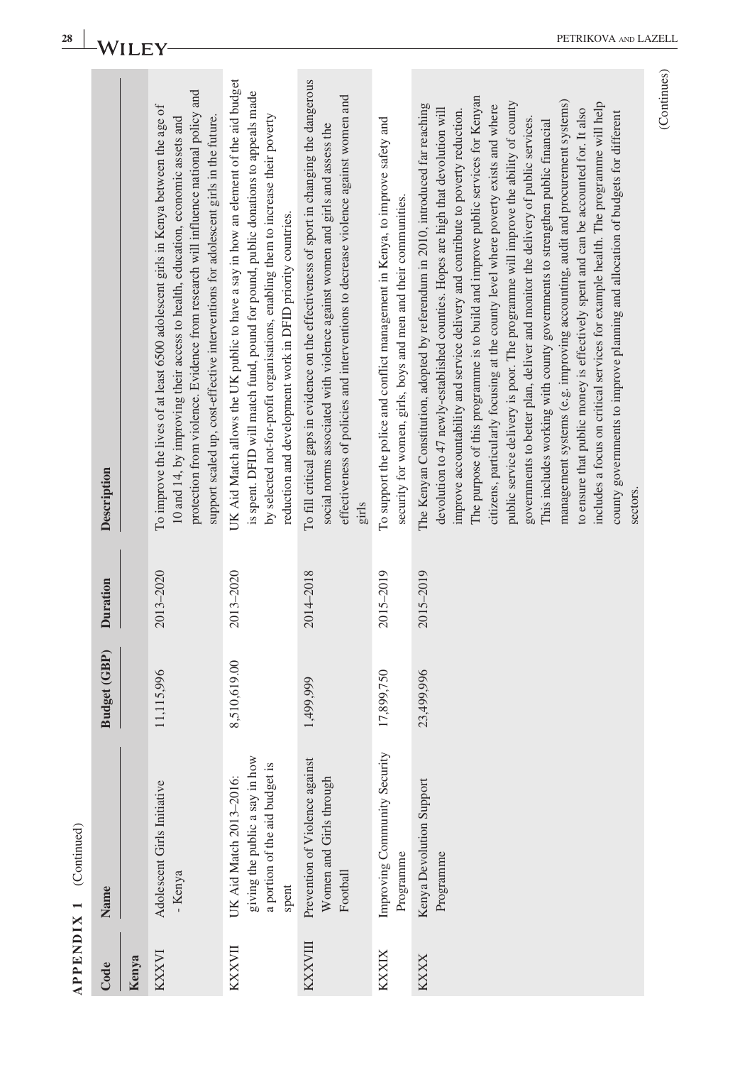**APPENDIX 1** (Continued)

| Code | Name | Budget (GBP) | Duration | Description |
|---|---|---|---|---|
| **Kenya** | | | | |
| KXXVI | Adolescent Girls Initiative - Kenya | 11,115,996 | 2013–2020 | To improve the lives of at least 6500 adolescent girls in Kenya between the age of 10 and 14, by improving their access to health, education, economic assets and protection from violence. Evidence from research will influence national policy and support scaled up, cost-effective interventions for adolescent girls in the future. |
| KXXVII | UK Aid Match 2013–2016: giving the public a say in how a portion of the aid budget is spent | 8,510,619.00 | 2013–2020 | UK Aid Match allows the UK public to have a say in how an element of the aid budget is spent. DFID will match fund, pound for pound, public donations to appeals made by selected not-for-profit organisations, enabling them to increase their poverty reduction and development work in DFID priority countries. |
| KXXVIII | Prevention of Violence against Women and Girls through Football | 1,499,999 | 2014–2018 | To fill critical gaps in evidence on the effectiveness of sport in changing the dangerous social norms associated with violence against women and girls and assess the effectiveness of policies and interventions to decrease violence against women and girls |
| KXXIX | Improving Community Security Programme | 17,899,750 | 2015–2019 | To support the police and conflict management in Kenya, to improve safety and security for women, girls, boys and men and their communities. |
| KXXX | Kenya Devolution Support Programme | 23,499,996 | 2015–2019 | The Kenyan Constitution, adopted by referendum in 2010, introduced far reaching devolution to 47 newly-established counties. Hopes are high that devolution will improve accountability and service delivery and contribute to poverty reduction. The purpose of this programme is to build and improve public services for Kenyan citizens, particularly focusing at the county level where poverty exists and where public service delivery is poor. The programme will improve the ability of county governments to better plan, deliver and monitor the delivery of public services. This includes working with county governments to strengthen public financial management systems (e.g. improving accounting, audit and procurement systems) to ensure that public money is effectively spent and can be accounted for. It also includes a focus on critical services for example health. The programme will help county governments to improve planning and allocation of budgets for different sectors. |

(Continues)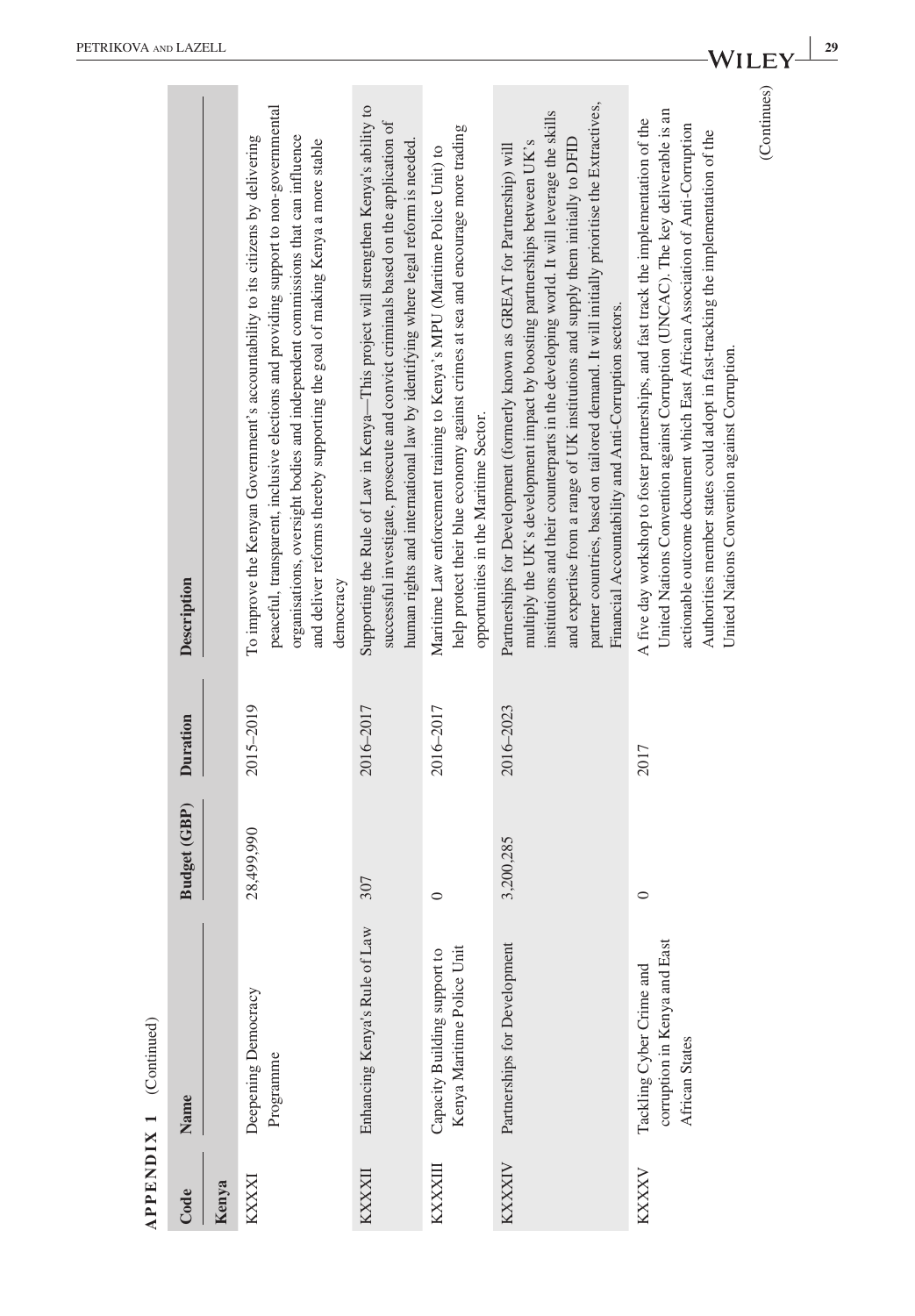**APPENDIX 1** (Continued)

| Code | Name | Budget (GBP) | Duration | Description |
|---|---|---|---|---|
| **Kenya** | | | | |
| KXXXI | Deepening Democracy Programme | 28,499,990 | 2015–2019 | To improve the Kenyan Government's accountability to its citizens by delivering peaceful, transparent, inclusive elections and providing support to non-governmental organisations, oversight bodies and independent commissions that can influence and deliver reforms thereby supporting the goal of making Kenya a more stable democracy |
| KXXXII | Enhancing Kenya's Rule of Law | 307 | 2016–2017 | Supporting the Rule of Law in Kenya—This project will strengthen Kenya's ability to successful investigate, prosecute and convict criminals based on the application of human rights and international law by identifying where legal reform is needed. |
| KXXXIII | Capacity Building support to Kenya Maritime Police Unit | 0 | 2016–2017 | Maritime Law enforcement training to Kenya's MPU (Maritime Police Unit) to help protect their blue economy against crimes at sea and encourage more trading opportunities in the Maritime Sector. |
| KXXXIV | Partnerships for Development | 3,200,285 | 2016–2023 | Partnerships for Development (formerly known as GREAT for Partnership) will multiply the UK's development impact by boosting partnerships between UK's institutions and their counterparts in the developing world. It will leverage the skills and expertise from a range of UK institutions and supply them initially to DFID partner countries, based on tailored demand. It will initially prioritise the Extractives, Financial Accountability and Anti-Corruption sectors. |
| KXXXV | Tackling Cyber Crime and corruption in Kenya and East African States | 0 | 2017 | A five day workshop to foster partnerships, and fast track the implementation of the United Nations Convention against Corruption (UNCAC). The key deliverable is an actionable outcome document which East African Association of Anti-Corruption Authorities member states could adopt in fast-tracking the implementation of the United Nations Convention against Corruption. |

(Continues)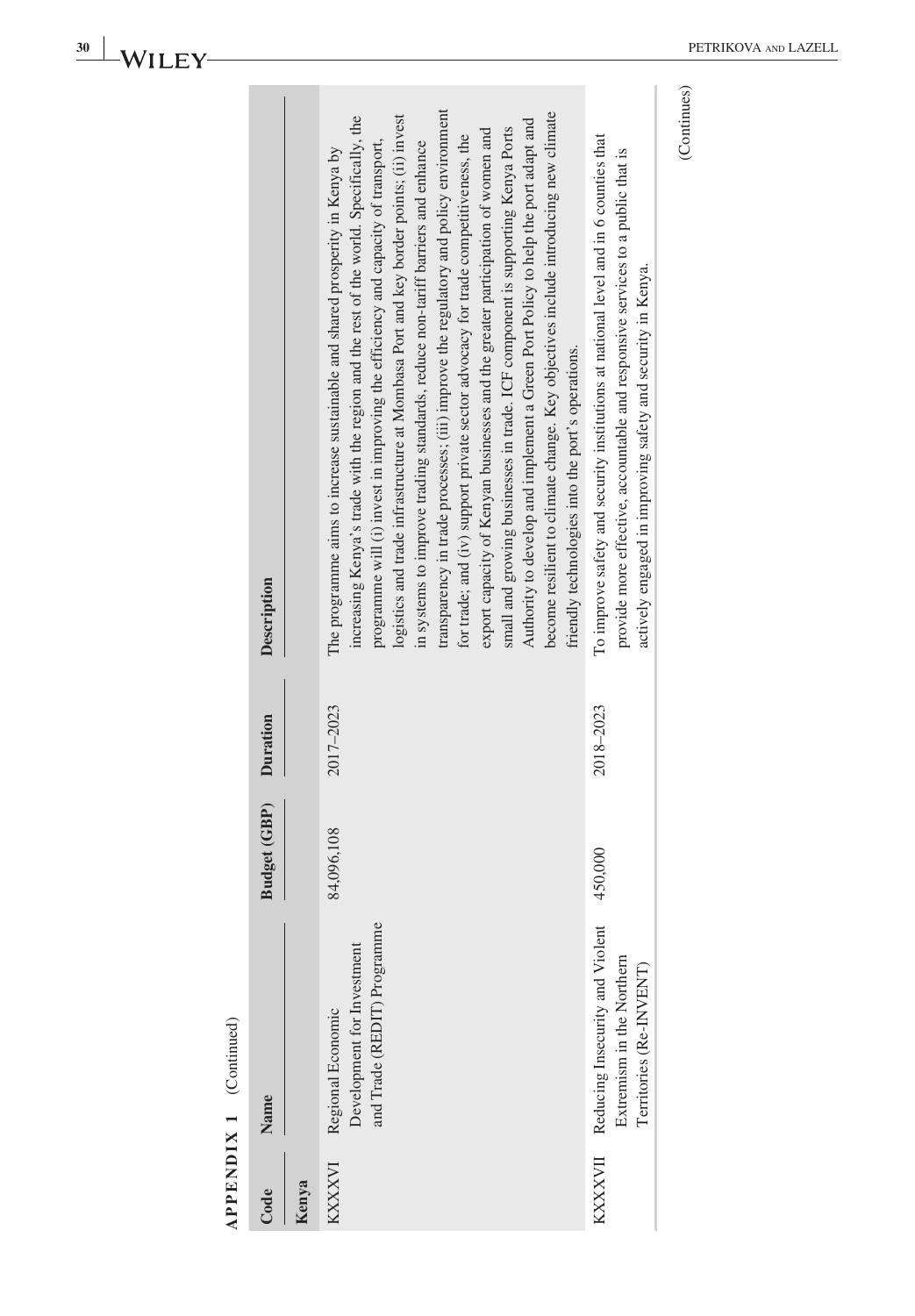**APPENDIX 1** (Continued)

| Code | Name | Budget (GBP) | Duration | Description |
|---|---|---|---|---|
| **Kenya** | | | | |
| KXXXVI | Regional Economic Development for Investment and Trade (REDIT) Programme | 84,096,108 | 2017–2023 | The programme aims to increase sustainable and shared prosperity in Kenya by increasing Kenya's trade with the region and the rest of the world. Specifically, the programme will (i) invest in improving the efficiency and capacity of transport, logistics and trade infrastructure at Mombasa Port and key border points; (ii) invest in systems to improve trading standards, reduce non-tariff barriers and enhance transparency in trade processes; (iii) improve the regulatory and policy environment for trade; and (iv) support private sector advocacy for trade competitiveness, the export capacity of Kenyan businesses and the greater participation of women and small and growing businesses in trade. ICF component is supporting Kenya Ports Authority to develop and implement a Green Port Policy to help the port adapt and become resilient to climate change. Key objectives include introducing new climate friendly technologies into the port's operations. |
| KXXXVII | Reducing Insecurity and Violent Extremism in the Northern Territories (Re-INVENT) | 450,000 | 2018–2023 | To improve safety and security institutions at national level and in 6 counties that provide more effective, accountable and responsive services to a public that is actively engaged in improving safety and security in Kenya. |

(Continues)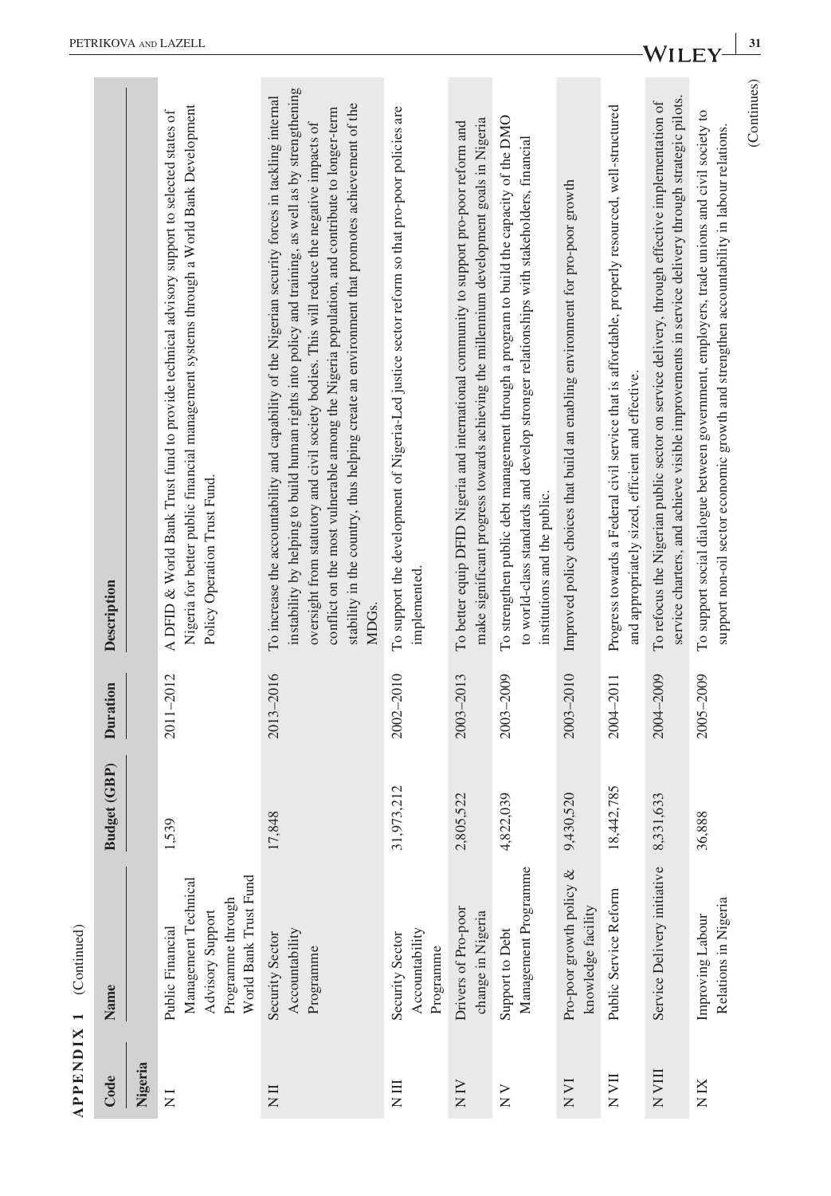**APPENDIX 1** (Continued)

| Code | Name | Budget (GBP) | Duration | Description |
|---|---|---|---|---|
| **Nigeria** | | | | |
| N I | Public Financial Management Technical Advisory Support Programme through World Bank Trust Fund | 1,539 | 2011–2012 | A DFID & World Bank Trust fund to provide technical advisory support to selected states of Nigeria for better public financial management systems through a World Bank Development Policy Operation Trust Fund. |
| N II | Security Sector Accountability Programme | 17,848 | 2013–2016 | To increase the accountability and capability of the Nigerian security forces in tackling internal instability by helping to build human rights into policy and training, as well as by strengthening oversight from statutory and civil society bodies. This will reduce the negative impacts of conflict on the most vulnerable among the Nigeria population, and contribute to longer-term stability in the country, thus helping create an environment that promotes achievement of the MDGs. |
| N III | Security Sector Accountability Programme | 31,973,212 | 2002–2010 | To support the development of Nigeria-Led justice sector reform so that pro-poor policies are implemented. |
| N IV | Drivers of Pro-poor change in Nigeria | 2,805,522 | 2003–2013 | To better equip DFID Nigeria and international community to support pro-poor reform and make significant progress towards achieving the millennium development goals in Nigeria |
| N V | Support to Debt Management Programme | 4,822,039 | 2003–2009 | To strengthen public debt management through a program to build the capacity of the DMO to world-class standards and develop stronger relationships with stakeholders, financial institutions and the public. |
| N VI | Pro-poor growth policy & knowledge facility | 9,430,520 | 2003–2010 | Improved policy choices that build an enabling environment for pro-poor growth |
| N VII | Public Service Reform | 18,442,785 | 2004–2011 | Progress towards a Federal civil service that is affordable, properly resourced, well-structured and appropriately sized, efficient and effective. |
| N VIII | Service Delivery initiative | 8,331,633 | 2004–2009 | To refocus the Nigerian public sector on service delivery, through effective implementation of service charters, and achieve visible improvements in service delivery through strategic pilots. |
| N IX | Improving Labour Relations in Nigeria | 36,888 | 2005–2009 | To support social dialogue between government, employers, trade unions and civil society to support non-oil sector economic growth and strengthen accountability in labour relations. |

(Continues)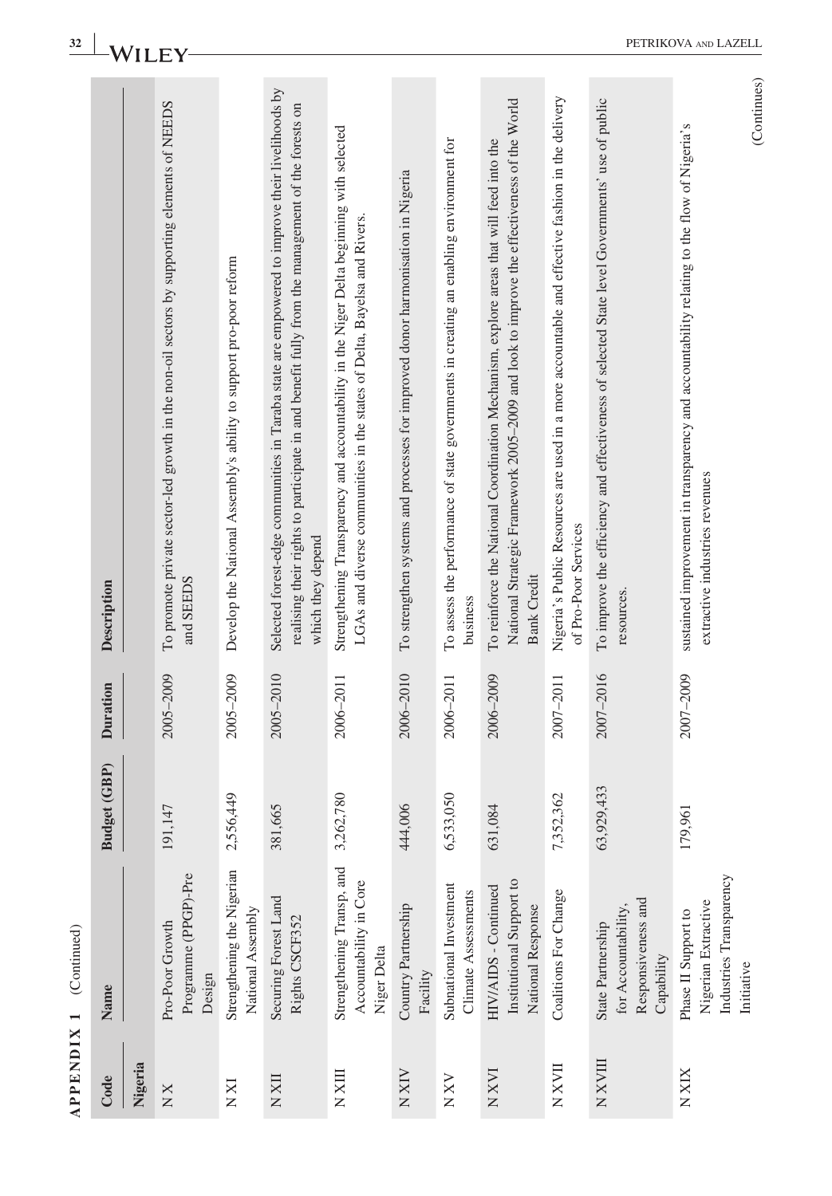**APPENDIX 1** (Continued)

| Code | Name | Budget (GBP) | Duration | Description |
|---|---|---|---|---|
| **Nigeria** | | | | |
| N X | Pro-Poor Growth Programme (PPGP)-Pre Design | 191,147 | 2005–2009 | To promote private sector-led growth in the non-oil sectors by supporting elements of NEEDS and SEEDS |
| N XI | Strengthening the Nigerian National Assembly | 2,556,449 | 2005–2009 | Develop the National Assembly's ability to support pro-poor reform |
| N XII | Securing Forest Land Rights CSCF352 | 381,665 | 2005–2010 | Selected forest-edge communities in Taraba state are empowered to improve their livelihoods by realising their rights to participate in and benefit fully from the management of the forests on which they depend |
| N XIII | Strengthening Transp. and Accountability in Core Niger Delta | 3,262,780 | 2006–2011 | Strengthening Transparency and accountability in the Niger Delta beginning with selected LGAs and diverse communities in the states of Delta, Bayelsa and Rivers. |
| N XIV | Country Partnership Facility | 444,006 | 2006–2010 | To strengthen systems and processes for improved donor harmonisation in Nigeria |
| N XV | Subnational Investment Climate Assessments | 6,533,050 | 2006–2011 | To assess the performance of state governments in creating an enabling environment for business |
| N XVI | HIV/AIDS - Continued Institutional Support to National Response | 631,084 | 2006–2009 | To reinforce the National Coordination Mechanism, explore areas that will feed into the National Strategic Framework 2005–2009 and look to improve the effectiveness of the World Bank Credit |
| N XVII | Coalitions For Change | 7,352,362 | 2007–2011 | Nigeria's Public Resources are used in a more accountable and effective fashion in the delivery of Pro-Poor Services |
| N XVIII | State Partnership for Accountability, Responsiveness and Capability | 63,929,433 | 2007–2016 | To improve the efficiency and effectiveness of selected State level Governments' use of public resources. |
| N XIX | Phase II Support to Nigerian Extractive Industries Transparency Initiative | 179,961 | 2007–2009 | sustained improvement in transparency and accountability relating to the flow of Nigeria's extractive industries revenues |

(Continues)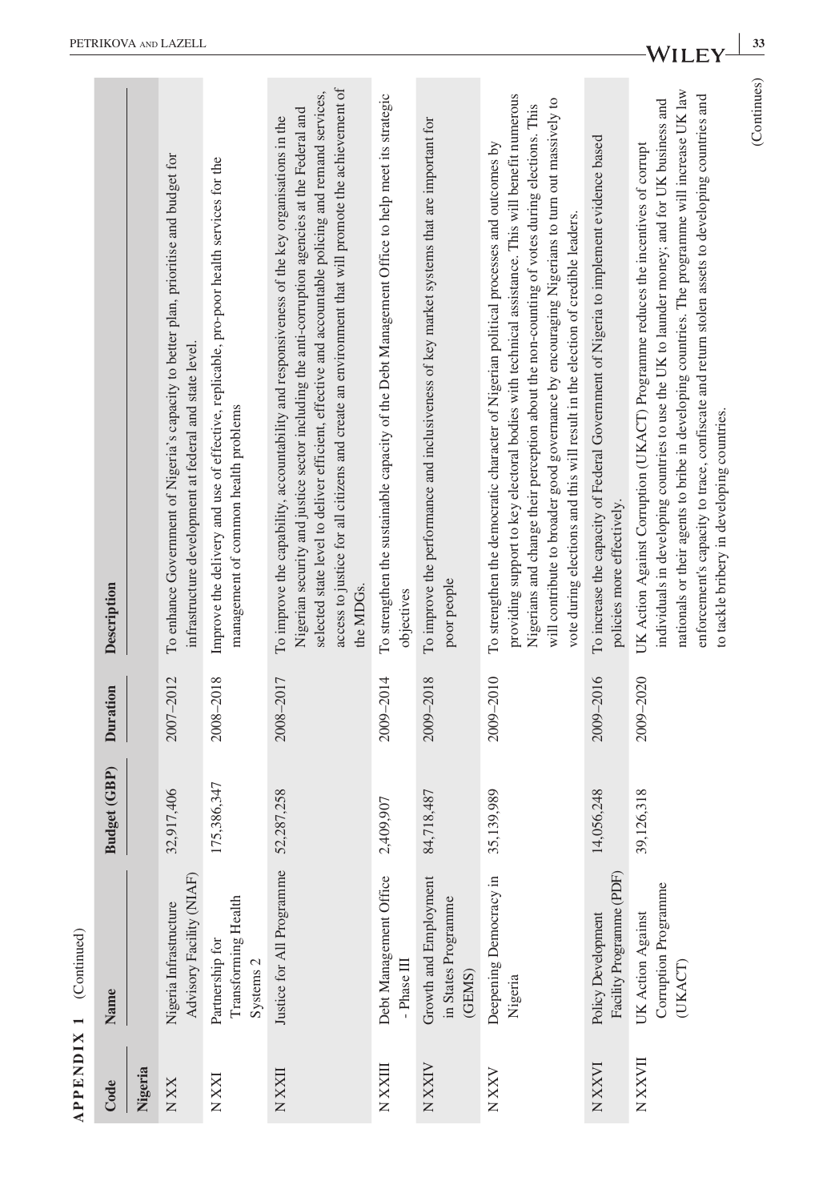**APPENDIX 1** (Continued)

| Code | Name | Budget (GBP) | Duration | Description |
|---|---|---|---|---|
| **Nigeria** | | | | |
| N XX | Nigeria Infrastructure Advisory Facility (NIAF) | 32,917,406 | 2007–2012 | To enhance Government of Nigeria's capacity to better plan, prioritise and budget for infrastructure development at federal and state level. |
| N XXI | Partnership for Transforming Health Systems 2 | 175,386,347 | 2008–2018 | Improve the delivery and use of effective, replicable, pro-poor health services for the management of common health problems |
| N XXII | Justice for All Programme | 52,287,258 | 2008–2017 | To improve the capability, accountability and responsiveness of the key organisations in the Nigerian security and justice sector including the anti-corruption agencies at the Federal and selected state level to deliver efficient, effective and accountable policing and remand services, access to justice for all citizens and create an environment that will promote the achievement of the MDGs. |
| N XXIII | Debt Management Office - Phase III | 2,409,907 | 2009–2014 | To strengthen the sustainable capacity of the Debt Management Office to help meet its strategic objectives |
| N XXIV | Growth and Employment in States Programme (GEMS) | 84,718,487 | 2009–2018 | To improve the performance and inclusiveness of key market systems that are important for poor people |
| N XXV | Deepening Democracy in Nigeria | 35,139,989 | 2009–2010 | To strengthen the democratic character of Nigerian political processes and outcomes by providing support to key electoral bodies with technical assistance. This will benefit numerous Nigerians and change their perception about the non-counting of votes during elections. This will contribute to broader good governance by encouraging Nigerians to turn out massively to vote during elections and this will result in the election of credible leaders. |
| N XXVI | Policy Development Facility Programme (PDF) | 14,056,248 | 2009–2016 | To increase the capacity of Federal Government of Nigeria to implement evidence based policies more effectively. |
| N XXVII | UK Action Against Corruption Programme (UKACT) | 39,126,318 | 2009–2020 | UK Action Against Corruption (UKACT) Programme reduces the incentives of corrupt individuals in developing countries to use the UK to launder money; and for UK business and nationals or their agents to bribe in developing countries. The programme will increase UK law enforcement's capacity to trace, confiscate and return stolen assets to developing countries and to tackle bribery in developing countries. |

(Continues)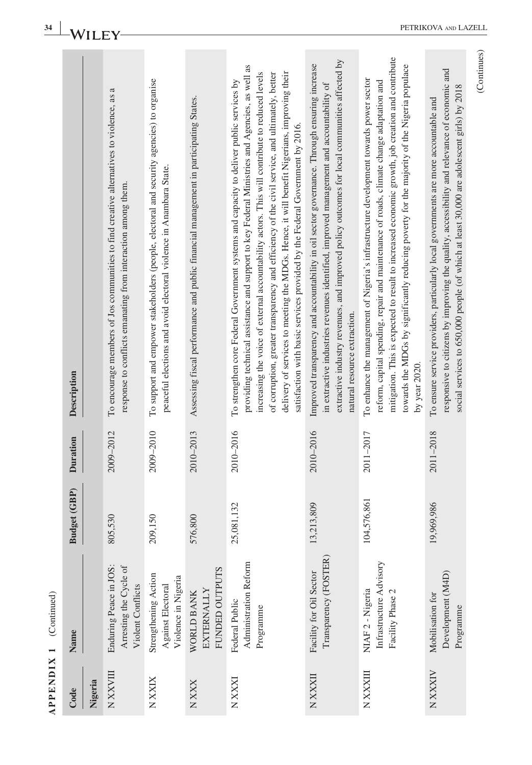**APPENDIX 1** (Continued)

| Code | Name | Budget (GBP) | Duration | Description |
|---|---|---|---|---|
| **Nigeria** | | | | |
| N XXVIII | Enduring Peace in JOS: Arresting the Cycle of Violent Conflicts | 805,530 | 2009–2012 | To encourage members of Jos communities to find creative alternatives to violence, as a response to conflicts emanating from interaction among them. |
| N XXIX | Strengthening Action Against Electoral Violence in Nigeria | 209,150 | 2009–2010 | To support and empower stakeholders (people, electoral and security agencies) to organise peaceful elections and avoid electoral violence in Anambara State. |
| N XXX | WORLD BANK EXTERNALLY FUNDED OUTPUTS | 576,800 | 2010–2013 | Assessing fiscal performance and public financial management in participating States. |
| N XXXI | Federal Public Administration Reform Programme | 25,081,132 | 2010–2016 | To strengthen core Federal Government systems and capacity to deliver public services by providing technical assistance and support to key Federal Ministries and Agencies, as well as increasing the voice of external accountability actors. This will contribute to reduced levels of corruption, greater transparency and efficiency of the civil service, and ultimately, better delivery of services to meeting the MDGs. Hence, it will benefit Nigerians, improving their satisfaction with basic services provided by the Federal Government by 2016. |
| N XXXII | Facility for Oil Sector Transparency (FOSTER) | 13,213,809 | 2010–2016 | Improved transparency and accountability in oil sector governance. Through ensuring increase in extractive industries revenues identified, improved management and accountability of extractive industry revenues, and improved policy outcomes for local communities affected by natural resource extraction. |
| N XXXIII | NIAF 2 - Nigeria Infrastructure Advisory Facility Phase 2 | 104,576,861 | 2011–2017 | To enhance the management of Nigeria's infrastructure development towards power sector reform, capital spending, repair and maintenance of roads, climate change adaptation and mitigation. This is expected to result to increased economic growth, job creation and contribute towards the MDGs by significantly reducing poverty for the majority of the Nigeria populace by year 2020. |
| N XXXIV | Mobilisation for Development (M4D) Programme | 19,969,986 | 2011–2018 | To ensure service providers, particularly local governments are more accountable and responsive to citizens by improving the quality, accessibility and relevance of economic and social services to 650,000 people (of which at least 30,000 are adolescent girls) by 2018 |

(Continues)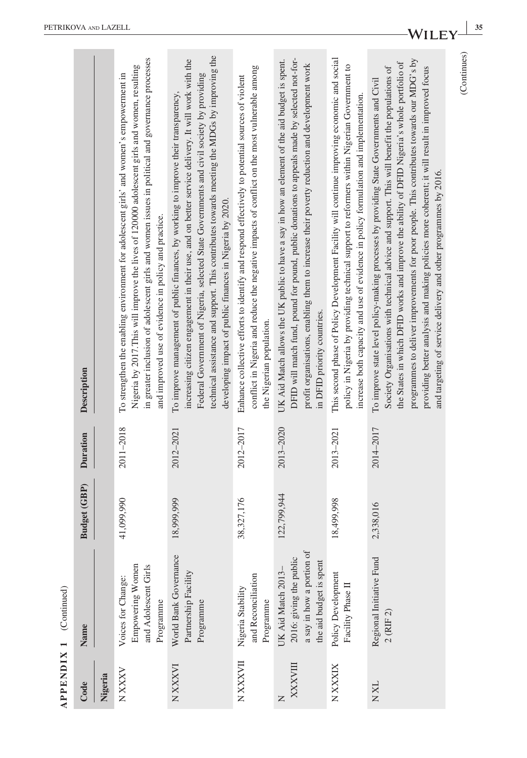**APPENDIX 1** (Continued)

| Code | Name | Budget (GBP) | Duration | Description |
|---|---|---|---|---|
| **Nigeria** | | | | |
| N XXXV | Voices for Change: Empowering Women and Adolescent Girls Programme | 41,099,990 | 2011–2018 | To strengthen the enabling environment for adolescent girls' and women's empowerment in Nigeria by 2017. This will improve the lives of 120000 adolescent girls and women, resulting in greater inclusion of adolescent girls and women issues in political and governance processes and improved use of evidence in policy and practice. |
| N XXXVI | World Bank Governance Partnership Facility Programme | 18,999,999 | 2012–2021 | To improve management of public finances, by working to improve their transparency, increasing citizen engagement in their use, and on better service delivery. It will work with the Federal Government of Nigeria, selected State Governments and civil society by providing technical assistance and support. This contributes towards meeting the MDGs by improving the developing impact of public finances in Nigeria by 2020. |
| N XXXVII | Nigeria Stability and Reconciliation Programme | 38,327,176 | 2012–2017 | Enhance collective efforts to identify and respond effectively to potential sources of violent conflict in Nigeria and reduce the negative impacts of conflict on the most vulnerable among the Nigerian population. |
| N XXXVIII | UK Aid Match 2013–2016: giving the public a say in how a portion of the aid budget is spent | 122,799,944 | 2013–2020 | UK Aid Match allows the UK public to have a say in how an element of the aid budget is spent. DFID will match fund, pound for pound, public donations to appeals made by selected not-for-profit organisations, enabling them to increase their poverty reduction and development work in DFID priority countries. |
| N XXXIX | Policy Development Facility Phase II | 18,499,998 | 2013–2021 | This second phase of Policy Development Facility will continue improving economic and social policy in Nigeria by providing technical support to reformers within Nigerian Government to increase both capacity and use of evidence in policy formulation and implementation. |
| N XL | Regional Initiative Fund 2 (RIF 2) | 2,338,016 | 2014–2017 | To improve state level policy-making processes by providing State Governments and Civil Society Organisations with technical advice and support. This will benefit the populations of the States in which DFID works and improve the ability of DFID Nigeria's whole portfolio of programmes to deliver improvements for poor people. This contributes towards our MDG's by providing better analysis and making policies more coherent; it will result in improved focus and targeting of service delivery and other programmes by 2016. |

(Continues)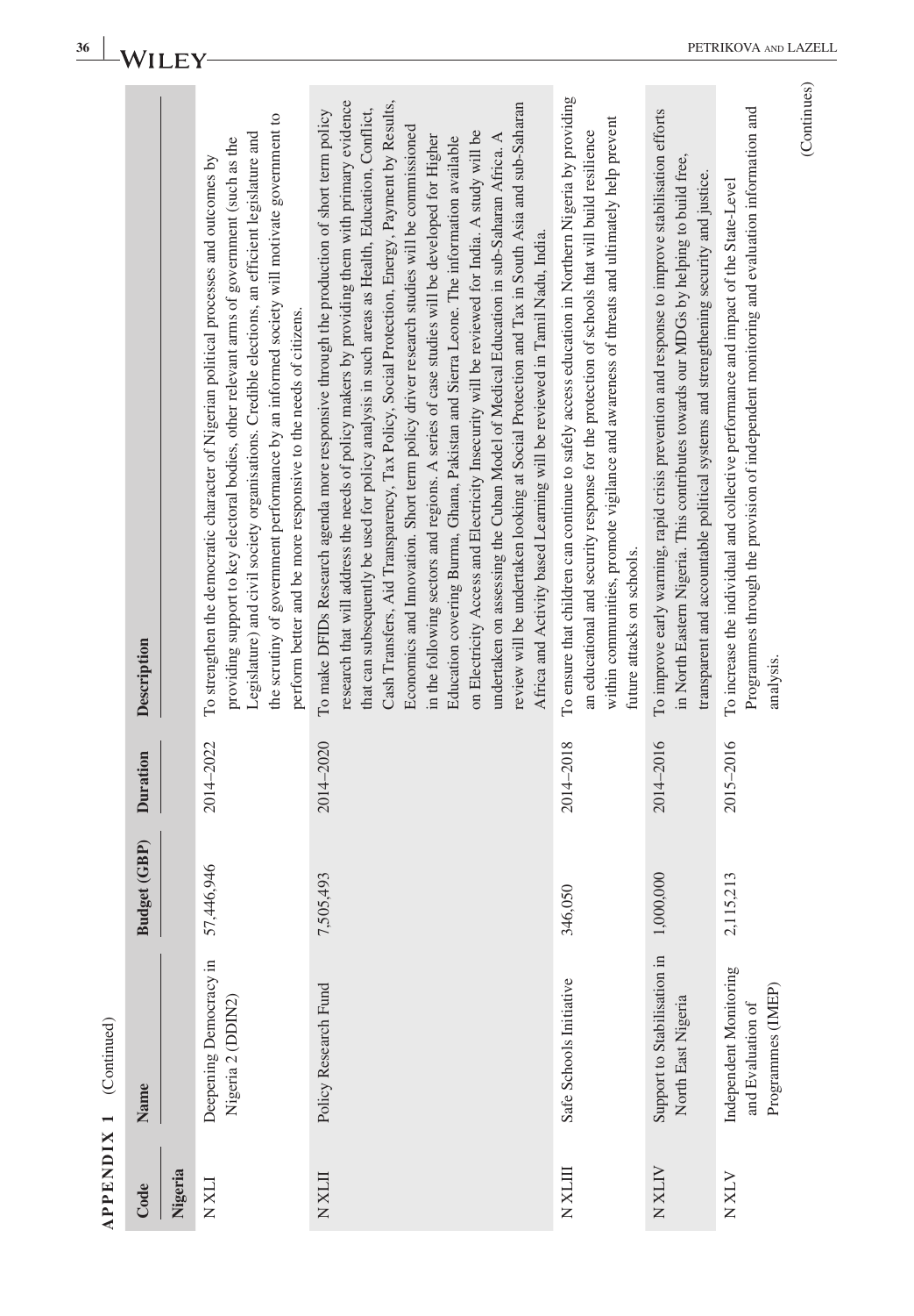**APPENDIX 1** (Continued)

| Code | Name | Budget (GBP) | Duration | Description |
|---|---|---|---|---|
| **Nigeria** | | | | |
| N XLI | Deepening Democracy in Nigeria 2 (DDIN2) | 57,446,946 | 2014–2022 | To strengthen the democratic character of Nigerian political processes and outcomes by providing support to key electoral bodies, other relevant arms of government (such as the Legislature) and civil society organisations. Credible elections, an efficient legislature and the scrutiny of government performance by an informed society will motivate government to perform better and be more responsive to the needs of citizens. |
| N XLII | Policy Research Fund | 7,505,493 | 2014–2020 | To make DFIDs Research agenda more responsive through the production of short term policy research that will address the needs of policy makers by providing them with primary evidence that can subsequently be used for policy analysis in such areas as Health, Education, Conflict, Cash Transfers, Aid Transparency, Tax Policy, Social Protection, Energy, Payment by Results, Economics and Innovation. Short term policy driver research studies will be commissioned in the following sectors and regions. A series of case studies will be developed for Higher Education covering Burma, Ghana, Pakistan and Sierra Leone. The information available on Electricity Access and Electricity Insecurity will be reviewed for India. A study will be undertaken on assessing the Cuban Model of Medical Education in sub-Saharan Africa. A review will be undertaken looking at Social Protection and Tax in South Asia and sub-Saharan Africa and Activity based Learning will be reviewed in Tamil Nadu, India. |
| N XLIII | Safe Schools Initiative | 346,050 | 2014–2018 | To ensure that children can continue to safely access education in Northern Nigeria by providing an educational and security response for the protection of schools that will build resilience within communities, promote vigilance and awareness of threats and ultimately help prevent future attacks on schools. |
| N XLIV | Support to Stabilisation in North East Nigeria | 1,000,000 | 2014–2016 | To improve early warning, rapid crisis prevention and response to improve stabilisation efforts in North Eastern Nigeria. This contributes towards our MDGs by helping to build free, transparent and accountable political systems and strengthening security and justice. |
| N XLV | Independent Monitoring and Evaluation of Programmes (IMEP) | 2,115,213 | 2015–2016 | To increase the individual and collective performance and impact of the State-Level Programmes through the provision of independent monitoring and evaluation information and analysis. |

(Continues)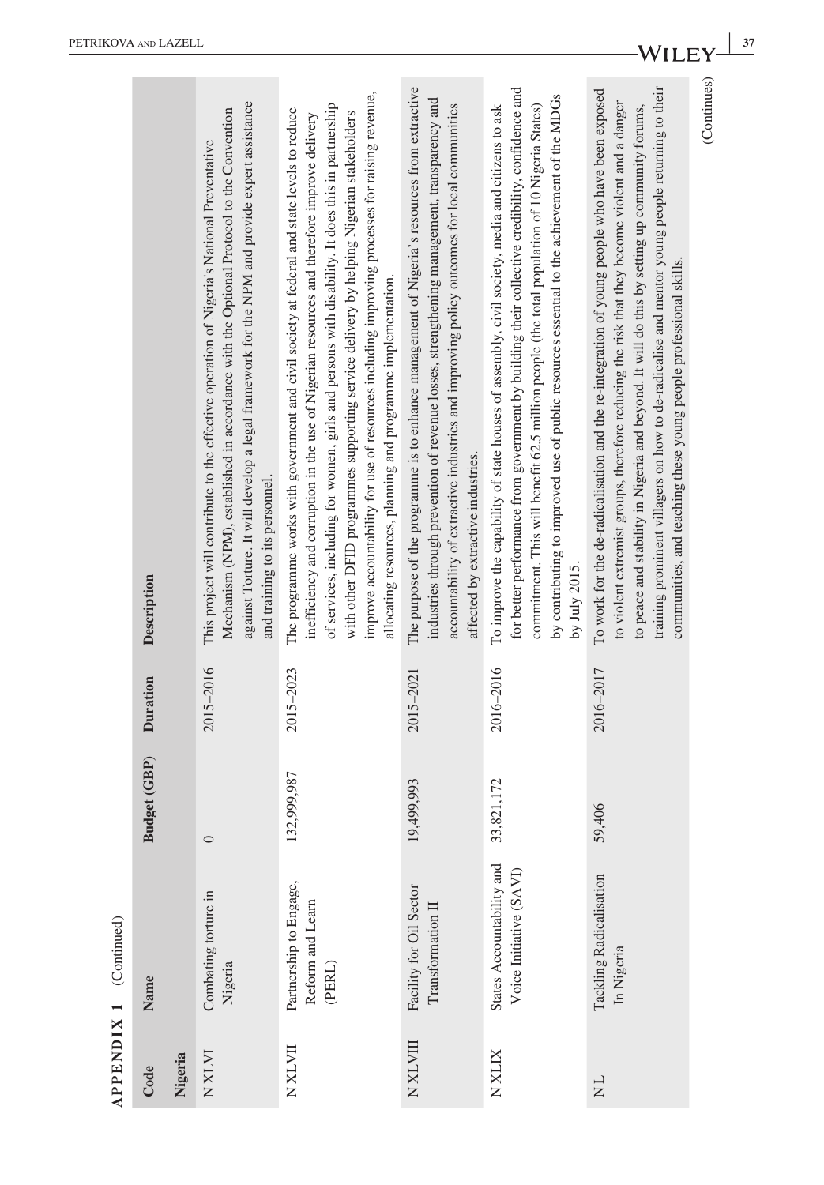**APPENDIX 1** (Continued)

| Code | Name | Budget (GBP) | Duration | Description |
|---|---|---|---|---|
| **Nigeria** | | | | |
| N XLVI | Combating torture in Nigeria | 0 | 2015–2016 | This project will contribute to the effective operation of Nigeria's National Preventative Mechanism (NPM), established in accordance with the Optional Protocol to the Convention against Torture. It will develop a legal framework for the NPM and provide expert assistance and training to its personnel. |
| N XLVII | Partnership to Engage, Reform and Learn (PERL) | 132,999,987 | 2015–2023 | The programme works with government and civil society at federal and state levels to reduce inefficiency and corruption in the use of Nigerian resources and therefore improve delivery of services, including for women, girls and persons with disability. It does this in partnership with other DFID programmes supporting service delivery by helping Nigerian stakeholders improve accountability for use of resources including improving processes for raising revenue, allocating resources, planning and programme implementation. |
| N XLVIII | Facility for Oil Sector Transformation II | 19,499,993 | 2015–2021 | The purpose of the programme is to enhance management of Nigeria's resources from extractive industries through prevention of revenue losses, strengthening management, transparency and accountability of extractive industries and improving policy outcomes for local communities affected by extractive industries. |
| N XLIX | States Accountability and Voice Initiative (SAVI) | 33,821,172 | 2016–2016 | To improve the capability of state houses of assembly, civil society, media and citizens to ask for better performance from government by building their collective credibility, confidence and commitment. This will benefit 62.5 million people (the total population of 10 Nigeria States) by contributing to improved use of public resources essential to the achievement of the MDGs by July 2015. |
| N L | Tackling Radicalisation In Nigeria | 59,406 | 2016–2017 | To work for the de-radicalisation and the re-integration of young people who have been exposed to violent extremist groups, therefore reducing the risk that they become violent and a danger to peace and stability in Nigeria and beyond. It will do this by setting up community forums, training prominent villagers on how to de-radicalise and mentor young people returning to their communities, and teaching these young people professional skills. |

(Continues)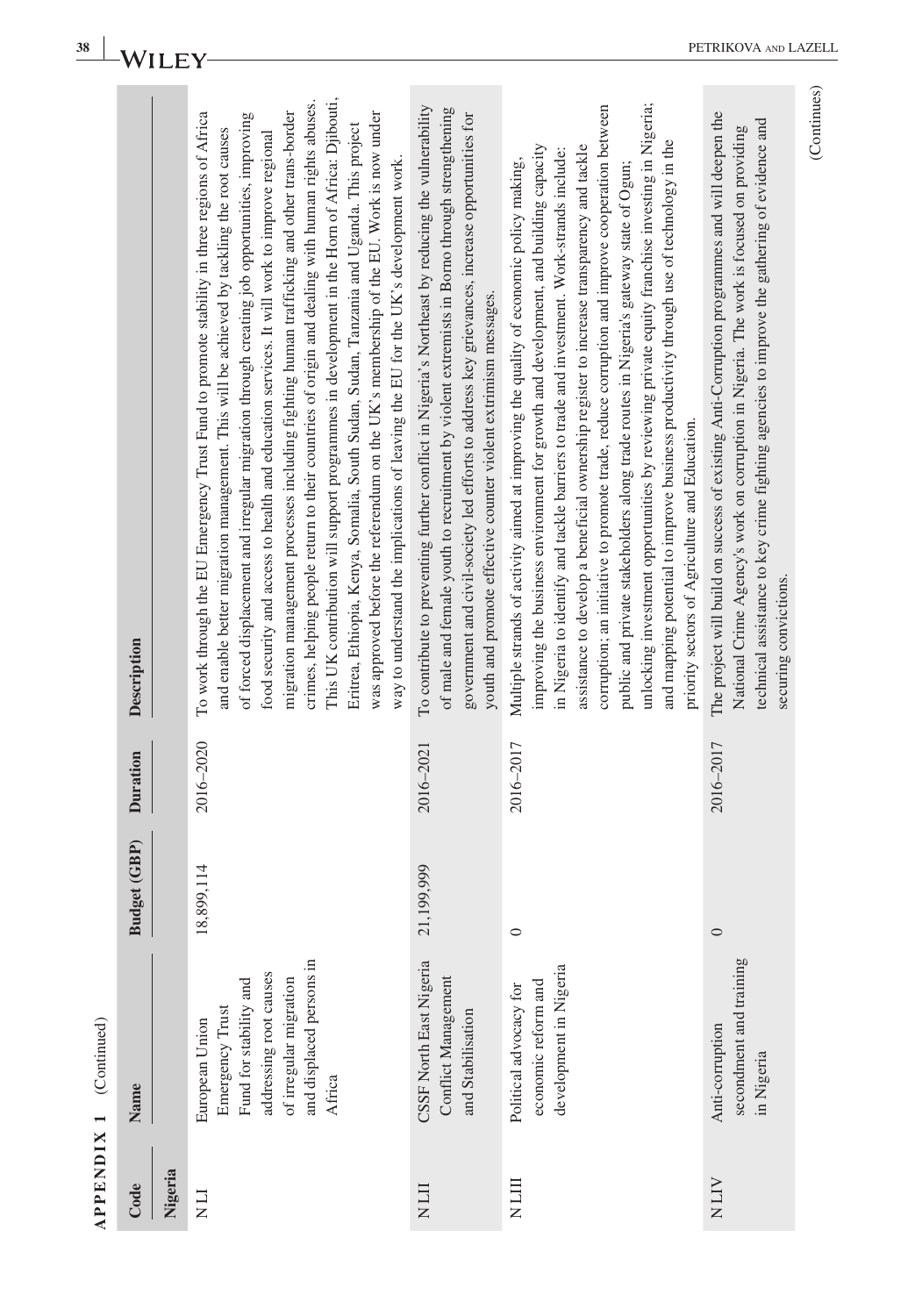**APPENDIX 1** (Continued)

| Code | Name | Budget (GBP) | Duration | Description |
|---|---|---|---|---|
| **Nigeria** | | | | |
| N LI | European Union Emergency Trust Fund for stability and addressing root causes of irregular migration and displaced persons in Africa | 18,899,114 | 2016–2020 | To work through the EU Emergency Trust Fund to promote stability in three regions of Africa and enable better migration management. This will be achieved by tackling the root causes of forced displacement and irregular migration through creating job opportunities, improving food security and access to health and education services. It will work to improve regional migration management processes including fighting human trafficking and other trans-border crimes, helping people return to their countries of origin and dealing with human rights abuses. This UK contribution will support programmes in development in the Horn of Africa: Djibouti, Eritrea, Ethiopia, Kenya, Somalia, South Sudan, Sudan, Tanzania and Uganda. This project was approved before the referendum on the UK's membership of the EU. Work is now under way to understand the implications of leaving the EU for the UK's development work. |
| N LII | CSSF North East Nigeria Conflict Management and Stabilisation | 21,199,999 | 2016–2021 | To contribute to preventing further conflict in Nigeria's Northeast by reducing the vulnerability of male and female youth to recruitment by violent extremists in Borno through strengthening government and civil-society led efforts to address key grievances, increase opportunities for youth and promote effective counter violent extrimism messages. |
| N LIII | Political advocacy for economic reform and development in Nigeria | 0 | 2016–2017 | Multiple strands of activity aimed at improving the quality of economic policy making, improving the business environment for growth and development, and building capacity in Nigeria to identify and tackle barriers to trade and investment. Work-strands include: assistance to develop a beneficial ownership register to increase transparency and tackle corruption; an initiative to promote trade, reduce corruption and improve cooperation between public and private stakeholders along trade routes in Nigeria's gateway state of Ogun; unlocking investment opportunities by reviewing private equity franchise investing in Nigeria; and mapping potential to improve business productivity through use of technology in the priority sectors of Agriculture and Education. |
| N LIV | Anti-corruption secondment and training in Nigeria | 0 | 2016–2017 | The project will build on success of existing Anti-Corruption programmes and will deepen the National Crime Agency's work on corruption in Nigeria. The work is focused on providing technical assistance to key crime fighting agencies to improve the gathering of evidence and securing convictions. |

(Continues)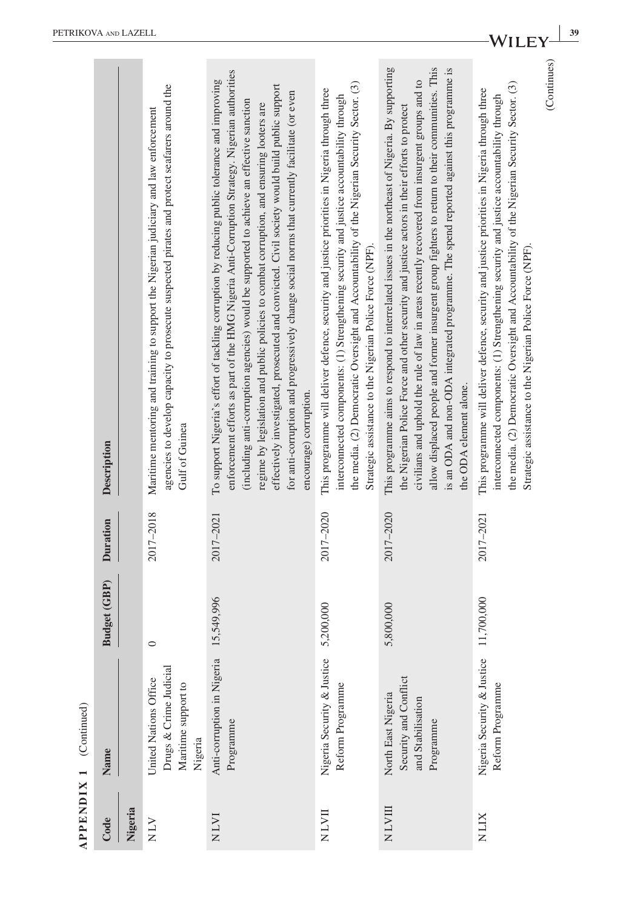**APPENDIX 1** (Continued)

| Code | Name | Budget (GBP) | Duration | Description |
|---|---|---|---|---|
| **Nigeria** | | | | |
| N LV | United Nations Office Drugs & Crime Judicial Maritime support to Nigeria | 0 | 2017–2018 | Maritime mentoring and training to support the Nigerian judiciary and law enforcement agencies to develop capacity to prosecute suspected pirates and protect seafarers around the Gulf of Guinea |
| N LVI | Anti-corruption in Nigeria Programme | 15,549,996 | 2017–2021 | To support Nigeria's effort of tackling corruption by reducing public tolerance and improving enforcement efforts as part of the HMG Nigeria Anti-Corruption Strategy. Nigerian authorities (including anti-corruption agencies) would be supported to achieve an effective sanction regime by legislation and public policies to combat corruption, and ensuring looters are effectively investigated, prosecuted and convicted. Civil society would build public support for anti-corruption and progressively change social norms that currently facilitate (or even encourage) corruption. |
| N LVII | Nigeria Security & Justice Reform Programme | 5,200,000 | 2017–2020 | This programme will deliver defence, security and justice priorities in Nigeria through three interconnected components: (1) Strengthening security and justice accountability through the media. (2) Democratic Oversight and Accountability of the Nigerian Security Sector. (3) Strategic assistance to the Nigerian Police Force (NPF). |
| N LVIII | North East Nigeria Security and Conflict and Stabilisation Programme | 5,800,000 | 2017–2020 | This programme aims to respond to interrelated issues in the northeast of Nigeria. By supporting the Nigerian Police Force and other security and justice actors in their efforts to protect civilians and uphold the rule of law in areas recently recovered from insurgent groups and to allow displaced people and former insurgent group fighters to return to their communities. This is an ODA and non-ODA integrated programme. The spend reported against this programme is the ODA element alone. |
| N LIX | Nigeria Security & Justice Reform Programme | 11,700,000 | 2017–2021 | This programme will deliver defence, security and justice priorities in Nigeria through three interconnected components: (1) Strengthening security and justice accountability through the media. (2) Democratic Oversight and Accountability of the Nigerian Security Sector. (3) Strategic assistance to the Nigerian Police Force (NPF). |

(Continues)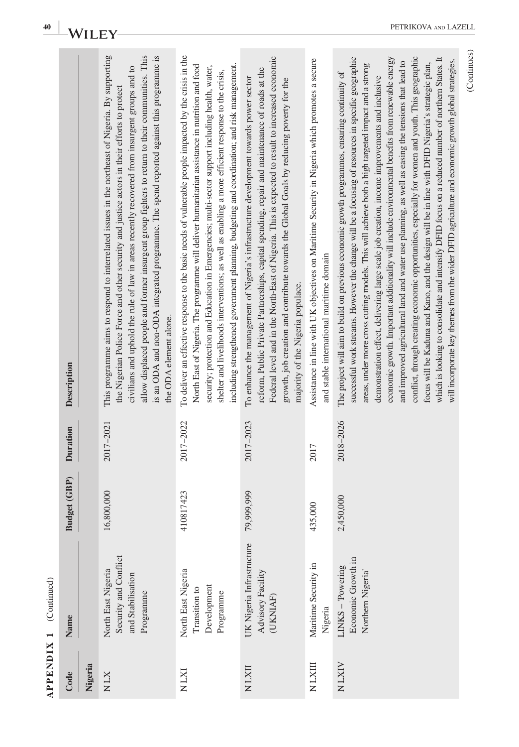**APPENDIX 1** (Continued)

| Code | Name | Budget (GBP) | Duration | Description |
|---|---|---|---|---|
| **Nigeria** | | | | |
| N LX | North East Nigeria Security and Conflict and Stabilisation Programme | 16,800,000 | 2017–2021 | This programme aims to respond to interrelated issues in the northeast of Nigeria. By supporting the Nigerian Police Force and other security and justice actors in their efforts to protect civilians and uphold the rule of law in areas recently recovered from insurgent groups and to allow displaced people and former insurgent group fighters to return to their communities. This is an ODA and non-ODA integrated programme. The spend reported against this programme is the ODA element alone. |
| N LXI | North East Nigeria Transition to Development Programme | 410817423 | 2017–2022 | To deliver an effective response to the basic needs of vulnerable people impacted by the crisis in the North East of Nigeria. The programme will deliver humanitarian assistance in nutrition and food security; protection and Education in Emergencies; multi-sector support including health, water, shelter and livelihoods interventions; as well as enabling a more efficient response to the crisis, including strengthened government planning, budgeting and coordination; and risk management. |
| N LXII | UK Nigeria Infrastructure Advisory Facility (UKNIAF) | 79,999,999 | 2017–2023 | To enhance the management of Nigeria's infrastructure development towards power sector reform, Public Private Partnerships, capital spending, repair and maintenance of roads at the Federal level and in the North-East of Nigeria. This is expected to result to increased economic growth, job creation and contribute towards the Global Goals by reducing poverty for the majority of the Nigeria populace. |
| N LXIII | Maritime Security in Nigeria | 435,000 | 2017 | Assistance in line with UK objectives on Maritime Security in Nigeria which promotes a secure and stable international maritime domain |
| N LXIV | LINKS – 'Powering Economic Growth in Northern Nigeria' | 2,450,000 | 2018–2026 | The project will aim to build on previous economic growth programmes, ensuring continuity of successful work streams. However the change will be a focusing of resources in specific geographic areas, under more cross cutting models. This will achieve both a high targeted impact and a strong demonstration effect, delivering large scale job creation, income improvements and inclusive economic growth. Important additionality will include environmental benefits from renewable energy and improved agricultural land and water use planning, as well as easing the tensions that lead to conflict, through creating economic opportunities, especially for women and youth. This geographic focus will be Kaduna and Kano, and the design will be in line with DFID Nigeria's strategic plan, which is looking to consolidate and intensify DFID focus on a reduced number of northern States. It will incorporate key themes from the wider DFID agriculture and economic growth global strategies. |

(Continues)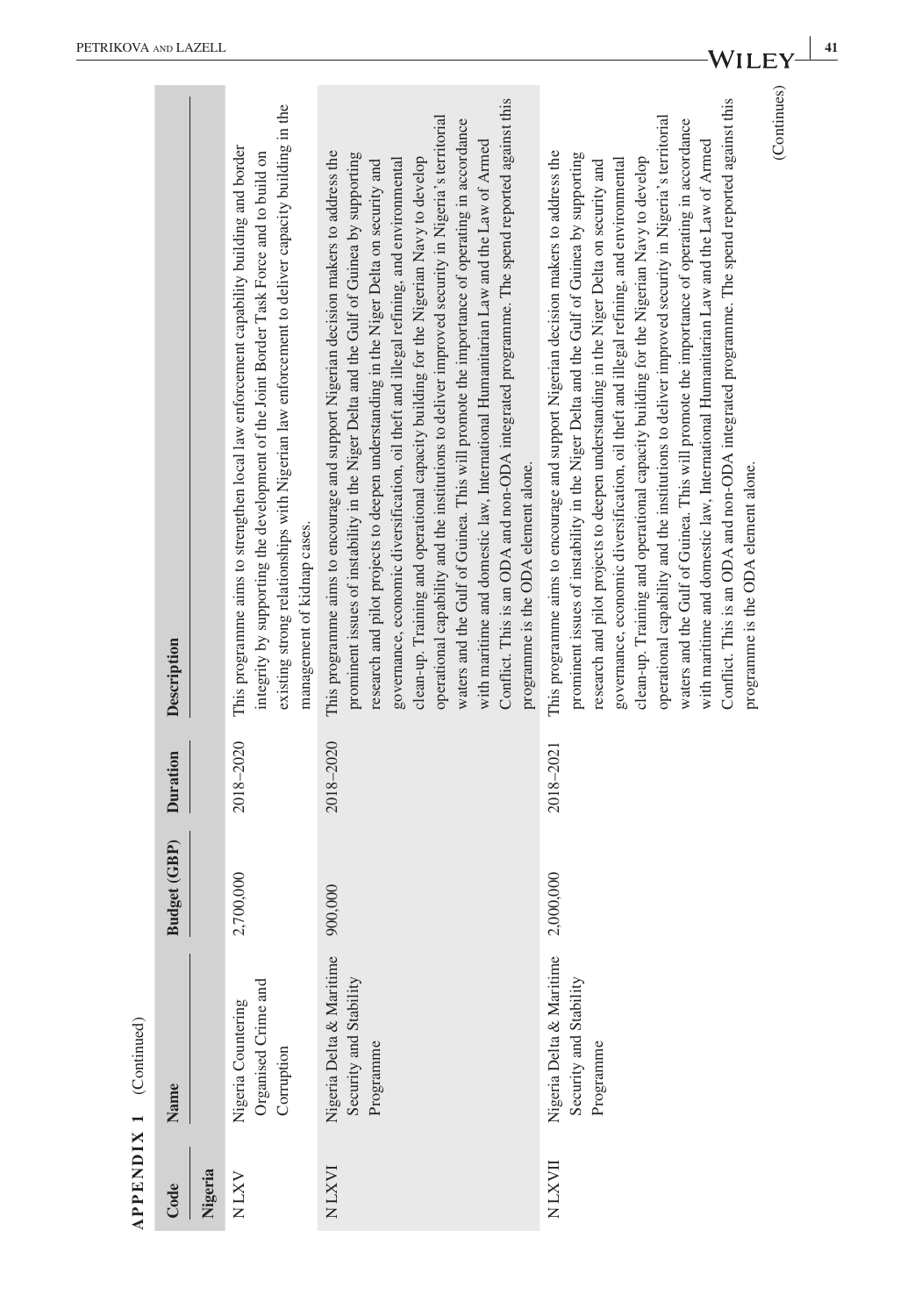**APPENDIX 1** (Continued)

| Code | Name | Budget (GBP) | Duration | Description |
|---|---|---|---|---|
| **Nigeria** | | | | |
| N LXV | Nigeria Countering Organised Crime and Corruption | 2,700,000 | 2018–2020 | This programme aims to strengthen local law enforcement capability building and border integrity by supporting the development of the Joint Border Task Force and to build on existing strong relationships with Nigerian law enforcement to deliver capacity building in the management of kidnap cases. |
| N LXVI | Nigeria Delta & Maritime Security and Stability Programme | 900,000 | 2018–2020 | This programme aims to encourage and support Nigerian decision makers to address the prominent issues of instability in the Niger Delta and the Gulf of Guinea by supporting research and pilot projects to deepen understanding in the Niger Delta on security and governance, economic diversification, oil theft and illegal refining, and environmental clean-up. Training and operational capacity building for the Nigerian Navy to develop operational capability and the institutions to deliver improved security in Nigeria's territorial waters and the Gulf of Guinea. This will promote the importance of operating in accordance with maritime and domestic law, International Humanitarian Law and the Law of Armed Conflict. This is an ODA and non-ODA integrated programme. The spend reported against this programme is the ODA element alone. |
| N LXVII | Nigeria Delta & Maritime Security and Stability Programme | 2,000,000 | 2018–2021 | This programme aims to encourage and support Nigerian decision makers to address the prominent issues of instability in the Niger Delta and the Gulf of Guinea by supporting research and pilot projects to deepen understanding in the Niger Delta on security and governance, economic diversification, oil theft and illegal refining, and environmental clean-up. Training and operational capacity building for the Nigerian Navy to develop operational capability and the institutions to deliver improved security in Nigeria's territorial waters and the Gulf of Guinea. This will promote the importance of operating in accordance with maritime and domestic law, International Humanitarian Law and the Law of Armed Conflict. This is an ODA and non-ODA integrated programme. The spend reported against this programme is the ODA element alone. |

(Continues)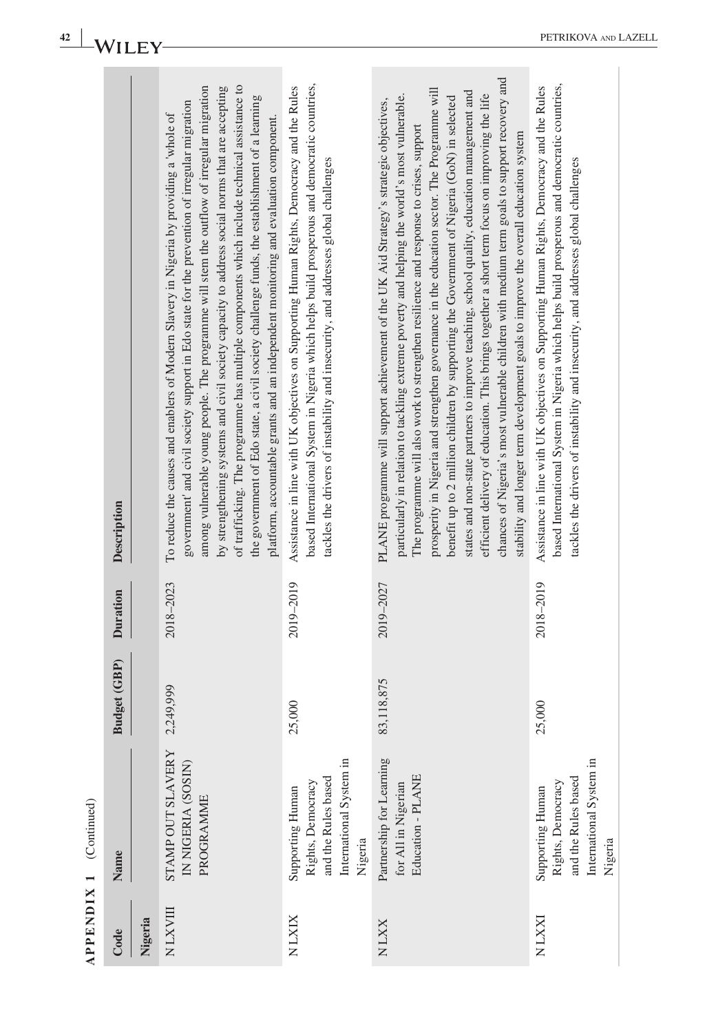**APPENDIX 1** (Continued)

| Code | Name | Budget (GBP) | Duration | Description |
|---|---|---|---|---|
| **Nigeria** | | | | |
| N LXVIII | STAMP OUT SLAVERY IN NIGERIA (SOSIN) PROGRAMME | 2,249,999 | 2018–2023 | To reduce the causes and enablers of Modern Slavery in Nigeria by providing a 'whole of government' and civil society support in Edo state for the prevention of irregular migration among vulnerable young people. The programme will stem the outflow of irregular migration by strengthening systems and civil society capacity to address social norms that are accepting of trafficking. The programme has multiple components which include technical assistance to the government of Edo state, a civil society challenge funds, the establishment of a learning platform, accountable grants and an independent monitoring and evaluation component. |
| N LXIX | Supporting Human Rights, Democracy and the Rules based International System in Nigeria | 25,000 | 2019–2019 | Assistance in line with UK objectives on Supporting Human Rights, Democracy and the Rules based International System in Nigeria which helps build prosperous and democratic countries, tackles the drivers of instability and insecurity, and addresses global challenges |
| N LXX | Partnership for Learning for All in Nigerian Education - PLANE | 83,118,875 | 2019–2027 | PLANE programme will support achievement of the UK Aid Strategy's strategic objectives, particularly in relation to tackling extreme poverty and helping the world's most vulnerable. The programme will also work to strengthen resilience and response to crises, support prosperity in Nigeria and strengthen governance in the education sector. The Programme will benefit up to 2 million children by supporting the Government of Nigeria (GoN) in selected states and non-state partners to improve teaching, school quality, education management and efficient delivery of education. This brings together a short term focus on improving the life chances of Nigeria's most vulnerable children with medium term goals to support recovery and stability and longer term development goals to improve the overall education system |
| N LXXI | Supporting Human Rights, Democracy and the Rules based International System in Nigeria | 25,000 | 2018–2019 | Assistance in line with UK objectives on Supporting Human Rights, Democracy and the Rules based International System in Nigeria which helps build prosperous and democratic countries, tackles the drivers of instability and insecurity, and addresses global challenges |